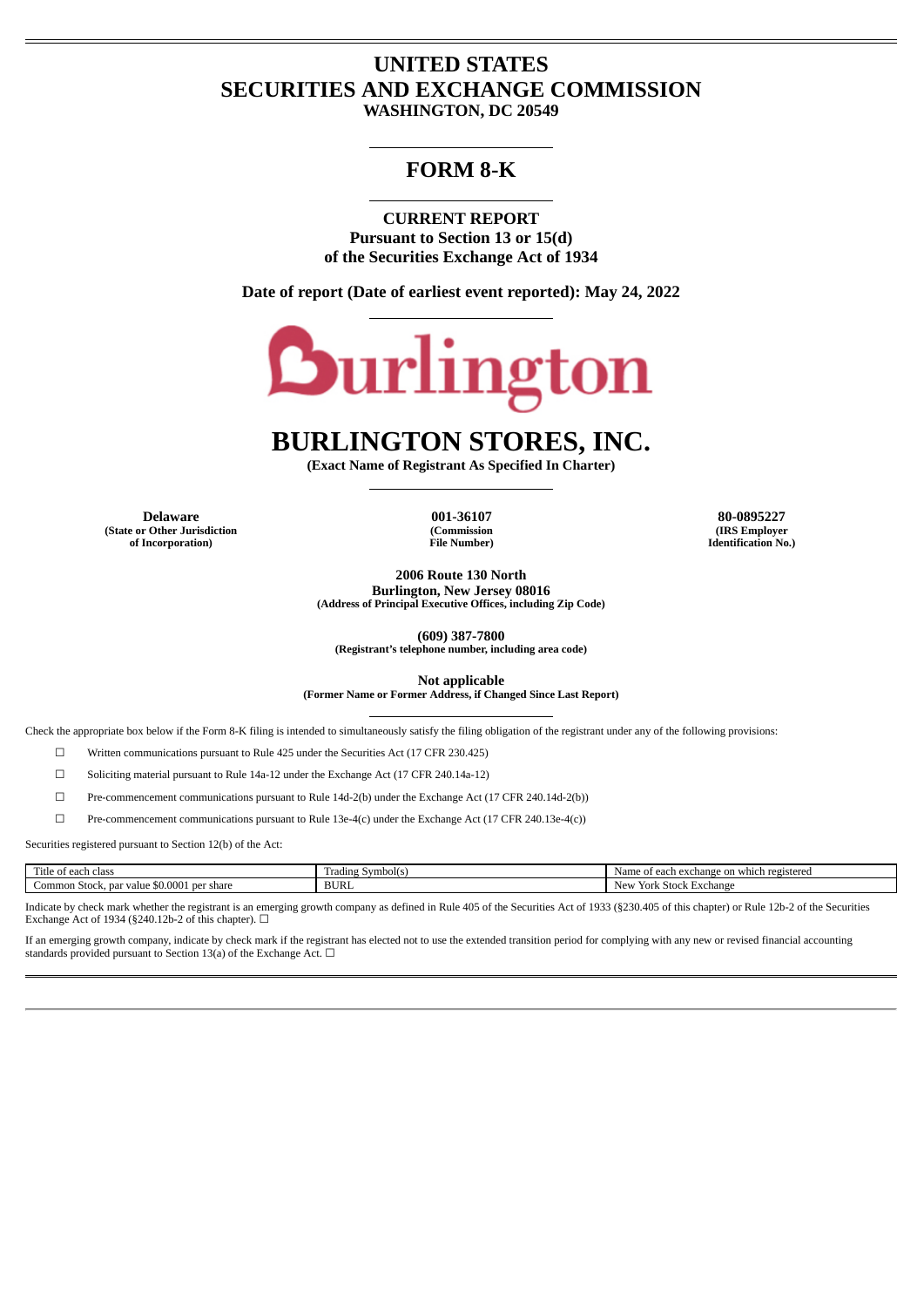# UNITED STATES
# SECURITIES AND EXCHANGE COMMISSION
**WASHINGTON, DC 20549**

# FORM 8-K

**CURRENT REPORT**
**Pursuant to Section 13 or 15(d)**
**of the Securities Exchange Act of 1934**

**Date of report (Date of earliest event reported): May 24, 2022**

# BURLINGTON STORES, INC.
**(Exact Name of Registrant As Specified In Charter)**

| **Delaware** | **001-36107** | **80-0895227** |
|---|---|---|
| **(State or Other Jurisdiction of Incorporation)** | **(Commission File Number)** | **(IRS Employer Identification No.)** |

**2006 Route 130 North**
**Burlington, New Jersey 08016**
**(Address of Principal Executive Offices, including Zip Code)**

**(609) 387-7800**
**(Registrant's telephone number, including area code)**

**Not applicable**
**(Former Name or Former Address, if Changed Since Last Report)**

Check the appropriate box below if the Form 8-K filing is intended to simultaneously satisfy the filing obligation of the registrant under any of the following provisions:

☐ Written communications pursuant to Rule 425 under the Securities Act (17 CFR 230.425)

☐ Soliciting material pursuant to Rule 14a-12 under the Exchange Act (17 CFR 240.14a-12)

☐ Pre-commencement communications pursuant to Rule 14d-2(b) under the Exchange Act (17 CFR 240.14d-2(b))

☐ Pre-commencement communications pursuant to Rule 13e-4(c) under the Exchange Act (17 CFR 240.13e-4(c))

Securities registered pursuant to Section 12(b) of the Act:

| Title of each class | Trading Symbol(s) | Name of each exchange on which registered |
|---|---|---|
| Common Stock, par value $0.0001 per share | BURL | New York Stock Exchange |

Indicate by check mark whether the registrant is an emerging growth company as defined in Rule 405 of the Securities Act of 1933 (§230.405 of this chapter) or Rule 12b-2 of the Securities Exchange Act of 1934 (§240.12b-2 of this chapter). ☐

If an emerging growth company, indicate by check mark if the registrant has elected not to use the extended transition period for complying with any new or revised financial accounting standards provided pursuant to Section 13(a) of the Exchange Act. ☐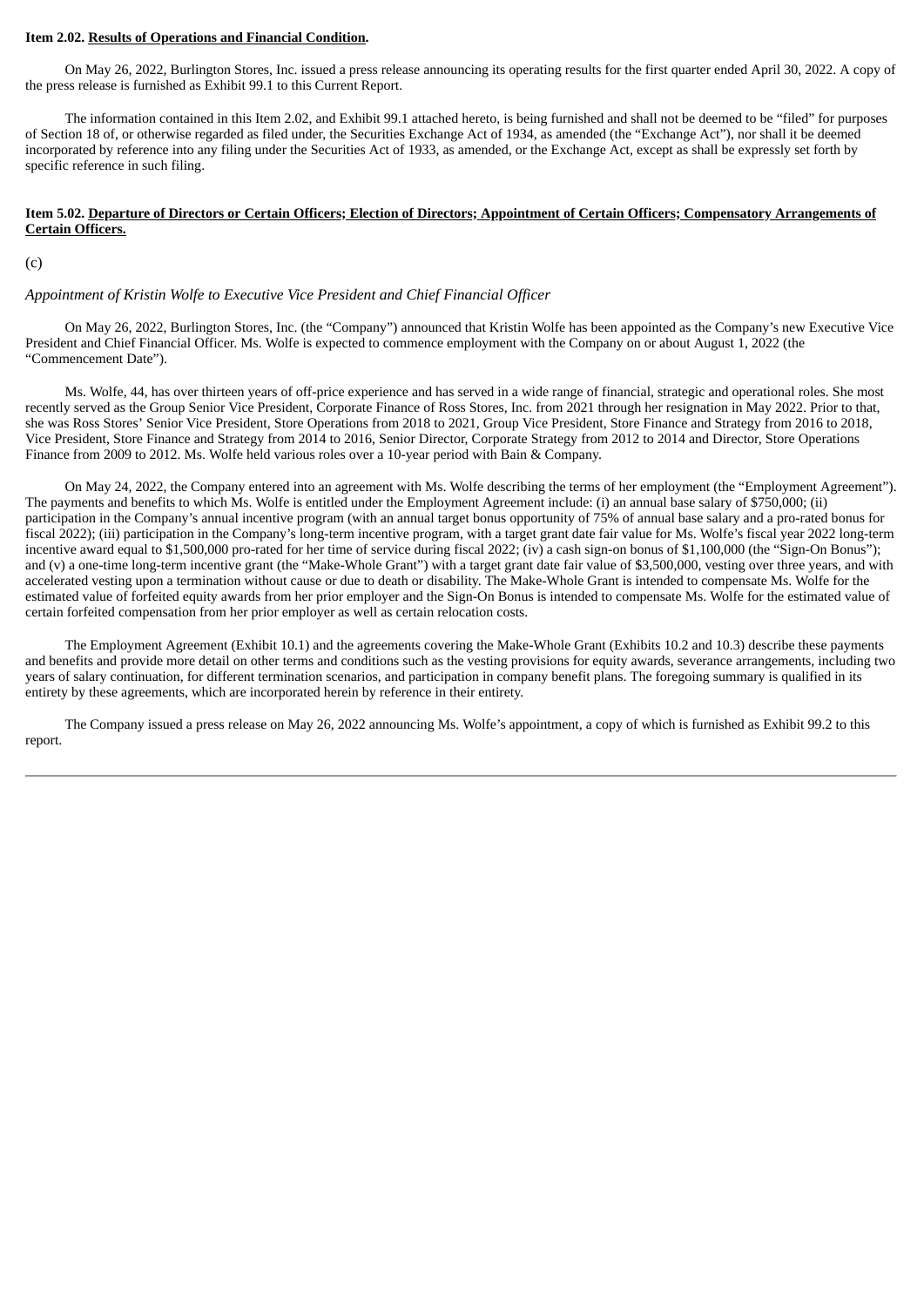**Item 2.02. Results of Operations and Financial Condition.**

On May 26, 2022, Burlington Stores, Inc. issued a press release announcing its operating results for the first quarter ended April 30, 2022. A copy of the press release is furnished as Exhibit 99.1 to this Current Report.

The information contained in this Item 2.02, and Exhibit 99.1 attached hereto, is being furnished and shall not be deemed to be "filed" for purposes of Section 18 of, or otherwise regarded as filed under, the Securities Exchange Act of 1934, as amended (the "Exchange Act"), nor shall it be deemed incorporated by reference into any filing under the Securities Act of 1933, as amended, or the Exchange Act, except as shall be expressly set forth by specific reference in such filing.

**Item 5.02. Departure of Directors or Certain Officers; Election of Directors; Appointment of Certain Officers; Compensatory Arrangements of Certain Officers.**

(c)

*Appointment of Kristin Wolfe to Executive Vice President and Chief Financial Officer*

On May 26, 2022, Burlington Stores, Inc. (the "Company") announced that Kristin Wolfe has been appointed as the Company's new Executive Vice President and Chief Financial Officer. Ms. Wolfe is expected to commence employment with the Company on or about August 1, 2022 (the "Commencement Date").

Ms. Wolfe, 44, has over thirteen years of off-price experience and has served in a wide range of financial, strategic and operational roles. She most recently served as the Group Senior Vice President, Corporate Finance of Ross Stores, Inc. from 2021 through her resignation in May 2022. Prior to that, she was Ross Stores' Senior Vice President, Store Operations from 2018 to 2021, Group Vice President, Store Finance and Strategy from 2016 to 2018, Vice President, Store Finance and Strategy from 2014 to 2016, Senior Director, Corporate Strategy from 2012 to 2014 and Director, Store Operations Finance from 2009 to 2012. Ms. Wolfe held various roles over a 10-year period with Bain & Company.

On May 24, 2022, the Company entered into an agreement with Ms. Wolfe describing the terms of her employment (the "Employment Agreement"). The payments and benefits to which Ms. Wolfe is entitled under the Employment Agreement include: (i) an annual base salary of $750,000; (ii) participation in the Company's annual incentive program (with an annual target bonus opportunity of 75% of annual base salary and a pro-rated bonus for fiscal 2022); (iii) participation in the Company's long-term incentive program, with a target grant date fair value for Ms. Wolfe's fiscal year 2022 long-term incentive award equal to $1,500,000 pro-rated for her time of service during fiscal 2022; (iv) a cash sign-on bonus of $1,100,000 (the "Sign-On Bonus"); and (v) a one-time long-term incentive grant (the "Make-Whole Grant") with a target grant date fair value of $3,500,000, vesting over three years, and with accelerated vesting upon a termination without cause or due to death or disability. The Make-Whole Grant is intended to compensate Ms. Wolfe for the estimated value of forfeited equity awards from her prior employer and the Sign-On Bonus is intended to compensate Ms. Wolfe for the estimated value of certain forfeited compensation from her prior employer as well as certain relocation costs.

The Employment Agreement (Exhibit 10.1) and the agreements covering the Make-Whole Grant (Exhibits 10.2 and 10.3) describe these payments and benefits and provide more detail on other terms and conditions such as the vesting provisions for equity awards, severance arrangements, including two years of salary continuation, for different termination scenarios, and participation in company benefit plans. The foregoing summary is qualified in its entirety by these agreements, which are incorporated herein by reference in their entirety.

The Company issued a press release on May 26, 2022 announcing Ms. Wolfe's appointment, a copy of which is furnished as Exhibit 99.2 to this report.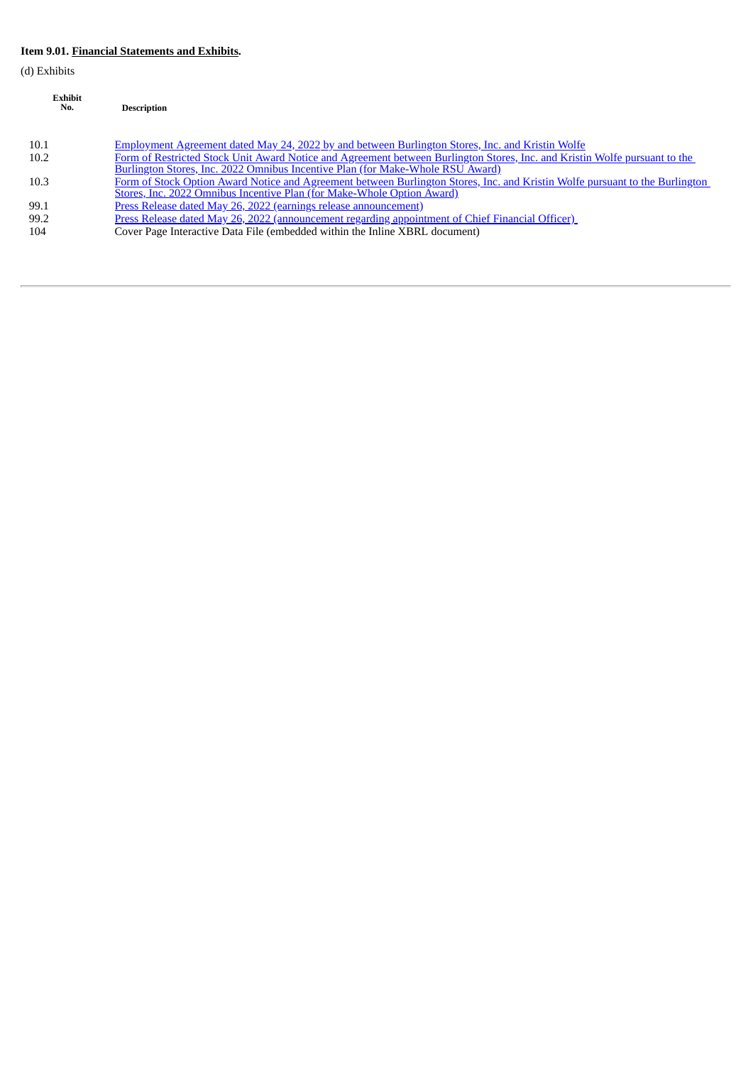**Item 9.01. Financial Statements and Exhibits.**

(d) Exhibits

| Exhibit No. | Description |
|---|---|
| 10.1 | Employment Agreement dated May 24, 2022 by and between Burlington Stores, Inc. and Kristin Wolfe |
| 10.2 | Form of Restricted Stock Unit Award Notice and Agreement between Burlington Stores, Inc. and Kristin Wolfe pursuant to the Burlington Stores, Inc. 2022 Omnibus Incentive Plan (for Make-Whole RSU Award) |
| 10.3 | Form of Stock Option Award Notice and Agreement between Burlington Stores, Inc. and Kristin Wolfe pursuant to the Burlington Stores, Inc. 2022 Omnibus Incentive Plan (for Make-Whole Option Award) |
| 99.1 | Press Release dated May 26, 2022 (earnings release announcement) |
| 99.2 | Press Release dated May 26, 2022 (announcement regarding appointment of Chief Financial Officer) |
| 104 | Cover Page Interactive Data File (embedded within the Inline XBRL document) |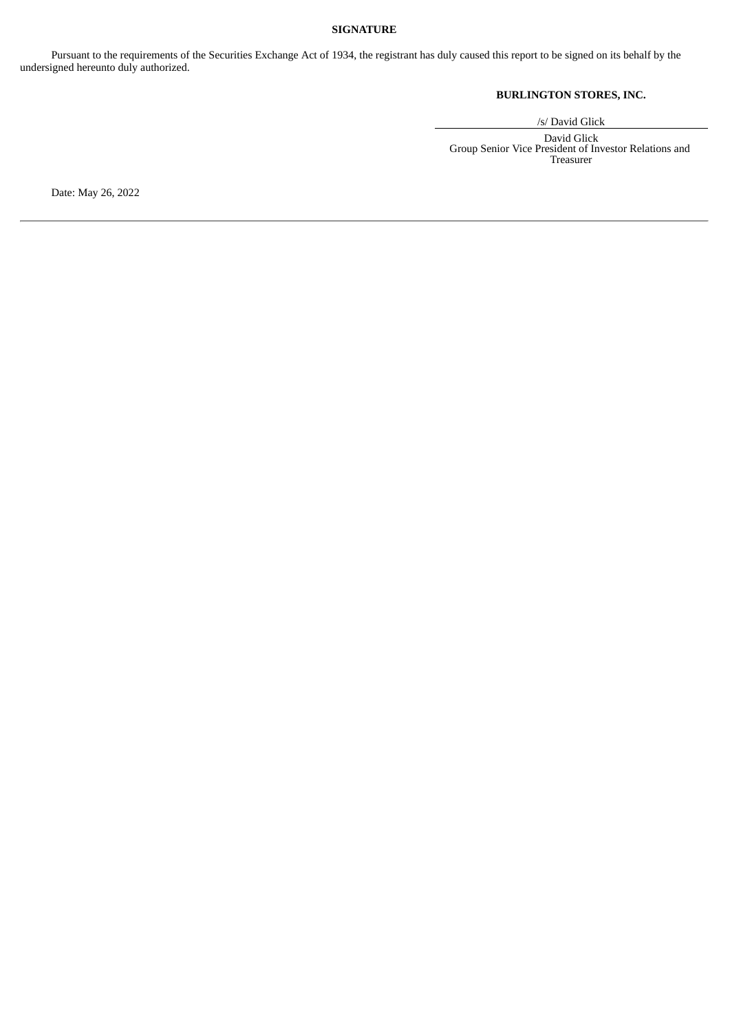**SIGNATURE**

Pursuant to the requirements of the Securities Exchange Act of 1934, the registrant has duly caused this report to be signed on its behalf by the undersigned hereunto duly authorized.

**BURLINGTON STORES, INC.**

/s/ David Glick

David Glick
Group Senior Vice President of Investor Relations and Treasurer

Date: May 26, 2022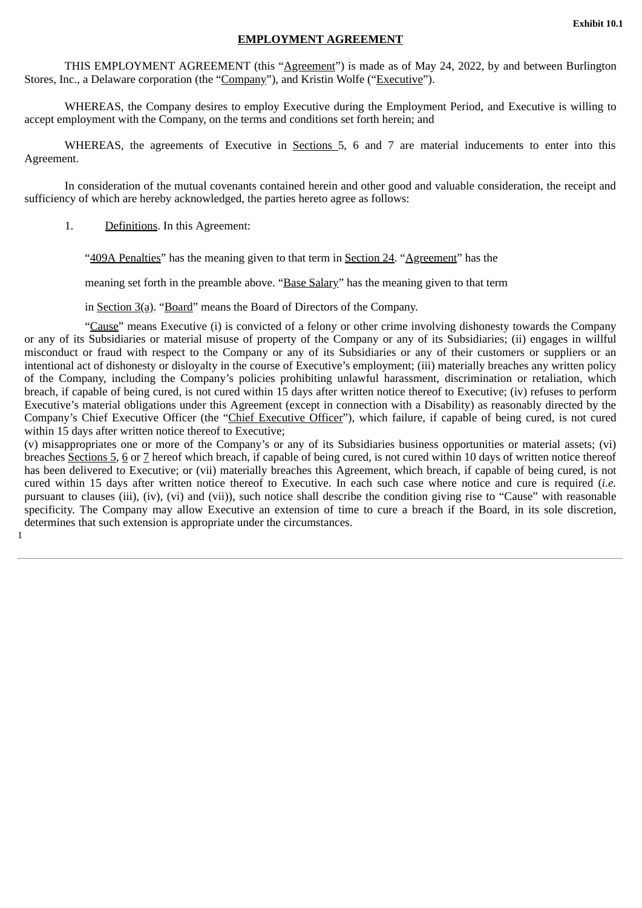**Exhibit 10.1**

**EMPLOYMENT AGREEMENT**

THIS EMPLOYMENT AGREEMENT (this "Agreement") is made as of May 24, 2022, by and between Burlington Stores, Inc., a Delaware corporation (the "Company"), and Kristin Wolfe ("Executive").

WHEREAS, the Company desires to employ Executive during the Employment Period, and Executive is willing to accept employment with the Company, on the terms and conditions set forth herein; and

WHEREAS, the agreements of Executive in Sections 5, 6 and 7 are material inducements to enter into this Agreement.

In consideration of the mutual covenants contained herein and other good and valuable consideration, the receipt and sufficiency of which are hereby acknowledged, the parties hereto agree as follows:

1. Definitions. In this Agreement:

"409A Penalties" has the meaning given to that term in Section 24. "Agreement" has the meaning set forth in the preamble above. "Base Salary" has the meaning given to that term in Section 3(a). "Board" means the Board of Directors of the Company.

"Cause" means Executive (i) is convicted of a felony or other crime involving dishonesty towards the Company or any of its Subsidiaries or material misuse of property of the Company or any of its Subsidiaries; (ii) engages in willful misconduct or fraud with respect to the Company or any of its Subsidiaries or any of their customers or suppliers or an intentional act of dishonesty or disloyalty in the course of Executive's employment; (iii) materially breaches any written policy of the Company, including the Company's policies prohibiting unlawful harassment, discrimination or retaliation, which breach, if capable of being cured, is not cured within 15 days after written notice thereof to Executive; (iv) refuses to perform Executive's material obligations under this Agreement (except in connection with a Disability) as reasonably directed by the Company's Chief Executive Officer (the "Chief Executive Officer"), which failure, if capable of being cured, is not cured within 15 days after written notice thereof to Executive; (v) misappropriates one or more of the Company's or any of its Subsidiaries business opportunities or material assets; (vi) breaches Sections 5, 6 or 7 hereof which breach, if capable of being cured, is not cured within 10 days of written notice thereof has been delivered to Executive; or (vii) materially breaches this Agreement, which breach, if capable of being cured, is not cured within 15 days after written notice thereof to Executive. In each such case where notice and cure is required (*i.e.* pursuant to clauses (iii), (iv), (vi) and (vii)), such notice shall describe the condition giving rise to "Cause" with reasonable specificity. The Company may allow Executive an extension of time to cure a breach if the Board, in its sole discretion, determines that such extension is appropriate under the circumstances.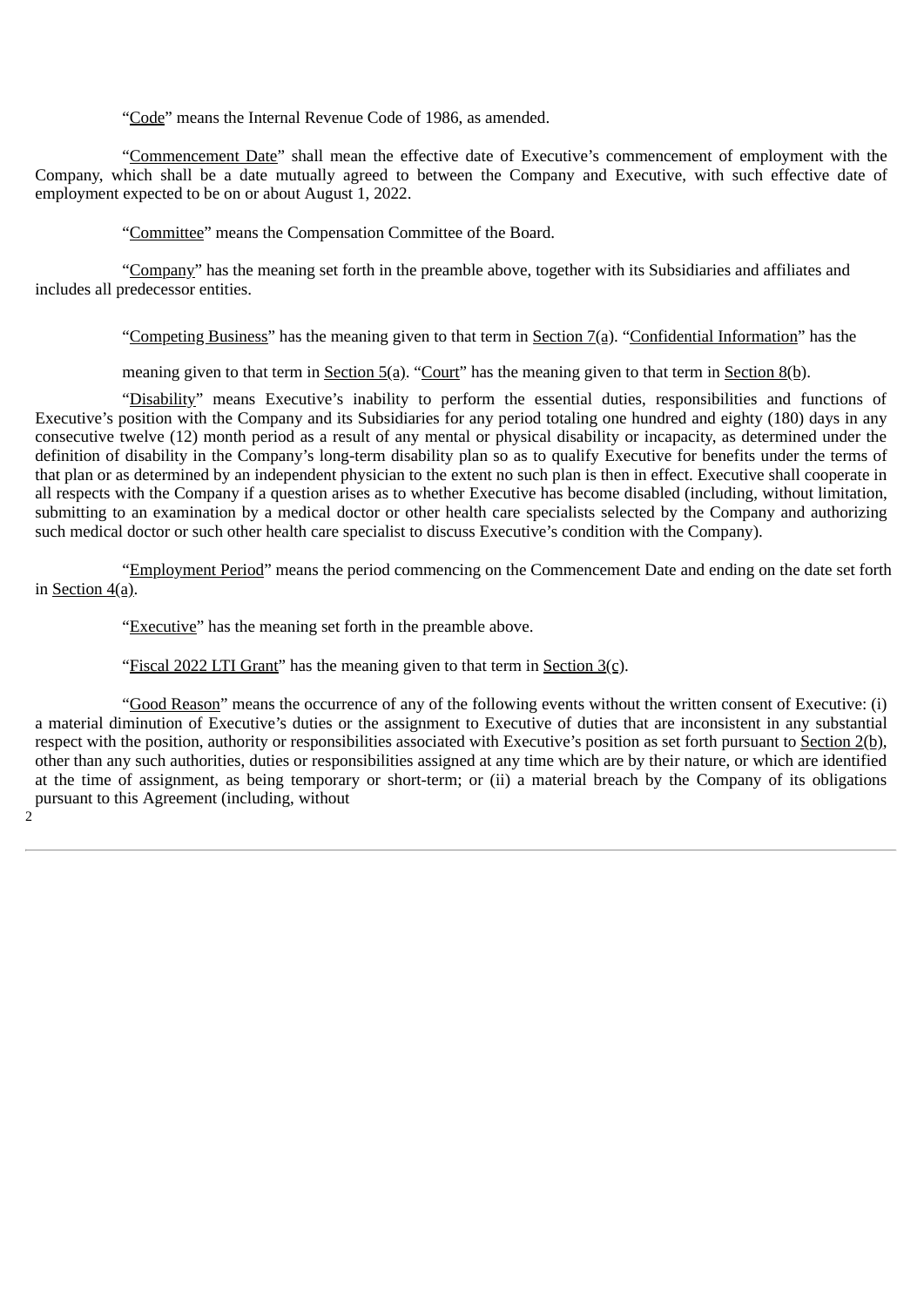"Code" means the Internal Revenue Code of 1986, as amended.

"Commencement Date" shall mean the effective date of Executive's commencement of employment with the Company, which shall be a date mutually agreed to between the Company and Executive, with such effective date of employment expected to be on or about August 1, 2022.

"Committee" means the Compensation Committee of the Board.

"Company" has the meaning set forth in the preamble above, together with its Subsidiaries and affiliates and includes all predecessor entities.

"Competing Business" has the meaning given to that term in Section 7(a). "Confidential Information" has the meaning given to that term in Section 5(a). "Court" has the meaning given to that term in Section 8(b).

"Disability" means Executive's inability to perform the essential duties, responsibilities and functions of Executive's position with the Company and its Subsidiaries for any period totaling one hundred and eighty (180) days in any consecutive twelve (12) month period as a result of any mental or physical disability or incapacity, as determined under the definition of disability in the Company's long-term disability plan so as to qualify Executive for benefits under the terms of that plan or as determined by an independent physician to the extent no such plan is then in effect. Executive shall cooperate in all respects with the Company if a question arises as to whether Executive has become disabled (including, without limitation, submitting to an examination by a medical doctor or other health care specialists selected by the Company and authorizing such medical doctor or such other health care specialist to discuss Executive's condition with the Company).

"Employment Period" means the period commencing on the Commencement Date and ending on the date set forth in Section 4(a).

"Executive" has the meaning set forth in the preamble above.

"Fiscal 2022 LTI Grant" has the meaning given to that term in Section 3(c).

"Good Reason" means the occurrence of any of the following events without the written consent of Executive: (i) a material diminution of Executive's duties or the assignment to Executive of duties that are inconsistent in any substantial respect with the position, authority or responsibilities associated with Executive's position as set forth pursuant to Section 2(b), other than any such authorities, duties or responsibilities assigned at any time which are by their nature, or which are identified at the time of assignment, as being temporary or short-term; or (ii) a material breach by the Company of its obligations pursuant to this Agreement (including, without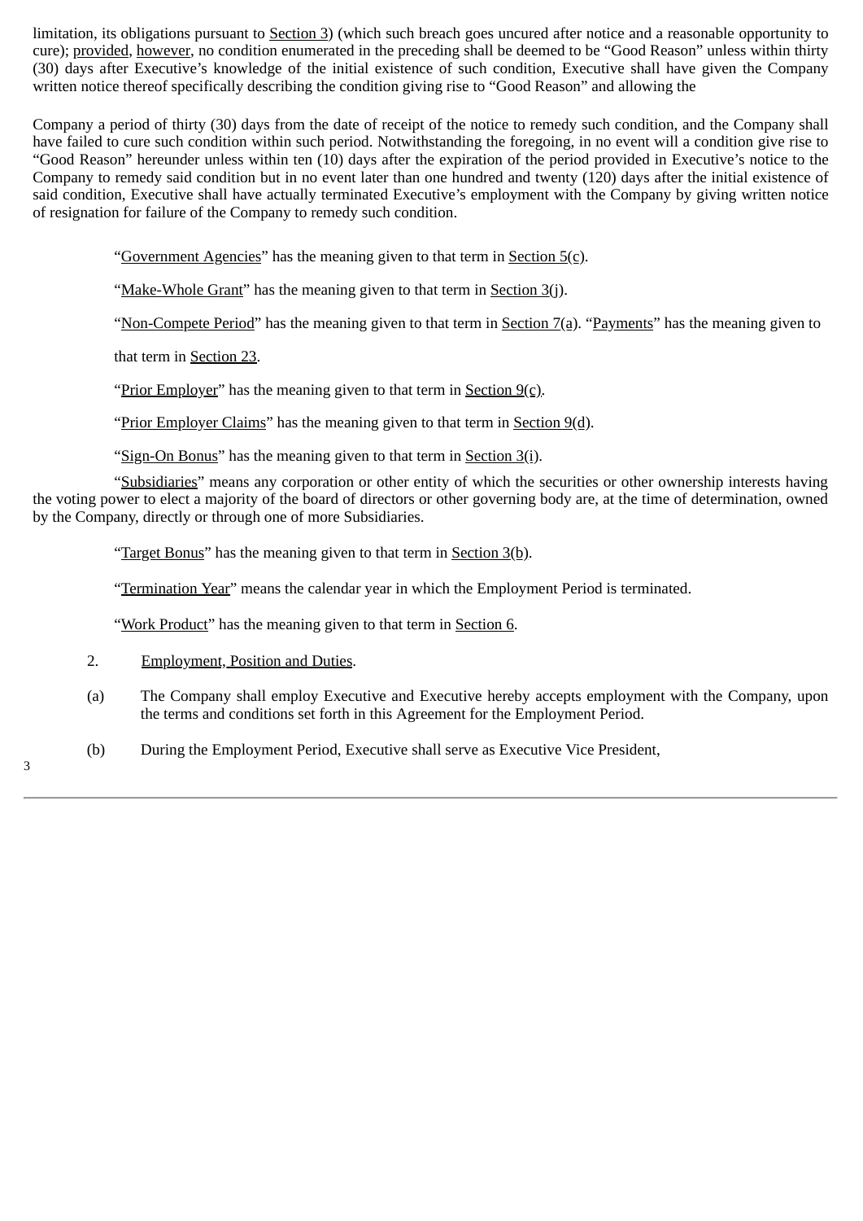limitation, its obligations pursuant to Section 3) (which such breach goes uncured after notice and a reasonable opportunity to cure); provided, however, no condition enumerated in the preceding shall be deemed to be "Good Reason" unless within thirty (30) days after Executive's knowledge of the initial existence of such condition, Executive shall have given the Company written notice thereof specifically describing the condition giving rise to "Good Reason" and allowing the

Company a period of thirty (30) days from the date of receipt of the notice to remedy such condition, and the Company shall have failed to cure such condition within such period. Notwithstanding the foregoing, in no event will a condition give rise to "Good Reason" hereunder unless within ten (10) days after the expiration of the period provided in Executive's notice to the Company to remedy said condition but in no event later than one hundred and twenty (120) days after the initial existence of said condition, Executive shall have actually terminated Executive's employment with the Company by giving written notice of resignation for failure of the Company to remedy such condition.

"Government Agencies" has the meaning given to that term in Section 5(c).

"Make-Whole Grant" has the meaning given to that term in Section 3(j).

"Non-Compete Period" has the meaning given to that term in Section 7(a). "Payments" has the meaning given to that term in Section 23.

"Prior Employer" has the meaning given to that term in Section 9(c).

"Prior Employer Claims" has the meaning given to that term in Section 9(d).

"Sign-On Bonus" has the meaning given to that term in Section 3(i).

"Subsidiaries" means any corporation or other entity of which the securities or other ownership interests having the voting power to elect a majority of the board of directors or other governing body are, at the time of determination, owned by the Company, directly or through one of more Subsidiaries.

"Target Bonus" has the meaning given to that term in Section 3(b).

"Termination Year" means the calendar year in which the Employment Period is terminated.

"Work Product" has the meaning given to that term in Section 6.

2. Employment, Position and Duties.

(a) The Company shall employ Executive and Executive hereby accepts employment with the Company, upon the terms and conditions set forth in this Agreement for the Employment Period.

(b) During the Employment Period, Executive shall serve as Executive Vice President,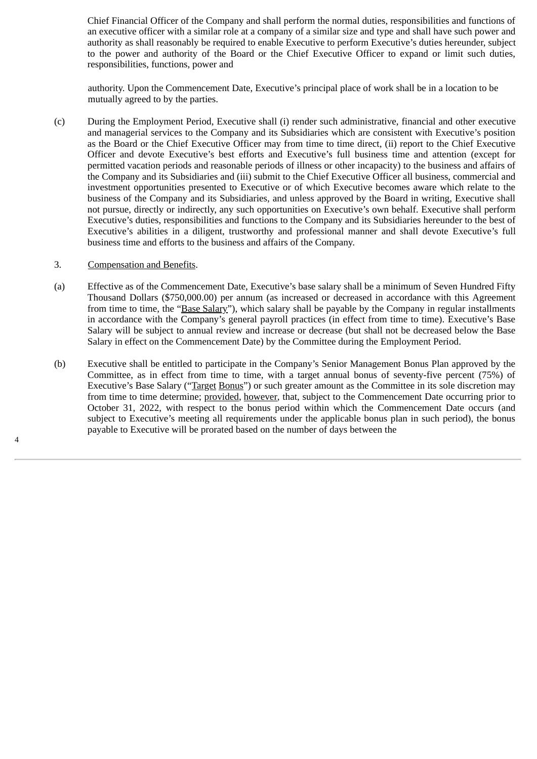Chief Financial Officer of the Company and shall perform the normal duties, responsibilities and functions of an executive officer with a similar role at a company of a similar size and type and shall have such power and authority as shall reasonably be required to enable Executive to perform Executive's duties hereunder, subject to the power and authority of the Board or the Chief Executive Officer to expand or limit such duties, responsibilities, functions, power and authority. Upon the Commencement Date, Executive's principal place of work shall be in a location to be mutually agreed to by the parties.

(c) During the Employment Period, Executive shall (i) render such administrative, financial and other executive and managerial services to the Company and its Subsidiaries which are consistent with Executive's position as the Board or the Chief Executive Officer may from time to time direct, (ii) report to the Chief Executive Officer and devote Executive's best efforts and Executive's full business time and attention (except for permitted vacation periods and reasonable periods of illness or other incapacity) to the business and affairs of the Company and its Subsidiaries and (iii) submit to the Chief Executive Officer all business, commercial and investment opportunities presented to Executive or of which Executive becomes aware which relate to the business of the Company and its Subsidiaries, and unless approved by the Board in writing, Executive shall not pursue, directly or indirectly, any such opportunities on Executive's own behalf. Executive shall perform Executive's duties, responsibilities and functions to the Company and its Subsidiaries hereunder to the best of Executive's abilities in a diligent, trustworthy and professional manner and shall devote Executive's full business time and efforts to the business and affairs of the Company.

3. Compensation and Benefits.

(a) Effective as of the Commencement Date, Executive's base salary shall be a minimum of Seven Hundred Fifty Thousand Dollars ($750,000.00) per annum (as increased or decreased in accordance with this Agreement from time to time, the "Base Salary"), which salary shall be payable by the Company in regular installments in accordance with the Company's general payroll practices (in effect from time to time). Executive's Base Salary will be subject to annual review and increase or decrease (but shall not be decreased below the Base Salary in effect on the Commencement Date) by the Committee during the Employment Period.

(b) Executive shall be entitled to participate in the Company's Senior Management Bonus Plan approved by the Committee, as in effect from time to time, with a target annual bonus of seventy-five percent (75%) of Executive's Base Salary ("Target Bonus") or such greater amount as the Committee in its sole discretion may from time to time determine; provided, however, that, subject to the Commencement Date occurring prior to October 31, 2022, with respect to the bonus period within which the Commencement Date occurs (and subject to Executive's meeting all requirements under the applicable bonus plan in such period), the bonus payable to Executive will be prorated based on the number of days between the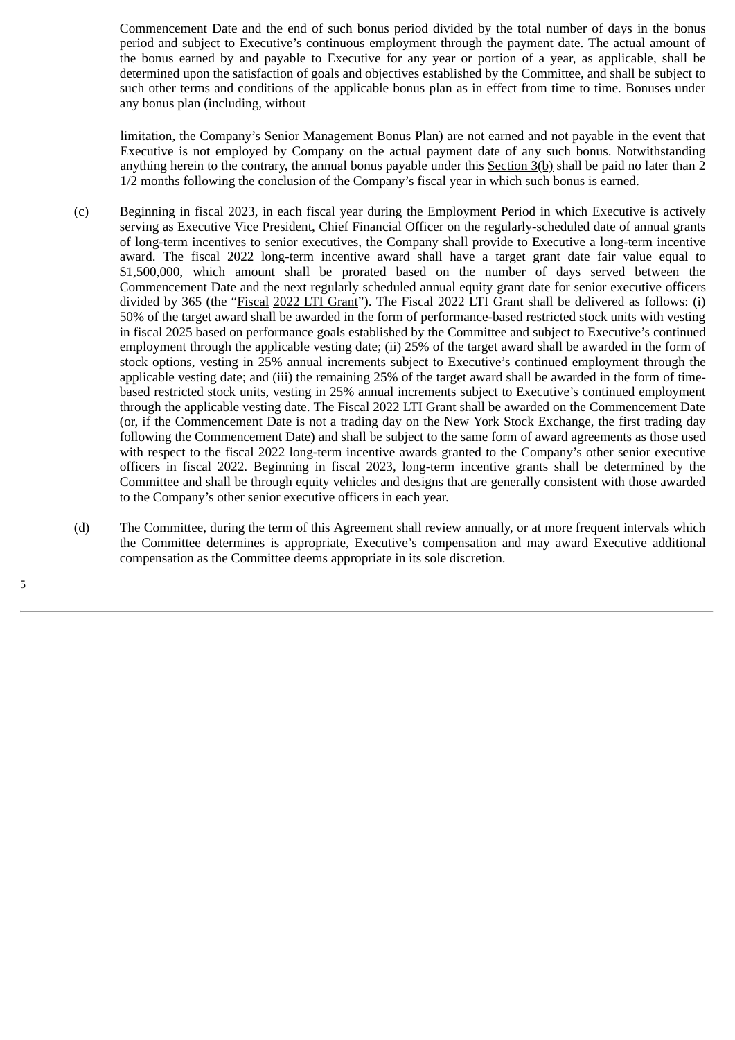Commencement Date and the end of such bonus period divided by the total number of days in the bonus period and subject to Executive's continuous employment through the payment date. The actual amount of the bonus earned by and payable to Executive for any year or portion of a year, as applicable, shall be determined upon the satisfaction of goals and objectives established by the Committee, and shall be subject to such other terms and conditions of the applicable bonus plan as in effect from time to time. Bonuses under any bonus plan (including, without

limitation, the Company's Senior Management Bonus Plan) are not earned and not payable in the event that Executive is not employed by Company on the actual payment date of any such bonus. Notwithstanding anything herein to the contrary, the annual bonus payable under this Section 3(b) shall be paid no later than 2 1/2 months following the conclusion of the Company's fiscal year in which such bonus is earned.

(c) Beginning in fiscal 2023, in each fiscal year during the Employment Period in which Executive is actively serving as Executive Vice President, Chief Financial Officer on the regularly-scheduled date of annual grants of long-term incentives to senior executives, the Company shall provide to Executive a long-term incentive award. The fiscal 2022 long-term incentive award shall have a target grant date fair value equal to $1,500,000, which amount shall be prorated based on the number of days served between the Commencement Date and the next regularly scheduled annual equity grant date for senior executive officers divided by 365 (the "Fiscal 2022 LTI Grant"). The Fiscal 2022 LTI Grant shall be delivered as follows: (i) 50% of the target award shall be awarded in the form of performance-based restricted stock units with vesting in fiscal 2025 based on performance goals established by the Committee and subject to Executive's continued employment through the applicable vesting date; (ii) 25% of the target award shall be awarded in the form of stock options, vesting in 25% annual increments subject to Executive's continued employment through the applicable vesting date; and (iii) the remaining 25% of the target award shall be awarded in the form of time-based restricted stock units, vesting in 25% annual increments subject to Executive's continued employment through the applicable vesting date. The Fiscal 2022 LTI Grant shall be awarded on the Commencement Date (or, if the Commencement Date is not a trading day on the New York Stock Exchange, the first trading day following the Commencement Date) and shall be subject to the same form of award agreements as those used with respect to the fiscal 2022 long-term incentive awards granted to the Company's other senior executive officers in fiscal 2022. Beginning in fiscal 2023, long-term incentive grants shall be determined by the Committee and shall be through equity vehicles and designs that are generally consistent with those awarded to the Company's other senior executive officers in each year.

(d) The Committee, during the term of this Agreement shall review annually, or at more frequent intervals which the Committee determines is appropriate, Executive's compensation and may award Executive additional compensation as the Committee deems appropriate in its sole discretion.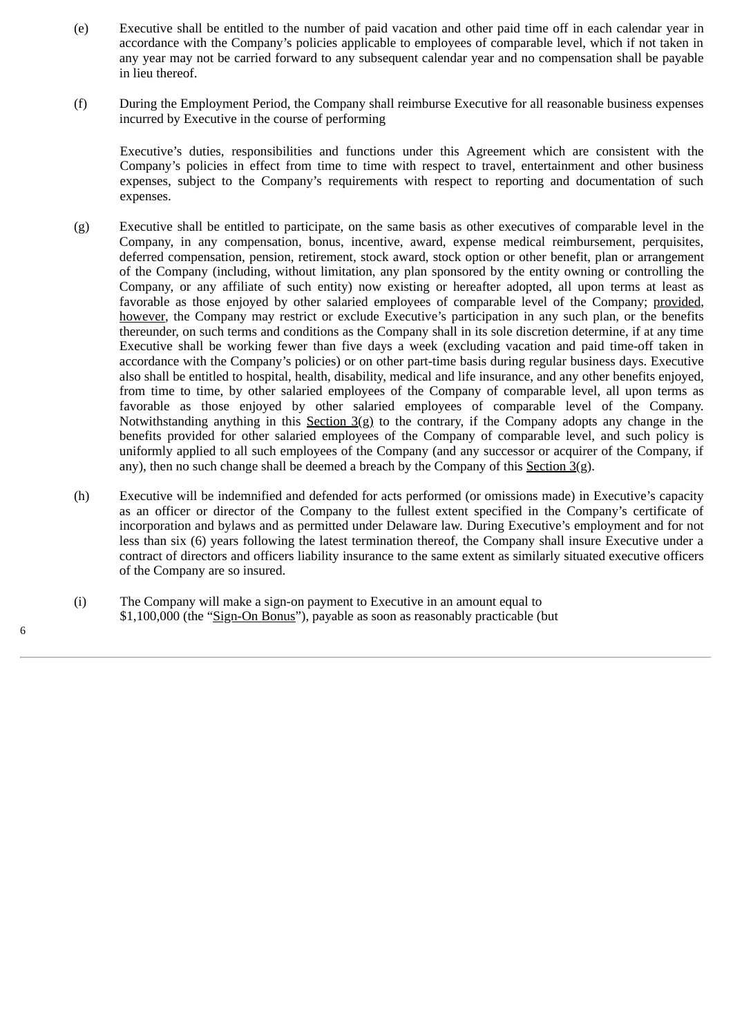(e) Executive shall be entitled to the number of paid vacation and other paid time off in each calendar year in accordance with the Company's policies applicable to employees of comparable level, which if not taken in any year may not be carried forward to any subsequent calendar year and no compensation shall be payable in lieu thereof.

(f) During the Employment Period, the Company shall reimburse Executive for all reasonable business expenses incurred by Executive in the course of performing

Executive's duties, responsibilities and functions under this Agreement which are consistent with the Company's policies in effect from time to time with respect to travel, entertainment and other business expenses, subject to the Company's requirements with respect to reporting and documentation of such expenses.

(g) Executive shall be entitled to participate, on the same basis as other executives of comparable level in the Company, in any compensation, bonus, incentive, award, expense medical reimbursement, perquisites, deferred compensation, pension, retirement, stock award, stock option or other benefit, plan or arrangement of the Company (including, without limitation, any plan sponsored by the entity owning or controlling the Company, or any affiliate of such entity) now existing or hereafter adopted, all upon terms at least as favorable as those enjoyed by other salaried employees of comparable level of the Company; provided, however, the Company may restrict or exclude Executive's participation in any such plan, or the benefits thereunder, on such terms and conditions as the Company shall in its sole discretion determine, if at any time Executive shall be working fewer than five days a week (excluding vacation and paid time-off taken in accordance with the Company's policies) or on other part-time basis during regular business days. Executive also shall be entitled to hospital, health, disability, medical and life insurance, and any other benefits enjoyed, from time to time, by other salaried employees of the Company of comparable level, all upon terms as favorable as those enjoyed by other salaried employees of comparable level of the Company. Notwithstanding anything in this Section 3(g) to the contrary, if the Company adopts any change in the benefits provided for other salaried employees of the Company of comparable level, and such policy is uniformly applied to all such employees of the Company (and any successor or acquirer of the Company, if any), then no such change shall be deemed a breach by the Company of this Section 3(g).

(h) Executive will be indemnified and defended for acts performed (or omissions made) in Executive's capacity as an officer or director of the Company to the fullest extent specified in the Company's certificate of incorporation and bylaws and as permitted under Delaware law. During Executive's employment and for not less than six (6) years following the latest termination thereof, the Company shall insure Executive under a contract of directors and officers liability insurance to the same extent as similarly situated executive officers of the Company are so insured.

(i) The Company will make a sign-on payment to Executive in an amount equal to $1,100,000 (the "Sign-On Bonus"), payable as soon as reasonably practicable (but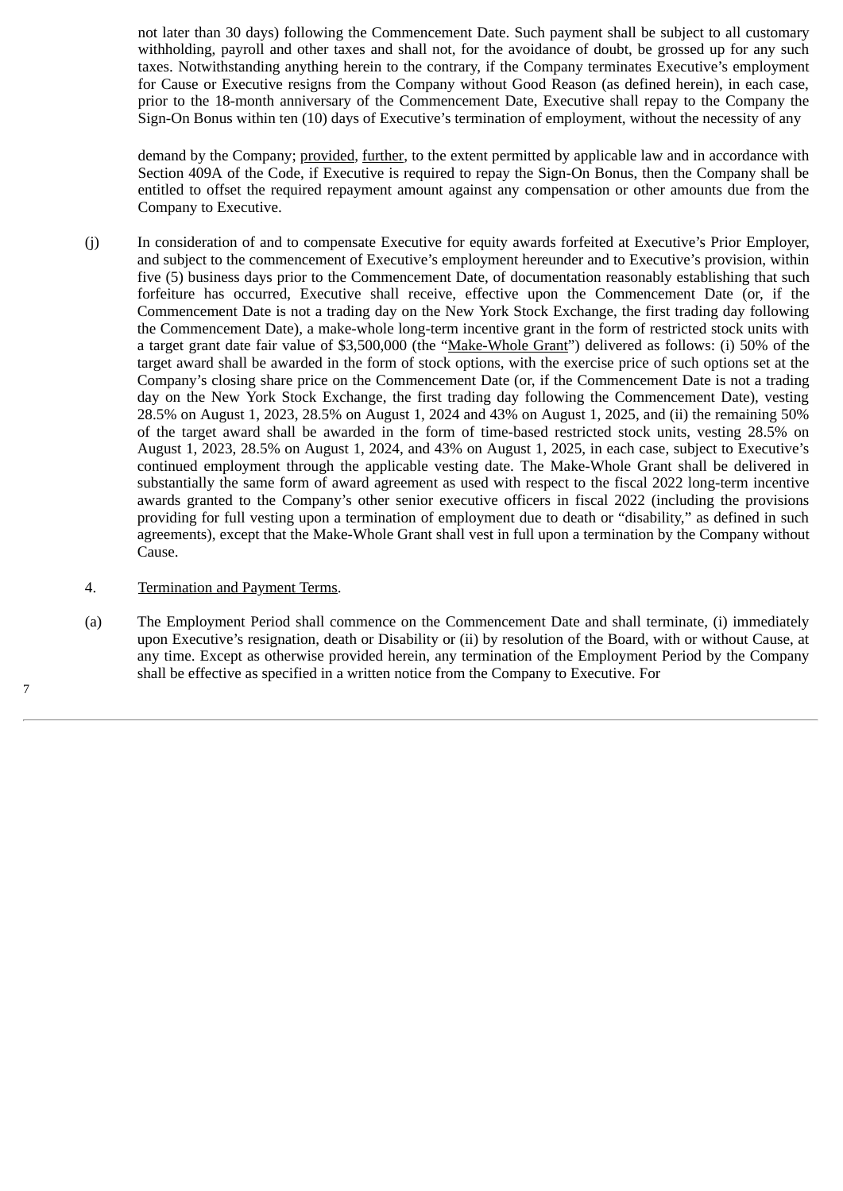not later than 30 days) following the Commencement Date. Such payment shall be subject to all customary withholding, payroll and other taxes and shall not, for the avoidance of doubt, be grossed up for any such taxes. Notwithstanding anything herein to the contrary, if the Company terminates Executive's employment for Cause or Executive resigns from the Company without Good Reason (as defined herein), in each case, prior to the 18-month anniversary of the Commencement Date, Executive shall repay to the Company the Sign-On Bonus within ten (10) days of Executive's termination of employment, without the necessity of any

demand by the Company; provided, further, to the extent permitted by applicable law and in accordance with Section 409A of the Code, if Executive is required to repay the Sign-On Bonus, then the Company shall be entitled to offset the required repayment amount against any compensation or other amounts due from the Company to Executive.

(j) In consideration of and to compensate Executive for equity awards forfeited at Executive's Prior Employer, and subject to the commencement of Executive's employment hereunder and to Executive's provision, within five (5) business days prior to the Commencement Date, of documentation reasonably establishing that such forfeiture has occurred, Executive shall receive, effective upon the Commencement Date (or, if the Commencement Date is not a trading day on the New York Stock Exchange, the first trading day following the Commencement Date), a make-whole long-term incentive grant in the form of restricted stock units with a target grant date fair value of $3,500,000 (the "Make-Whole Grant") delivered as follows: (i) 50% of the target award shall be awarded in the form of stock options, with the exercise price of such options set at the Company's closing share price on the Commencement Date (or, if the Commencement Date is not a trading day on the New York Stock Exchange, the first trading day following the Commencement Date), vesting 28.5% on August 1, 2023, 28.5% on August 1, 2024 and 43% on August 1, 2025, and (ii) the remaining 50% of the target award shall be awarded in the form of time-based restricted stock units, vesting 28.5% on August 1, 2023, 28.5% on August 1, 2024, and 43% on August 1, 2025, in each case, subject to Executive's continued employment through the applicable vesting date. The Make-Whole Grant shall be delivered in substantially the same form of award agreement as used with respect to the fiscal 2022 long-term incentive awards granted to the Company's other senior executive officers in fiscal 2022 (including the provisions providing for full vesting upon a termination of employment due to death or "disability," as defined in such agreements), except that the Make-Whole Grant shall vest in full upon a termination by the Company without Cause.

4. Termination and Payment Terms.

(a) The Employment Period shall commence on the Commencement Date and shall terminate, (i) immediately upon Executive's resignation, death or Disability or (ii) by resolution of the Board, with or without Cause, at any time. Except as otherwise provided herein, any termination of the Employment Period by the Company shall be effective as specified in a written notice from the Company to Executive. For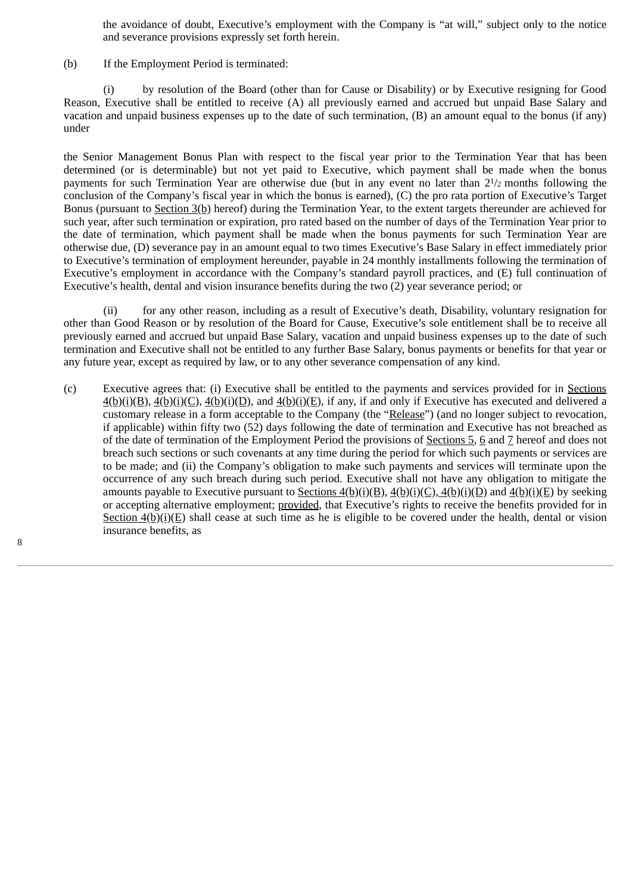the avoidance of doubt, Executive's employment with the Company is "at will," subject only to the notice and severance provisions expressly set forth herein.

(b) If the Employment Period is terminated:

(i) by resolution of the Board (other than for Cause or Disability) or by Executive resigning for Good Reason, Executive shall be entitled to receive (A) all previously earned and accrued but unpaid Base Salary and vacation and unpaid business expenses up to the date of such termination, (B) an amount equal to the bonus (if any) under

the Senior Management Bonus Plan with respect to the fiscal year prior to the Termination Year that has been determined (or is determinable) but not yet paid to Executive, which payment shall be made when the bonus payments for such Termination Year are otherwise due (but in any event no later than 2½ months following the conclusion of the Company's fiscal year in which the bonus is earned), (C) the pro rata portion of Executive's Target Bonus (pursuant to Section 3(b) hereof) during the Termination Year, to the extent targets thereunder are achieved for such year, after such termination or expiration, pro rated based on the number of days of the Termination Year prior to the date of termination, which payment shall be made when the bonus payments for such Termination Year are otherwise due, (D) severance pay in an amount equal to two times Executive's Base Salary in effect immediately prior to Executive's termination of employment hereunder, payable in 24 monthly installments following the termination of Executive's employment in accordance with the Company's standard payroll practices, and (E) full continuation of Executive's health, dental and vision insurance benefits during the two (2) year severance period; or

(ii) for any other reason, including as a result of Executive's death, Disability, voluntary resignation for other than Good Reason or by resolution of the Board for Cause, Executive's sole entitlement shall be to receive all previously earned and accrued but unpaid Base Salary, vacation and unpaid business expenses up to the date of such termination and Executive shall not be entitled to any further Base Salary, bonus payments or benefits for that year or any future year, except as required by law, or to any other severance compensation of any kind.

(c) Executive agrees that: (i) Executive shall be entitled to the payments and services provided for in Sections 4(b)(i)(B), 4(b)(i)(C), 4(b)(i)(D), and 4(b)(i)(E), if any, if and only if Executive has executed and delivered a customary release in a form acceptable to the Company (the "Release") (and no longer subject to revocation, if applicable) within fifty two (52) days following the date of termination and Executive has not breached as of the date of termination of the Employment Period the provisions of Sections 5, 6 and 7 hereof and does not breach such sections or such covenants at any time during the period for which such payments or services are to be made; and (ii) the Company's obligation to make such payments and services will terminate upon the occurrence of any such breach during such period. Executive shall not have any obligation to mitigate the amounts payable to Executive pursuant to Sections 4(b)(i)(B), 4(b)(i)(C), 4(b)(i)(D) and 4(b)(i)(E) by seeking or accepting alternative employment; provided, that Executive's rights to receive the benefits provided for in Section 4(b)(i)(E) shall cease at such time as he is eligible to be covered under the health, dental or vision insurance benefits, as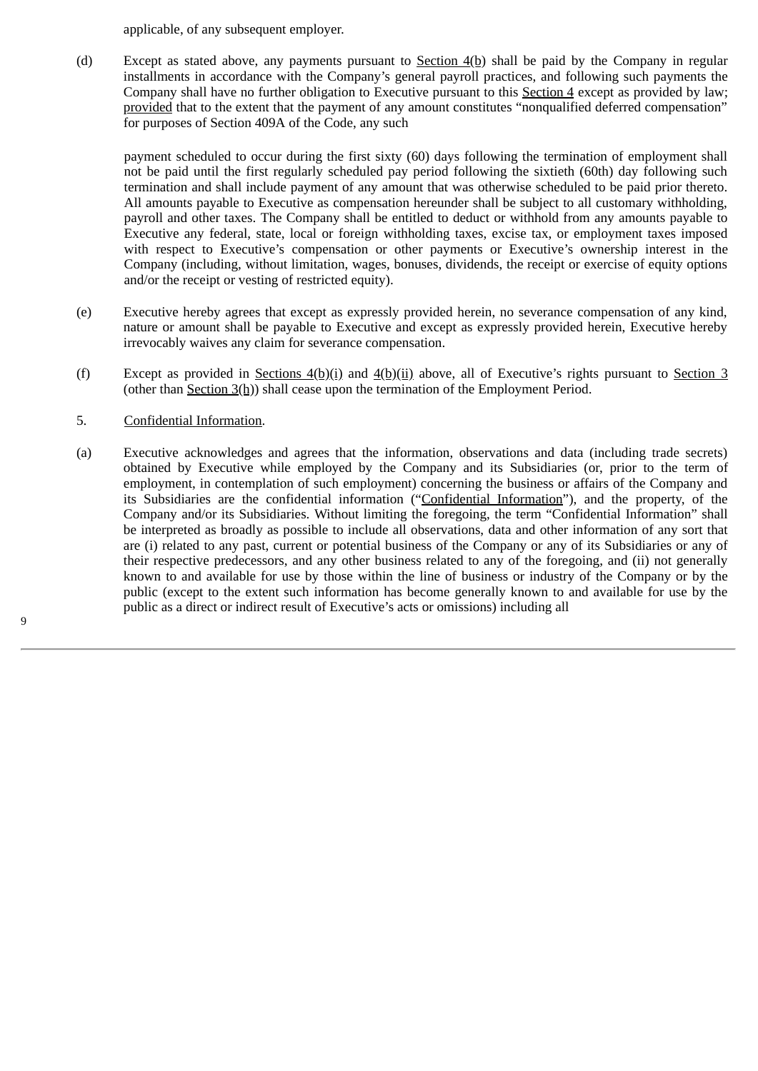applicable, of any subsequent employer.

(d) Except as stated above, any payments pursuant to Section 4(b) shall be paid by the Company in regular installments in accordance with the Company's general payroll practices, and following such payments the Company shall have no further obligation to Executive pursuant to this Section 4 except as provided by law; provided that to the extent that the payment of any amount constitutes "nonqualified deferred compensation" for purposes of Section 409A of the Code, any such payment scheduled to occur during the first sixty (60) days following the termination of employment shall not be paid until the first regularly scheduled pay period following the sixtieth (60th) day following such termination and shall include payment of any amount that was otherwise scheduled to be paid prior thereto. All amounts payable to Executive as compensation hereunder shall be subject to all customary withholding, payroll and other taxes. The Company shall be entitled to deduct or withhold from any amounts payable to Executive any federal, state, local or foreign withholding taxes, excise tax, or employment taxes imposed with respect to Executive's compensation or other payments or Executive's ownership interest in the Company (including, without limitation, wages, bonuses, dividends, the receipt or exercise of equity options and/or the receipt or vesting of restricted equity).

(e) Executive hereby agrees that except as expressly provided herein, no severance compensation of any kind, nature or amount shall be payable to Executive and except as expressly provided herein, Executive hereby irrevocably waives any claim for severance compensation.

(f) Except as provided in Sections 4(b)(i) and 4(b)(ii) above, all of Executive's rights pursuant to Section 3 (other than Section 3(h)) shall cease upon the termination of the Employment Period.

5. Confidential Information.

(a) Executive acknowledges and agrees that the information, observations and data (including trade secrets) obtained by Executive while employed by the Company and its Subsidiaries (or, prior to the term of employment, in contemplation of such employment) concerning the business or affairs of the Company and its Subsidiaries are the confidential information ("Confidential Information"), and the property, of the Company and/or its Subsidiaries. Without limiting the foregoing, the term "Confidential Information" shall be interpreted as broadly as possible to include all observations, data and other information of any sort that are (i) related to any past, current or potential business of the Company or any of its Subsidiaries or any of their respective predecessors, and any other business related to any of the foregoing, and (ii) not generally known to and available for use by those within the line of business or industry of the Company or by the public (except to the extent such information has become generally known to and available for use by the public as a direct or indirect result of Executive's acts or omissions) including all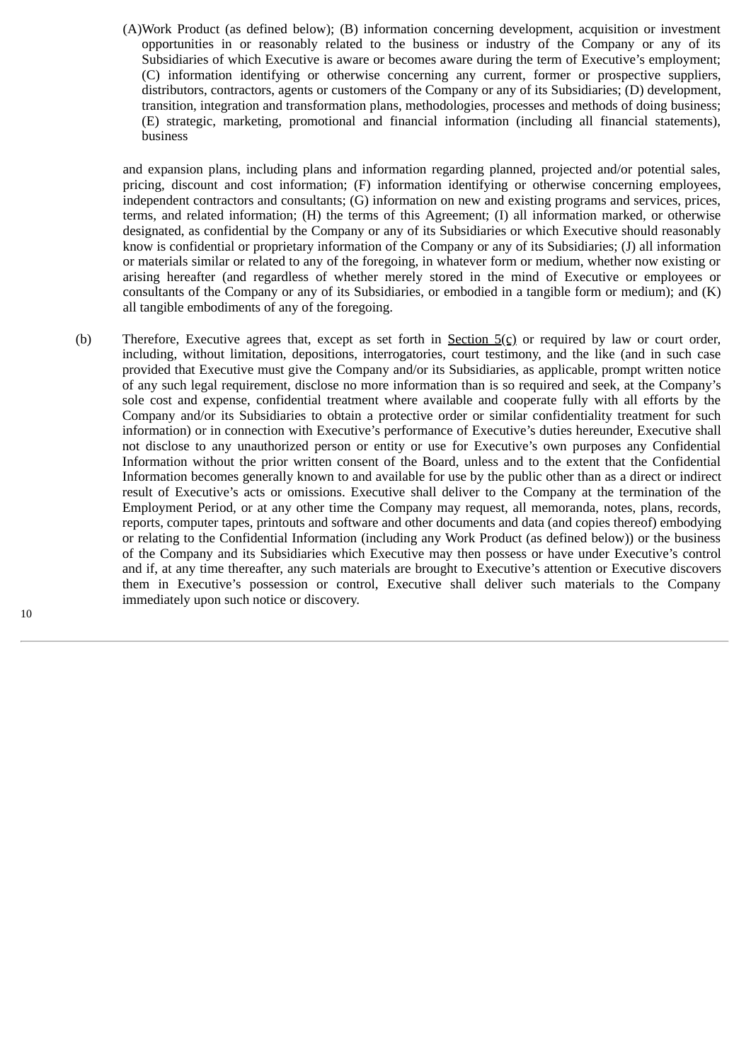(A)Work Product (as defined below); (B) information concerning development, acquisition or investment opportunities in or reasonably related to the business or industry of the Company or any of its Subsidiaries of which Executive is aware or becomes aware during the term of Executive's employment; (C) information identifying or otherwise concerning any current, former or prospective suppliers, distributors, contractors, agents or customers of the Company or any of its Subsidiaries; (D) development, transition, integration and transformation plans, methodologies, processes and methods of doing business; (E) strategic, marketing, promotional and financial information (including all financial statements), business

and expansion plans, including plans and information regarding planned, projected and/or potential sales, pricing, discount and cost information; (F) information identifying or otherwise concerning employees, independent contractors and consultants; (G) information on new and existing programs and services, prices, terms, and related information; (H) the terms of this Agreement; (I) all information marked, or otherwise designated, as confidential by the Company or any of its Subsidiaries or which Executive should reasonably know is confidential or proprietary information of the Company or any of its Subsidiaries; (J) all information or materials similar or related to any of the foregoing, in whatever form or medium, whether now existing or arising hereafter (and regardless of whether merely stored in the mind of Executive or employees or consultants of the Company or any of its Subsidiaries, or embodied in a tangible form or medium); and (K) all tangible embodiments of any of the foregoing.

(b) Therefore, Executive agrees that, except as set forth in Section 5(c) or required by law or court order, including, without limitation, depositions, interrogatories, court testimony, and the like (and in such case provided that Executive must give the Company and/or its Subsidiaries, as applicable, prompt written notice of any such legal requirement, disclose no more information than is so required and seek, at the Company's sole cost and expense, confidential treatment where available and cooperate fully with all efforts by the Company and/or its Subsidiaries to obtain a protective order or similar confidentiality treatment for such information) or in connection with Executive's performance of Executive's duties hereunder, Executive shall not disclose to any unauthorized person or entity or use for Executive's own purposes any Confidential Information without the prior written consent of the Board, unless and to the extent that the Confidential Information becomes generally known to and available for use by the public other than as a direct or indirect result of Executive's acts or omissions. Executive shall deliver to the Company at the termination of the Employment Period, or at any other time the Company may request, all memoranda, notes, plans, records, reports, computer tapes, printouts and software and other documents and data (and copies thereof) embodying or relating to the Confidential Information (including any Work Product (as defined below)) or the business of the Company and its Subsidiaries which Executive may then possess or have under Executive's control and if, at any time thereafter, any such materials are brought to Executive's attention or Executive discovers them in Executive's possession or control, Executive shall deliver such materials to the Company immediately upon such notice or discovery.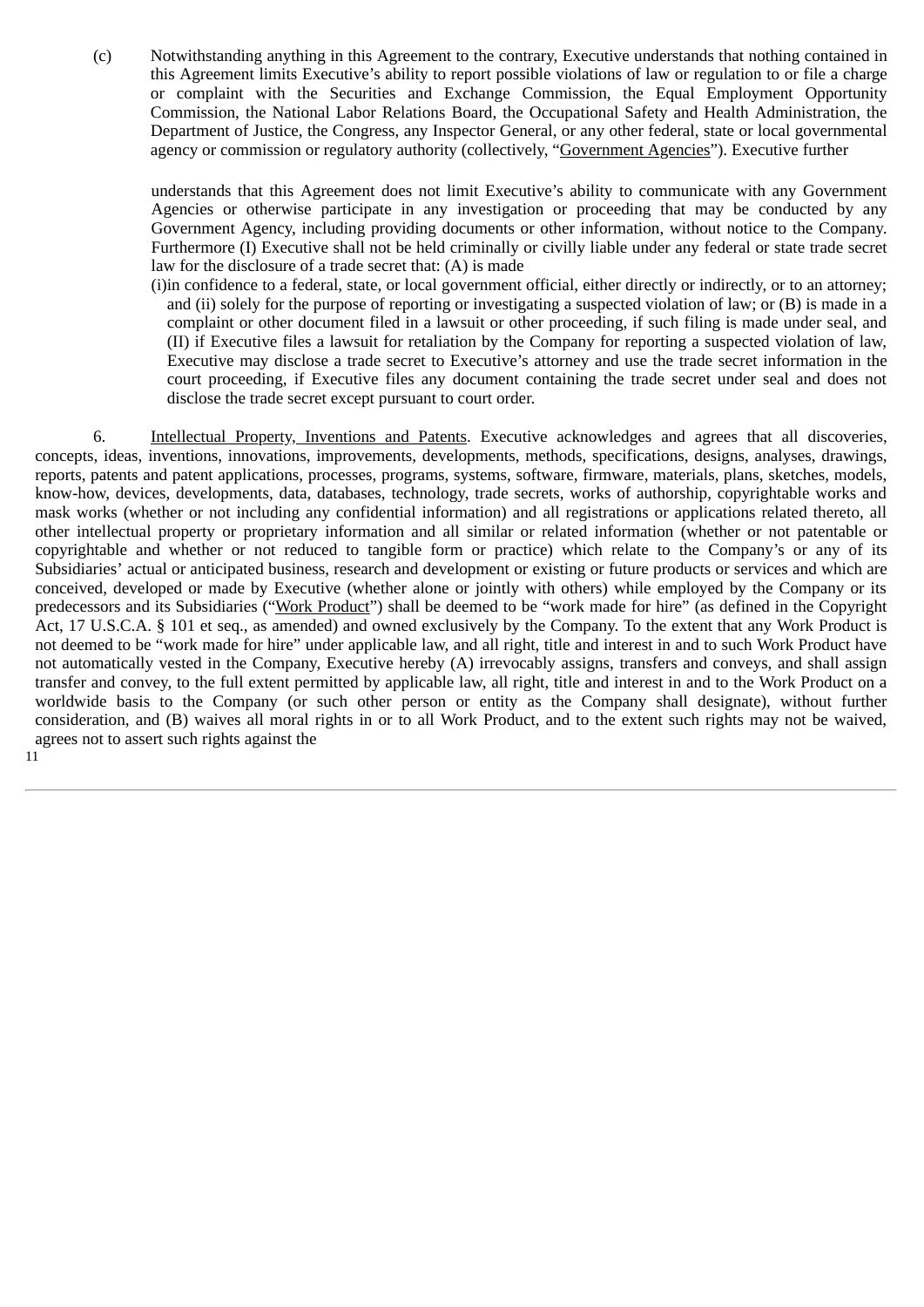(c) Notwithstanding anything in this Agreement to the contrary, Executive understands that nothing contained in this Agreement limits Executive's ability to report possible violations of law or regulation to or file a charge or complaint with the Securities and Exchange Commission, the Equal Employment Opportunity Commission, the National Labor Relations Board, the Occupational Safety and Health Administration, the Department of Justice, the Congress, any Inspector General, or any other federal, state or local governmental agency or commission or regulatory authority (collectively, "Government Agencies"). Executive further understands that this Agreement does not limit Executive's ability to communicate with any Government Agencies or otherwise participate in any investigation or proceeding that may be conducted by any Government Agency, including providing documents or other information, without notice to the Company. Furthermore (I) Executive shall not be held criminally or civilly liable under any federal or state trade secret law for the disclosure of a trade secret that: (A) is made (i) in confidence to a federal, state, or local government official, either directly or indirectly, or to an attorney; and (ii) solely for the purpose of reporting or investigating a suspected violation of law; or (B) is made in a complaint or other document filed in a lawsuit or other proceeding, if such filing is made under seal, and (II) if Executive files a lawsuit for retaliation by the Company for reporting a suspected violation of law, Executive may disclose a trade secret to Executive's attorney and use the trade secret information in the court proceeding, if Executive files any document containing the trade secret under seal and does not disclose the trade secret except pursuant to court order.

6. Intellectual Property, Inventions and Patents. Executive acknowledges and agrees that all discoveries, concepts, ideas, inventions, innovations, improvements, developments, methods, specifications, designs, analyses, drawings, reports, patents and patent applications, processes, programs, systems, software, firmware, materials, plans, sketches, models, know-how, devices, developments, data, databases, technology, trade secrets, works of authorship, copyrightable works and mask works (whether or not including any confidential information) and all registrations or applications related thereto, all other intellectual property or proprietary information and all similar or related information (whether or not patentable or copyrightable and whether or not reduced to tangible form or practice) which relate to the Company's or any of its Subsidiaries' actual or anticipated business, research and development or existing or future products or services and which are conceived, developed or made by Executive (whether alone or jointly with others) while employed by the Company or its predecessors and its Subsidiaries ("Work Product") shall be deemed to be "work made for hire" (as defined in the Copyright Act, 17 U.S.C.A. § 101 et seq., as amended) and owned exclusively by the Company. To the extent that any Work Product is not deemed to be "work made for hire" under applicable law, and all right, title and interest in and to such Work Product have not automatically vested in the Company, Executive hereby (A) irrevocably assigns, transfers and conveys, and shall assign transfer and convey, to the full extent permitted by applicable law, all right, title and interest in and to the Work Product on a worldwide basis to the Company (or such other person or entity as the Company shall designate), without further consideration, and (B) waives all moral rights in or to all Work Product, and to the extent such rights may not be waived, agrees not to assert such rights against the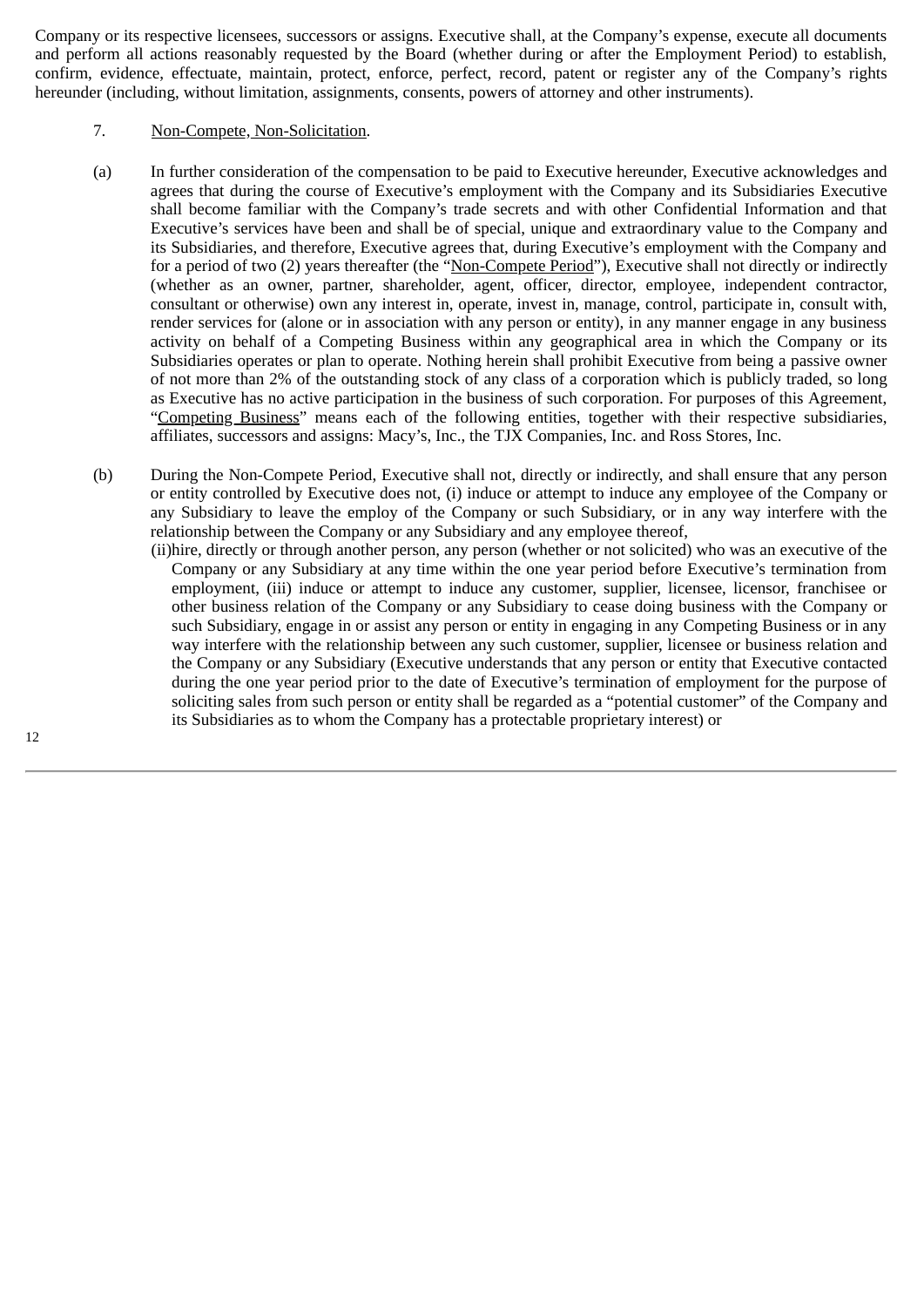Company or its respective licensees, successors or assigns. Executive shall, at the Company's expense, execute all documents and perform all actions reasonably requested by the Board (whether during or after the Employment Period) to establish, confirm, evidence, effectuate, maintain, protect, enforce, perfect, record, patent or register any of the Company's rights hereunder (including, without limitation, assignments, consents, powers of attorney and other instruments).

7. Non-Compete, Non-Solicitation.

(a) In further consideration of the compensation to be paid to Executive hereunder, Executive acknowledges and agrees that during the course of Executive's employment with the Company and its Subsidiaries Executive shall become familiar with the Company's trade secrets and with other Confidential Information and that Executive's services have been and shall be of special, unique and extraordinary value to the Company and its Subsidiaries, and therefore, Executive agrees that, during Executive's employment with the Company and for a period of two (2) years thereafter (the "Non-Compete Period"), Executive shall not directly or indirectly (whether as an owner, partner, shareholder, agent, officer, director, employee, independent contractor, consultant or otherwise) own any interest in, operate, invest in, manage, control, participate in, consult with, render services for (alone or in association with any person or entity), in any manner engage in any business activity on behalf of a Competing Business within any geographical area in which the Company or its Subsidiaries operates or plan to operate. Nothing herein shall prohibit Executive from being a passive owner of not more than 2% of the outstanding stock of any class of a corporation which is publicly traded, so long as Executive has no active participation in the business of such corporation. For purposes of this Agreement, "Competing Business" means each of the following entities, together with their respective subsidiaries, affiliates, successors and assigns: Macy's, Inc., the TJX Companies, Inc. and Ross Stores, Inc.

(b) During the Non-Compete Period, Executive shall not, directly or indirectly, and shall ensure that any person or entity controlled by Executive does not, (i) induce or attempt to induce any employee of the Company or any Subsidiary to leave the employ of the Company or such Subsidiary, or in any way interfere with the relationship between the Company or any Subsidiary and any employee thereof,
(ii)hire, directly or through another person, any person (whether or not solicited) who was an executive of the Company or any Subsidiary at any time within the one year period before Executive's termination from employment, (iii) induce or attempt to induce any customer, supplier, licensee, licensor, franchisee or other business relation of the Company or any Subsidiary to cease doing business with the Company or such Subsidiary, engage in or assist any person or entity in engaging in any Competing Business or in any way interfere with the relationship between any such customer, supplier, licensee or business relation and the Company or any Subsidiary (Executive understands that any person or entity that Executive contacted during the one year period prior to the date of Executive's termination of employment for the purpose of soliciting sales from such person or entity shall be regarded as a "potential customer" of the Company and its Subsidiaries as to whom the Company has a protectable proprietary interest) or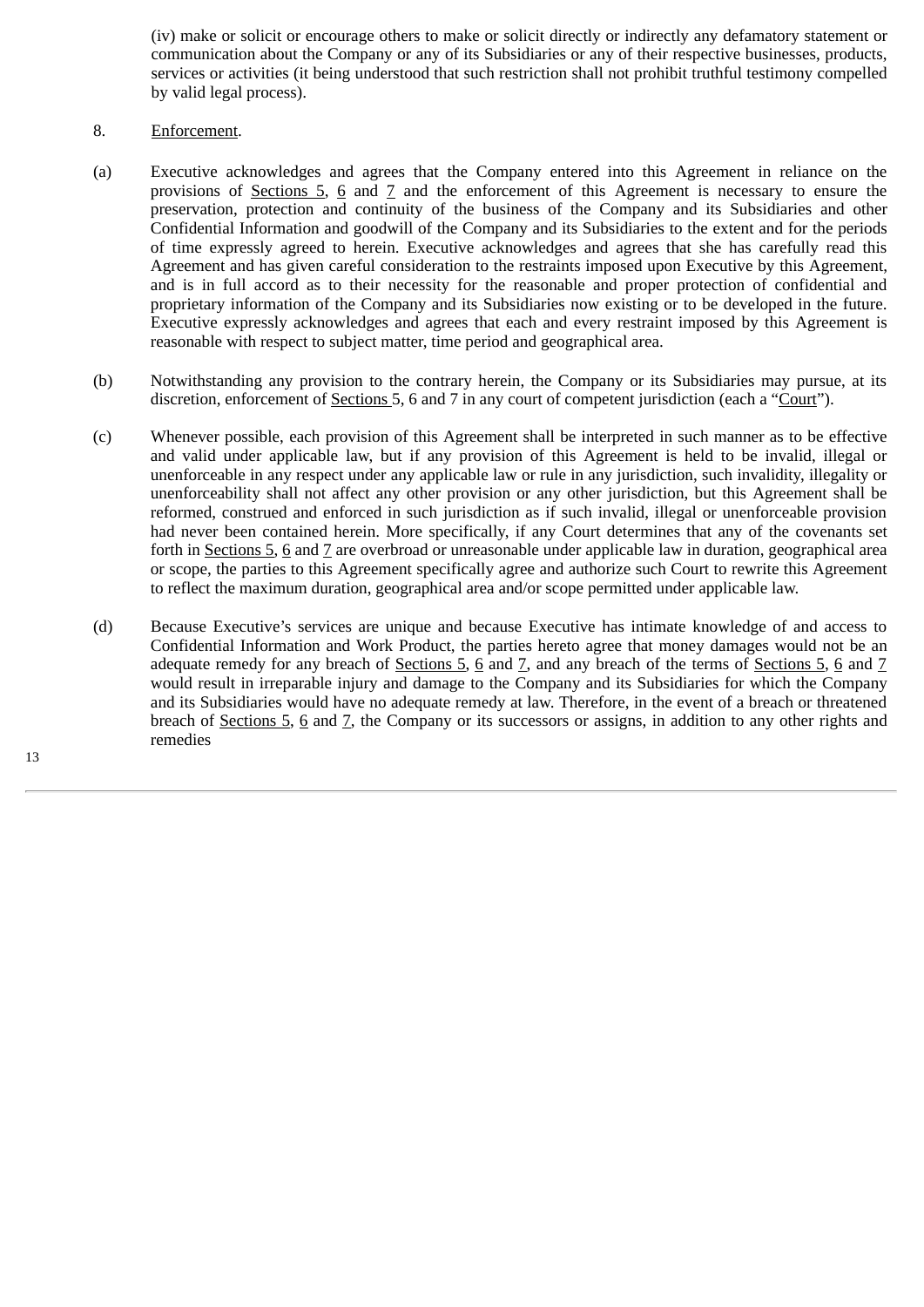(iv) make or solicit or encourage others to make or solicit directly or indirectly any defamatory statement or communication about the Company or any of its Subsidiaries or any of their respective businesses, products, services or activities (it being understood that such restriction shall not prohibit truthful testimony compelled by valid legal process).

8. Enforcement.

(a) Executive acknowledges and agrees that the Company entered into this Agreement in reliance on the provisions of Sections 5, 6 and 7 and the enforcement of this Agreement is necessary to ensure the preservation, protection and continuity of the business of the Company and its Subsidiaries and other Confidential Information and goodwill of the Company and its Subsidiaries to the extent and for the periods of time expressly agreed to herein. Executive acknowledges and agrees that she has carefully read this Agreement and has given careful consideration to the restraints imposed upon Executive by this Agreement, and is in full accord as to their necessity for the reasonable and proper protection of confidential and proprietary information of the Company and its Subsidiaries now existing or to be developed in the future. Executive expressly acknowledges and agrees that each and every restraint imposed by this Agreement is reasonable with respect to subject matter, time period and geographical area.

(b) Notwithstanding any provision to the contrary herein, the Company or its Subsidiaries may pursue, at its discretion, enforcement of Sections 5, 6 and 7 in any court of competent jurisdiction (each a "Court").

(c) Whenever possible, each provision of this Agreement shall be interpreted in such manner as to be effective and valid under applicable law, but if any provision of this Agreement is held to be invalid, illegal or unenforceable in any respect under any applicable law or rule in any jurisdiction, such invalidity, illegality or unenforceability shall not affect any other provision or any other jurisdiction, but this Agreement shall be reformed, construed and enforced in such jurisdiction as if such invalid, illegal or unenforceable provision had never been contained herein. More specifically, if any Court determines that any of the covenants set forth in Sections 5, 6 and 7 are overbroad or unreasonable under applicable law in duration, geographical area or scope, the parties to this Agreement specifically agree and authorize such Court to rewrite this Agreement to reflect the maximum duration, geographical area and/or scope permitted under applicable law.

(d) Because Executive's services are unique and because Executive has intimate knowledge of and access to Confidential Information and Work Product, the parties hereto agree that money damages would not be an adequate remedy for any breach of Sections 5, 6 and 7, and any breach of the terms of Sections 5, 6 and 7 would result in irreparable injury and damage to the Company and its Subsidiaries for which the Company and its Subsidiaries would have no adequate remedy at law. Therefore, in the event of a breach or threatened breach of Sections 5, 6 and 7, the Company or its successors or assigns, in addition to any other rights and remedies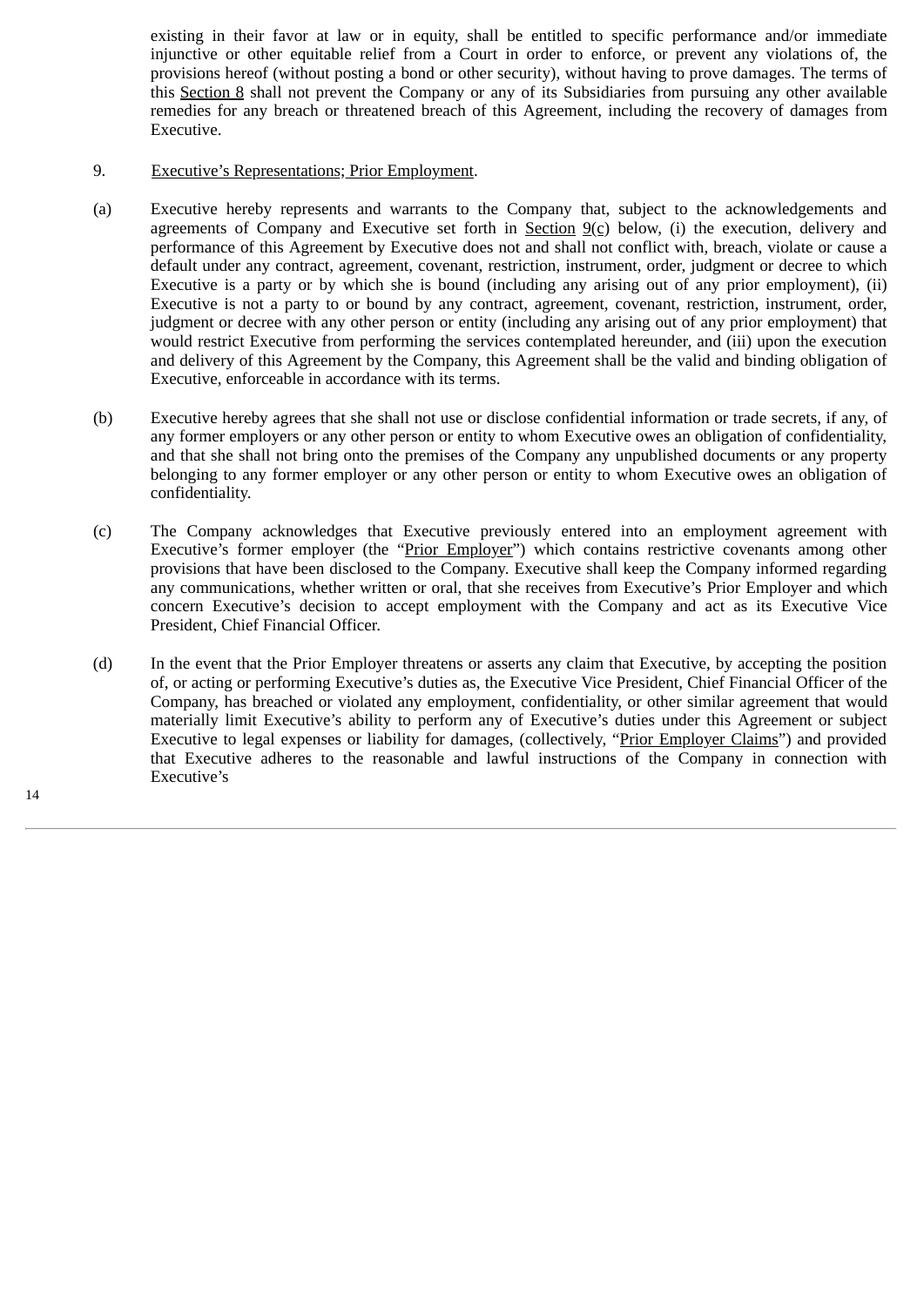existing in their favor at law or in equity, shall be entitled to specific performance and/or immediate injunctive or other equitable relief from a Court in order to enforce, or prevent any violations of, the provisions hereof (without posting a bond or other security), without having to prove damages. The terms of this Section 8 shall not prevent the Company or any of its Subsidiaries from pursuing any other available remedies for any breach or threatened breach of this Agreement, including the recovery of damages from Executive.

9. Executive's Representations; Prior Employment.

(a) Executive hereby represents and warrants to the Company that, subject to the acknowledgements and agreements of Company and Executive set forth in Section 9(c) below, (i) the execution, delivery and performance of this Agreement by Executive does not and shall not conflict with, breach, violate or cause a default under any contract, agreement, covenant, restriction, instrument, order, judgment or decree to which Executive is a party or by which she is bound (including any arising out of any prior employment), (ii) Executive is not a party to or bound by any contract, agreement, covenant, restriction, instrument, order, judgment or decree with any other person or entity (including any arising out of any prior employment) that would restrict Executive from performing the services contemplated hereunder, and (iii) upon the execution and delivery of this Agreement by the Company, this Agreement shall be the valid and binding obligation of Executive, enforceable in accordance with its terms.

(b) Executive hereby agrees that she shall not use or disclose confidential information or trade secrets, if any, of any former employers or any other person or entity to whom Executive owes an obligation of confidentiality, and that she shall not bring onto the premises of the Company any unpublished documents or any property belonging to any former employer or any other person or entity to whom Executive owes an obligation of confidentiality.

(c) The Company acknowledges that Executive previously entered into an employment agreement with Executive's former employer (the "Prior Employer") which contains restrictive covenants among other provisions that have been disclosed to the Company. Executive shall keep the Company informed regarding any communications, whether written or oral, that she receives from Executive's Prior Employer and which concern Executive's decision to accept employment with the Company and act as its Executive Vice President, Chief Financial Officer.

(d) In the event that the Prior Employer threatens or asserts any claim that Executive, by accepting the position of, or acting or performing Executive's duties as, the Executive Vice President, Chief Financial Officer of the Company, has breached or violated any employment, confidentiality, or other similar agreement that would materially limit Executive's ability to perform any of Executive's duties under this Agreement or subject Executive to legal expenses or liability for damages, (collectively, "Prior Employer Claims") and provided that Executive adheres to the reasonable and lawful instructions of the Company in connection with Executive's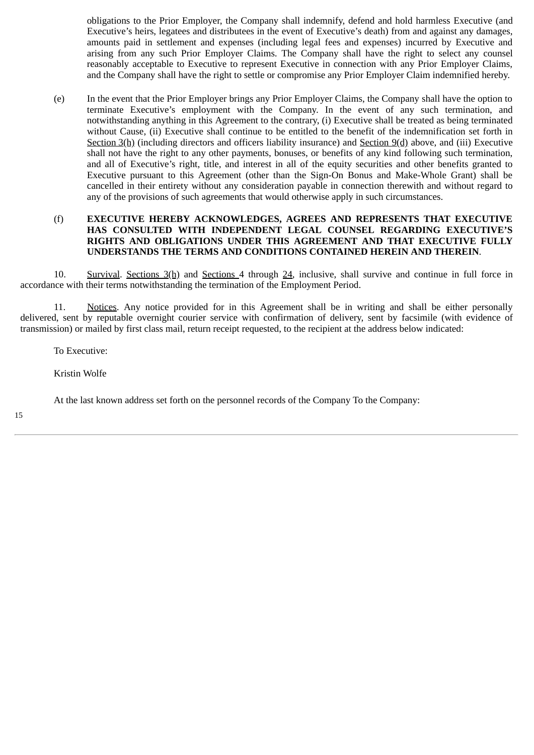obligations to the Prior Employer, the Company shall indemnify, defend and hold harmless Executive (and Executive's heirs, legatees and distributees in the event of Executive's death) from and against any damages, amounts paid in settlement and expenses (including legal fees and expenses) incurred by Executive and arising from any such Prior Employer Claims. The Company shall have the right to select any counsel reasonably acceptable to Executive to represent Executive in connection with any Prior Employer Claims, and the Company shall have the right to settle or compromise any Prior Employer Claim indemnified hereby.

(e) In the event that the Prior Employer brings any Prior Employer Claims, the Company shall have the option to terminate Executive's employment with the Company. In the event of any such termination, and notwithstanding anything in this Agreement to the contrary, (i) Executive shall be treated as being terminated without Cause, (ii) Executive shall continue to be entitled to the benefit of the indemnification set forth in Section 3(h) (including directors and officers liability insurance) and Section 9(d) above, and (iii) Executive shall not have the right to any other payments, bonuses, or benefits of any kind following such termination, and all of Executive's right, title, and interest in all of the equity securities and other benefits granted to Executive pursuant to this Agreement (other than the Sign-On Bonus and Make-Whole Grant) shall be cancelled in their entirety without any consideration payable in connection therewith and without regard to any of the provisions of such agreements that would otherwise apply in such circumstances.

(f) **EXECUTIVE HEREBY ACKNOWLEDGES, AGREES AND REPRESENTS THAT EXECUTIVE HAS CONSULTED WITH INDEPENDENT LEGAL COUNSEL REGARDING EXECUTIVE'S RIGHTS AND OBLIGATIONS UNDER THIS AGREEMENT AND THAT EXECUTIVE FULLY UNDERSTANDS THE TERMS AND CONDITIONS CONTAINED HEREIN AND THEREIN**.

10. Survival. Sections 3(h) and Sections 4 through 24, inclusive, shall survive and continue in full force in accordance with their terms notwithstanding the termination of the Employment Period.

11. Notices. Any notice provided for in this Agreement shall be in writing and shall be either personally delivered, sent by reputable overnight courier service with confirmation of delivery, sent by facsimile (with evidence of transmission) or mailed by first class mail, return receipt requested, to the recipient at the address below indicated:

To Executive:

Kristin Wolfe

At the last known address set forth on the personnel records of the Company To the Company: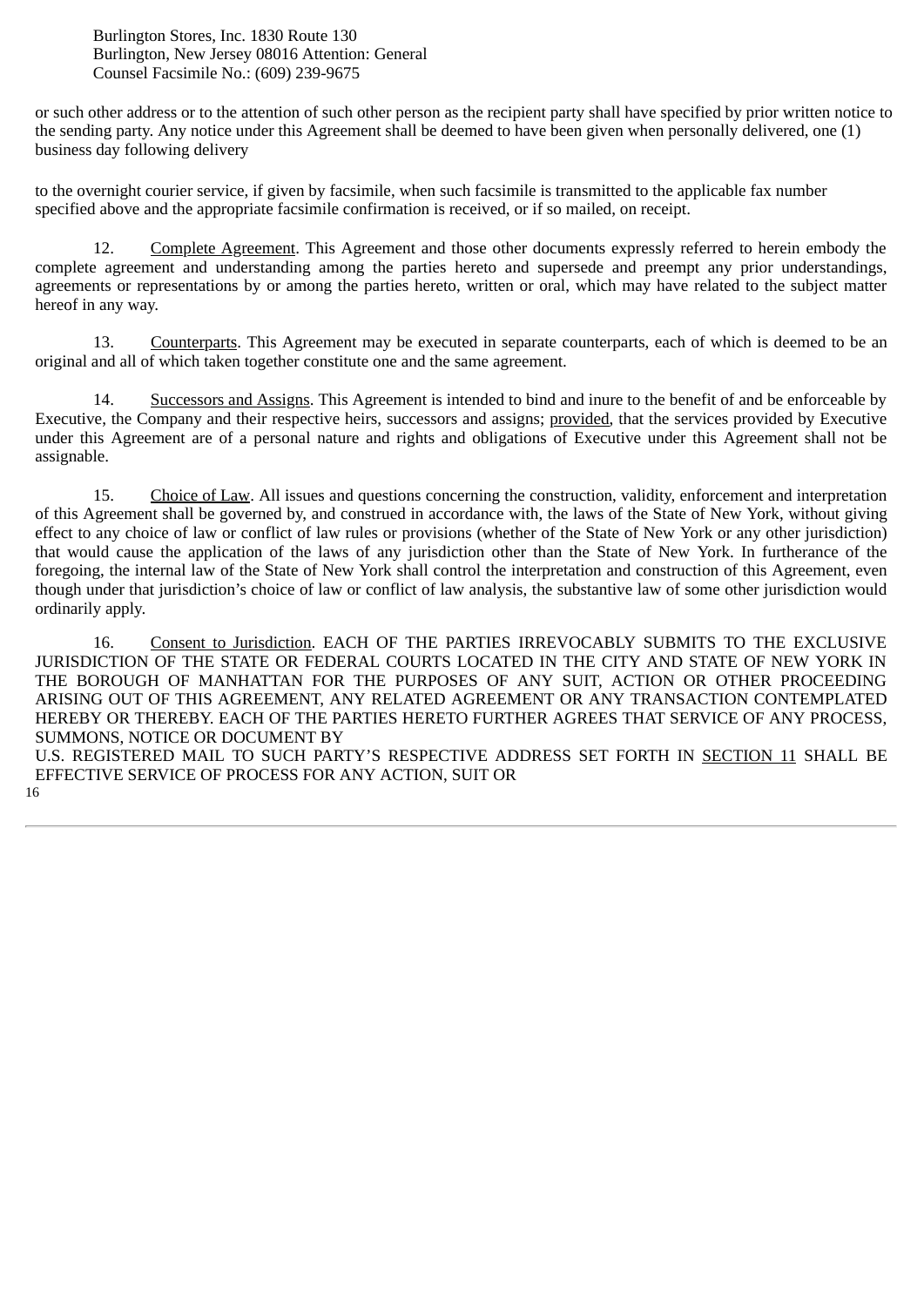Burlington Stores, Inc. 1830 Route 130
Burlington, New Jersey 08016 Attention: General
Counsel Facsimile No.: (609) 239-9675

or such other address or to the attention of such other person as the recipient party shall have specified by prior written notice to the sending party. Any notice under this Agreement shall be deemed to have been given when personally delivered, one (1) business day following delivery

to the overnight courier service, if given by facsimile, when such facsimile is transmitted to the applicable fax number specified above and the appropriate facsimile confirmation is received, or if so mailed, on receipt.

12. Complete Agreement. This Agreement and those other documents expressly referred to herein embody the complete agreement and understanding among the parties hereto and supersede and preempt any prior understandings, agreements or representations by or among the parties hereto, written or oral, which may have related to the subject matter hereof in any way.

13. Counterparts. This Agreement may be executed in separate counterparts, each of which is deemed to be an original and all of which taken together constitute one and the same agreement.

14. Successors and Assigns. This Agreement is intended to bind and inure to the benefit of and be enforceable by Executive, the Company and their respective heirs, successors and assigns; provided, that the services provided by Executive under this Agreement are of a personal nature and rights and obligations of Executive under this Agreement shall not be assignable.

15. Choice of Law. All issues and questions concerning the construction, validity, enforcement and interpretation of this Agreement shall be governed by, and construed in accordance with, the laws of the State of New York, without giving effect to any choice of law or conflict of law rules or provisions (whether of the State of New York or any other jurisdiction) that would cause the application of the laws of any jurisdiction other than the State of New York. In furtherance of the foregoing, the internal law of the State of New York shall control the interpretation and construction of this Agreement, even though under that jurisdiction's choice of law or conflict of law analysis, the substantive law of some other jurisdiction would ordinarily apply.

16. Consent to Jurisdiction. EACH OF THE PARTIES IRREVOCABLY SUBMITS TO THE EXCLUSIVE JURISDICTION OF THE STATE OR FEDERAL COURTS LOCATED IN THE CITY AND STATE OF NEW YORK IN THE BOROUGH OF MANHATTAN FOR THE PURPOSES OF ANY SUIT, ACTION OR OTHER PROCEEDING ARISING OUT OF THIS AGREEMENT, ANY RELATED AGREEMENT OR ANY TRANSACTION CONTEMPLATED HEREBY OR THEREBY. EACH OF THE PARTIES HERETO FURTHER AGREES THAT SERVICE OF ANY PROCESS, SUMMONS, NOTICE OR DOCUMENT BY
U.S. REGISTERED MAIL TO SUCH PARTY'S RESPECTIVE ADDRESS SET FORTH IN SECTION 11 SHALL BE EFFECTIVE SERVICE OF PROCESS FOR ANY ACTION, SUIT OR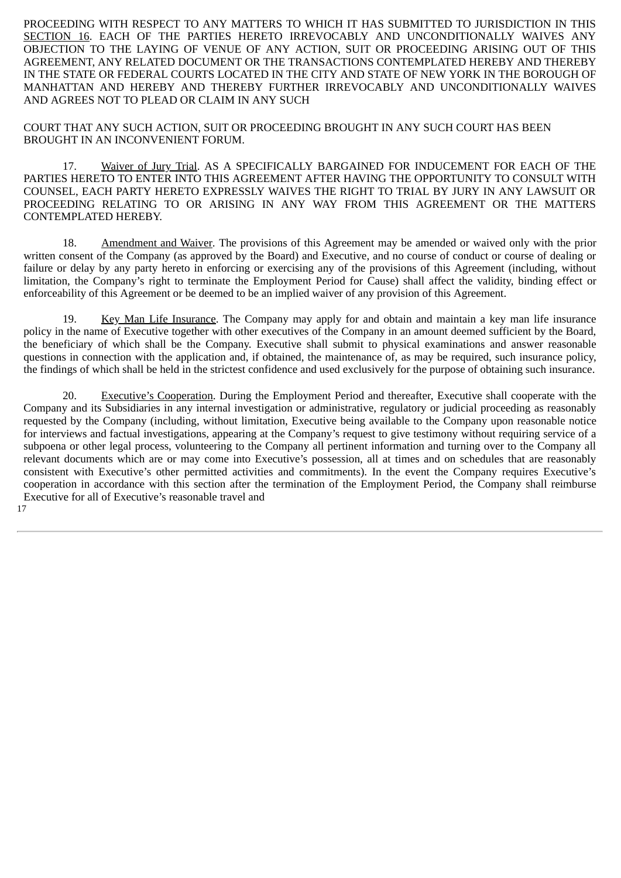PROCEEDING WITH RESPECT TO ANY MATTERS TO WHICH IT HAS SUBMITTED TO JURISDICTION IN THIS SECTION 16. EACH OF THE PARTIES HERETO IRREVOCABLY AND UNCONDITIONALLY WAIVES ANY OBJECTION TO THE LAYING OF VENUE OF ANY ACTION, SUIT OR PROCEEDING ARISING OUT OF THIS AGREEMENT, ANY RELATED DOCUMENT OR THE TRANSACTIONS CONTEMPLATED HEREBY AND THEREBY IN THE STATE OR FEDERAL COURTS LOCATED IN THE CITY AND STATE OF NEW YORK IN THE BOROUGH OF MANHATTAN AND HEREBY AND THEREBY FURTHER IRREVOCABLY AND UNCONDITIONALLY WAIVES AND AGREES NOT TO PLEAD OR CLAIM IN ANY SUCH COURT THAT ANY SUCH ACTION, SUIT OR PROCEEDING BROUGHT IN ANY SUCH COURT HAS BEEN BROUGHT IN AN INCONVENIENT FORUM.

17. Waiver of Jury Trial. AS A SPECIFICALLY BARGAINED FOR INDUCEMENT FOR EACH OF THE PARTIES HERETO TO ENTER INTO THIS AGREEMENT AFTER HAVING THE OPPORTUNITY TO CONSULT WITH COUNSEL, EACH PARTY HERETO EXPRESSLY WAIVES THE RIGHT TO TRIAL BY JURY IN ANY LAWSUIT OR PROCEEDING RELATING TO OR ARISING IN ANY WAY FROM THIS AGREEMENT OR THE MATTERS CONTEMPLATED HEREBY.

18. Amendment and Waiver. The provisions of this Agreement may be amended or waived only with the prior written consent of the Company (as approved by the Board) and Executive, and no course of conduct or course of dealing or failure or delay by any party hereto in enforcing or exercising any of the provisions of this Agreement (including, without limitation, the Company's right to terminate the Employment Period for Cause) shall affect the validity, binding effect or enforceability of this Agreement or be deemed to be an implied waiver of any provision of this Agreement.

19. Key Man Life Insurance. The Company may apply for and obtain and maintain a key man life insurance policy in the name of Executive together with other executives of the Company in an amount deemed sufficient by the Board, the beneficiary of which shall be the Company. Executive shall submit to physical examinations and answer reasonable questions in connection with the application and, if obtained, the maintenance of, as may be required, such insurance policy, the findings of which shall be held in the strictest confidence and used exclusively for the purpose of obtaining such insurance.

20. Executive's Cooperation. During the Employment Period and thereafter, Executive shall cooperate with the Company and its Subsidiaries in any internal investigation or administrative, regulatory or judicial proceeding as reasonably requested by the Company (including, without limitation, Executive being available to the Company upon reasonable notice for interviews and factual investigations, appearing at the Company's request to give testimony without requiring service of a subpoena or other legal process, volunteering to the Company all pertinent information and turning over to the Company all relevant documents which are or may come into Executive's possession, all at times and on schedules that are reasonably consistent with Executive's other permitted activities and commitments). In the event the Company requires Executive's cooperation in accordance with this section after the termination of the Employment Period, the Company shall reimburse Executive for all of Executive's reasonable travel and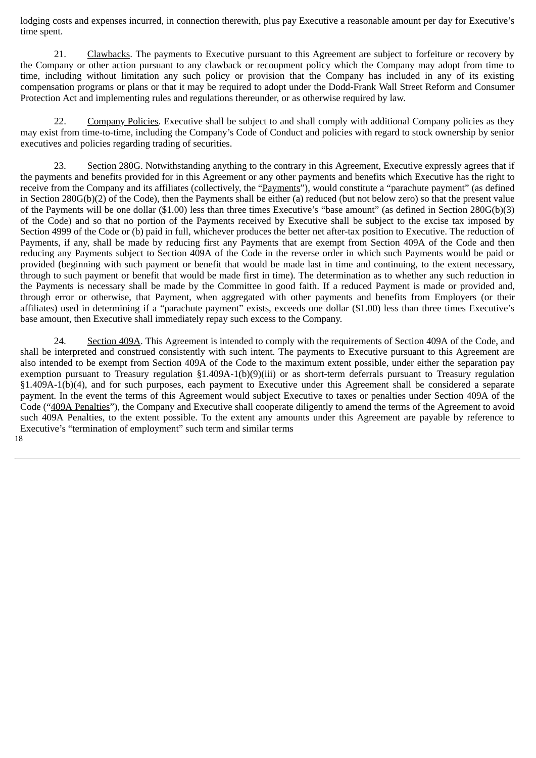lodging costs and expenses incurred, in connection therewith, plus pay Executive a reasonable amount per day for Executive's time spent.

21. Clawbacks. The payments to Executive pursuant to this Agreement are subject to forfeiture or recovery by the Company or other action pursuant to any clawback or recoupment policy which the Company may adopt from time to time, including without limitation any such policy or provision that the Company has included in any of its existing compensation programs or plans or that it may be required to adopt under the Dodd-Frank Wall Street Reform and Consumer Protection Act and implementing rules and regulations thereunder, or as otherwise required by law.

22. Company Policies. Executive shall be subject to and shall comply with additional Company policies as they may exist from time-to-time, including the Company's Code of Conduct and policies with regard to stock ownership by senior executives and policies regarding trading of securities.

23. Section 280G. Notwithstanding anything to the contrary in this Agreement, Executive expressly agrees that if the payments and benefits provided for in this Agreement or any other payments and benefits which Executive has the right to receive from the Company and its affiliates (collectively, the "Payments"), would constitute a "parachute payment" (as defined in Section 280G(b)(2) of the Code), then the Payments shall be either (a) reduced (but not below zero) so that the present value of the Payments will be one dollar ($1.00) less than three times Executive's "base amount" (as defined in Section 280G(b)(3) of the Code) and so that no portion of the Payments received by Executive shall be subject to the excise tax imposed by Section 4999 of the Code or (b) paid in full, whichever produces the better net after-tax position to Executive. The reduction of Payments, if any, shall be made by reducing first any Payments that are exempt from Section 409A of the Code and then reducing any Payments subject to Section 409A of the Code in the reverse order in which such Payments would be paid or provided (beginning with such payment or benefit that would be made last in time and continuing, to the extent necessary, through to such payment or benefit that would be made first in time). The determination as to whether any such reduction in the Payments is necessary shall be made by the Committee in good faith. If a reduced Payment is made or provided and, through error or otherwise, that Payment, when aggregated with other payments and benefits from Employers (or their affiliates) used in determining if a "parachute payment" exists, exceeds one dollar ($1.00) less than three times Executive's base amount, then Executive shall immediately repay such excess to the Company.

24. Section 409A. This Agreement is intended to comply with the requirements of Section 409A of the Code, and shall be interpreted and construed consistently with such intent. The payments to Executive pursuant to this Agreement are also intended to be exempt from Section 409A of the Code to the maximum extent possible, under either the separation pay exemption pursuant to Treasury regulation §1.409A-1(b)(9)(iii) or as short-term deferrals pursuant to Treasury regulation §1.409A-1(b)(4), and for such purposes, each payment to Executive under this Agreement shall be considered a separate payment. In the event the terms of this Agreement would subject Executive to taxes or penalties under Section 409A of the Code ("409A Penalties"), the Company and Executive shall cooperate diligently to amend the terms of the Agreement to avoid such 409A Penalties, to the extent possible. To the extent any amounts under this Agreement are payable by reference to Executive's "termination of employment" such term and similar terms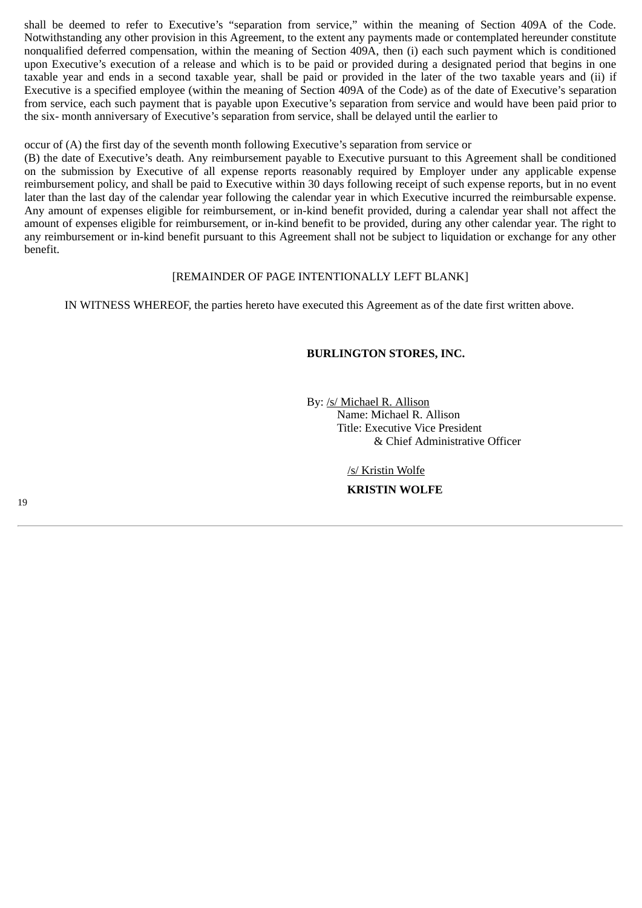shall be deemed to refer to Executive's "separation from service," within the meaning of Section 409A of the Code. Notwithstanding any other provision in this Agreement, to the extent any payments made or contemplated hereunder constitute nonqualified deferred compensation, within the meaning of Section 409A, then (i) each such payment which is conditioned upon Executive's execution of a release and which is to be paid or provided during a designated period that begins in one taxable year and ends in a second taxable year, shall be paid or provided in the later of the two taxable years and (ii) if Executive is a specified employee (within the meaning of Section 409A of the Code) as of the date of Executive's separation from service, each such payment that is payable upon Executive's separation from service and would have been paid prior to the six- month anniversary of Executive's separation from service, shall be delayed until the earlier to

occur of (A) the first day of the seventh month following Executive's separation from service or
(B) the date of Executive's death. Any reimbursement payable to Executive pursuant to this Agreement shall be conditioned on the submission by Executive of all expense reports reasonably required by Employer under any applicable expense reimbursement policy, and shall be paid to Executive within 30 days following receipt of such expense reports, but in no event later than the last day of the calendar year following the calendar year in which Executive incurred the reimbursable expense. Any amount of expenses eligible for reimbursement, or in-kind benefit provided, during a calendar year shall not affect the amount of expenses eligible for reimbursement, or in-kind benefit to be provided, during any other calendar year. The right to any reimbursement or in-kind benefit pursuant to this Agreement shall not be subject to liquidation or exchange for any other benefit.

[REMAINDER OF PAGE INTENTIONALLY LEFT BLANK]

IN WITNESS WHEREOF, the parties hereto have executed this Agreement as of the date first written above.

**BURLINGTON STORES, INC.**

By: /s/ Michael R. Allison
Name: Michael R. Allison
Title: Executive Vice President
& Chief Administrative Officer

/s/ Kristin Wolfe

**KRISTIN WOLFE**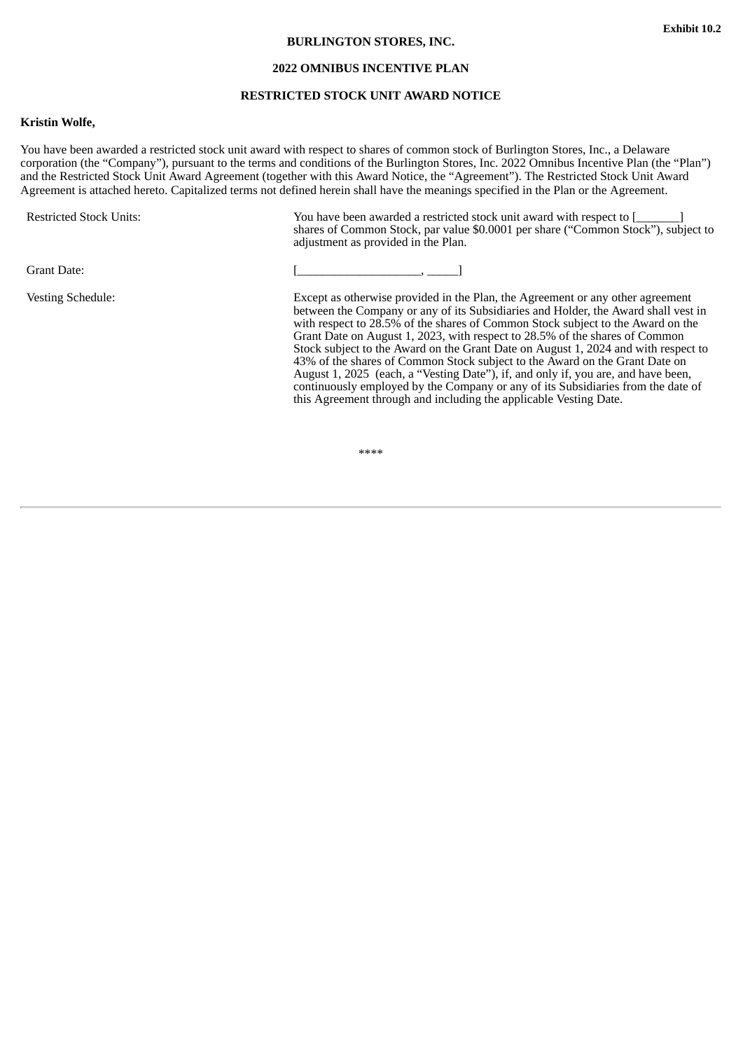Exhibit 10.2

**BURLINGTON STORES, INC.**

**2022 OMNIBUS INCENTIVE PLAN**

**RESTRICTED STOCK UNIT AWARD NOTICE**

**Kristin Wolfe,**

You have been awarded a restricted stock unit award with respect to shares of common stock of Burlington Stores, Inc., a Delaware corporation (the “Company”), pursuant to the terms and conditions of the Burlington Stores, Inc. 2022 Omnibus Incentive Plan (the “Plan”) and the Restricted Stock Unit Award Agreement (together with this Award Notice, the “Agreement”). The Restricted Stock Unit Award Agreement is attached hereto. Capitalized terms not defined herein shall have the meanings specified in the Plan or the Agreement.

| | |
|---|---|
| Restricted Stock Units: | You have been awarded a restricted stock unit award with respect to [_______] shares of Common Stock, par value $0.0001 per share (“Common Stock”), subject to adjustment as provided in the Plan. |
| Grant Date: | [___________________, _____] |
| Vesting Schedule: | Except as otherwise provided in the Plan, the Agreement or any other agreement between the Company or any of its Subsidiaries and Holder, the Award shall vest in with respect to 28.5% of the shares of Common Stock subject to the Award on the Grant Date on August 1, 2023, with respect to 28.5% of the shares of Common Stock subject to the Award on the Grant Date on August 1, 2024 and with respect to 43% of the shares of Common Stock subject to the Award on the Grant Date on August 1, 2025 (each, a “Vesting Date”), if, and only if, you are, and have been, continuously employed by the Company or any of its Subsidiaries from the date of this Agreement through and including the applicable Vesting Date. |

****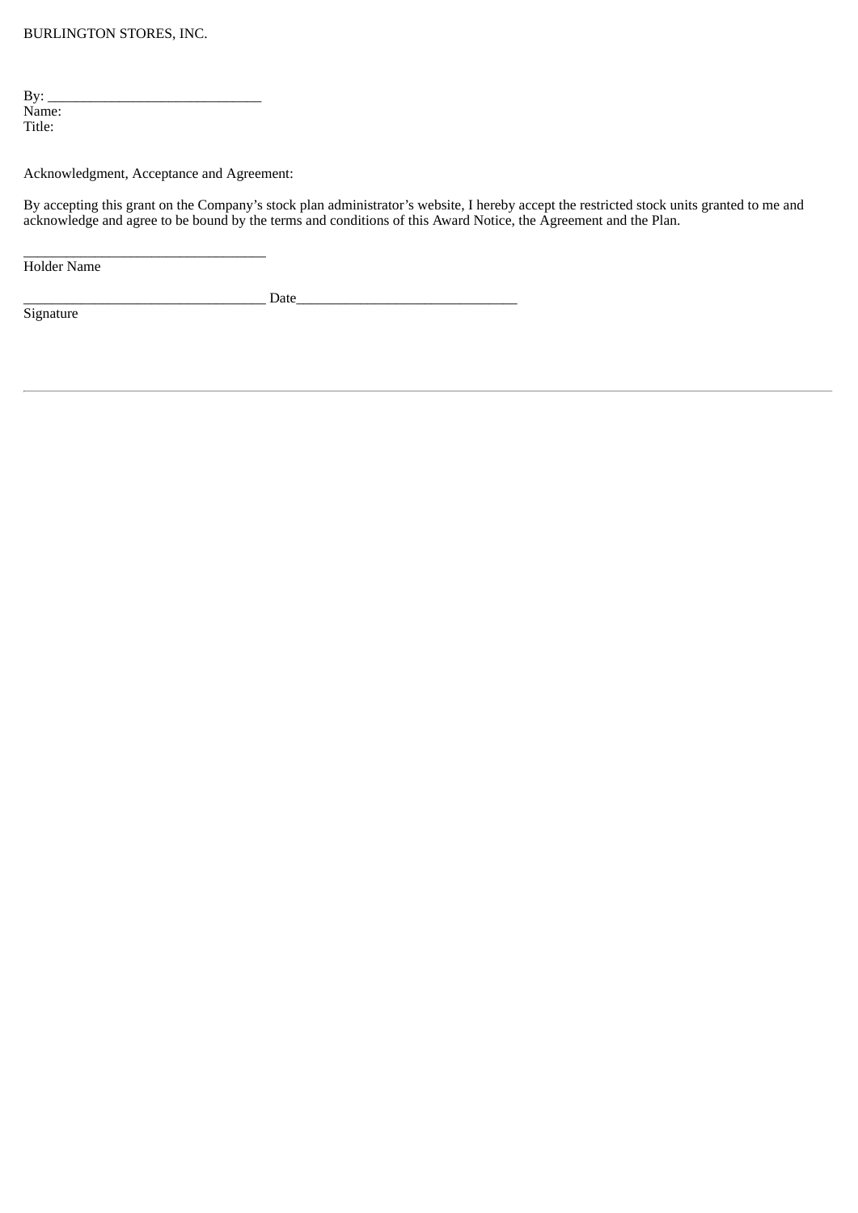BURLINGTON STORES, INC.

By: \_\_\_\_\_\_\_\_\_\_\_\_\_\_\_\_\_\_\_\_\_\_\_\_\_\_\_\_\_\_
Name:
Title:

Acknowledgment, Acceptance and Agreement:

By accepting this grant on the Company's stock plan administrator's website, I hereby accept the restricted stock units granted to me and acknowledge and agree to be bound by the terms and conditions of this Award Notice, the Agreement and the Plan.

\_\_\_\_\_\_\_\_\_\_\_\_\_\_\_\_\_\_\_\_\_\_\_\_\_\_\_\_\_\_\_\_\_\_
Holder Name

\_\_\_\_\_\_\_\_\_\_\_\_\_\_\_\_\_\_\_\_\_\_\_\_\_\_\_\_\_\_\_\_\_\_ Date\_\_\_\_\_\_\_\_\_\_\_\_\_\_\_\_\_\_\_\_\_\_\_\_\_\_\_\_\_\_\_
Signature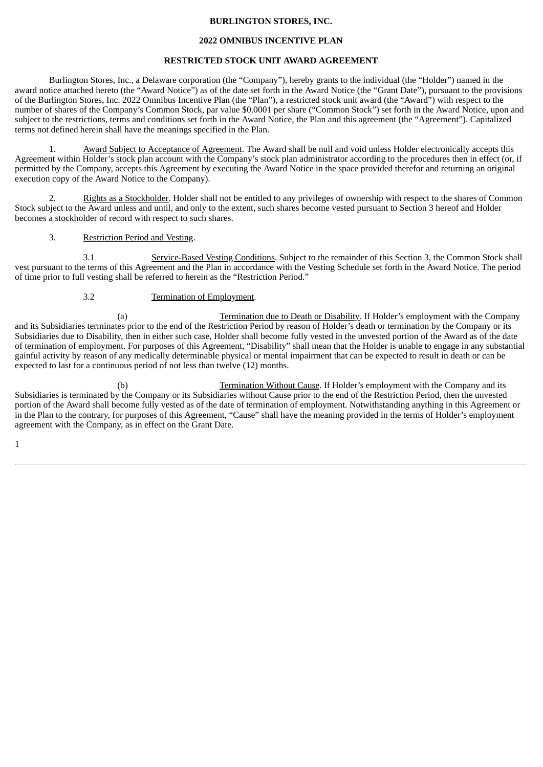**BURLINGTON STORES, INC.**

**2022 OMNIBUS INCENTIVE PLAN**

**RESTRICTED STOCK UNIT AWARD AGREEMENT**

Burlington Stores, Inc., a Delaware corporation (the "Company"), hereby grants to the individual (the "Holder") named in the award notice attached hereto (the "Award Notice") as of the date set forth in the Award Notice (the "Grant Date"), pursuant to the provisions of the Burlington Stores, Inc. 2022 Omnibus Incentive Plan (the "Plan"), a restricted stock unit award (the "Award") with respect to the number of shares of the Company's Common Stock, par value $0.0001 per share ("Common Stock") set forth in the Award Notice, upon and subject to the restrictions, terms and conditions set forth in the Award Notice, the Plan and this agreement (the "Agreement"). Capitalized terms not defined herein shall have the meanings specified in the Plan.

1. Award Subject to Acceptance of Agreement. The Award shall be null and void unless Holder electronically accepts this Agreement within Holder's stock plan account with the Company's stock plan administrator according to the procedures then in effect (or, if permitted by the Company, accepts this Agreement by executing the Award Notice in the space provided therefor and returning an original execution copy of the Award Notice to the Company).

2. Rights as a Stockholder. Holder shall not be entitled to any privileges of ownership with respect to the shares of Common Stock subject to the Award unless and until, and only to the extent, such shares become vested pursuant to Section 3 hereof and Holder becomes a stockholder of record with respect to such shares.

3. Restriction Period and Vesting.

3.1 Service-Based Vesting Conditions. Subject to the remainder of this Section 3, the Common Stock shall vest pursuant to the terms of this Agreement and the Plan in accordance with the Vesting Schedule set forth in the Award Notice. The period of time prior to full vesting shall be referred to herein as the "Restriction Period."

3.2 Termination of Employment.

(a) Termination due to Death or Disability. If Holder's employment with the Company and its Subsidiaries terminates prior to the end of the Restriction Period by reason of Holder's death or termination by the Company or its Subsidiaries due to Disability, then in either such case, Holder shall become fully vested in the unvested portion of the Award as of the date of termination of employment. For purposes of this Agreement, "Disability" shall mean that the Holder is unable to engage in any substantial gainful activity by reason of any medically determinable physical or mental impairment that can be expected to result in death or can be expected to last for a continuous period of not less than twelve (12) months.

(b) Termination Without Cause. If Holder's employment with the Company and its Subsidiaries is terminated by the Company or its Subsidiaries without Cause prior to the end of the Restriction Period, then the unvested portion of the Award shall become fully vested as of the date of termination of employment. Notwithstanding anything in this Agreement or in the Plan to the contrary, for purposes of this Agreement, "Cause" shall have the meaning provided in the terms of Holder's employment agreement with the Company, as in effect on the Grant Date.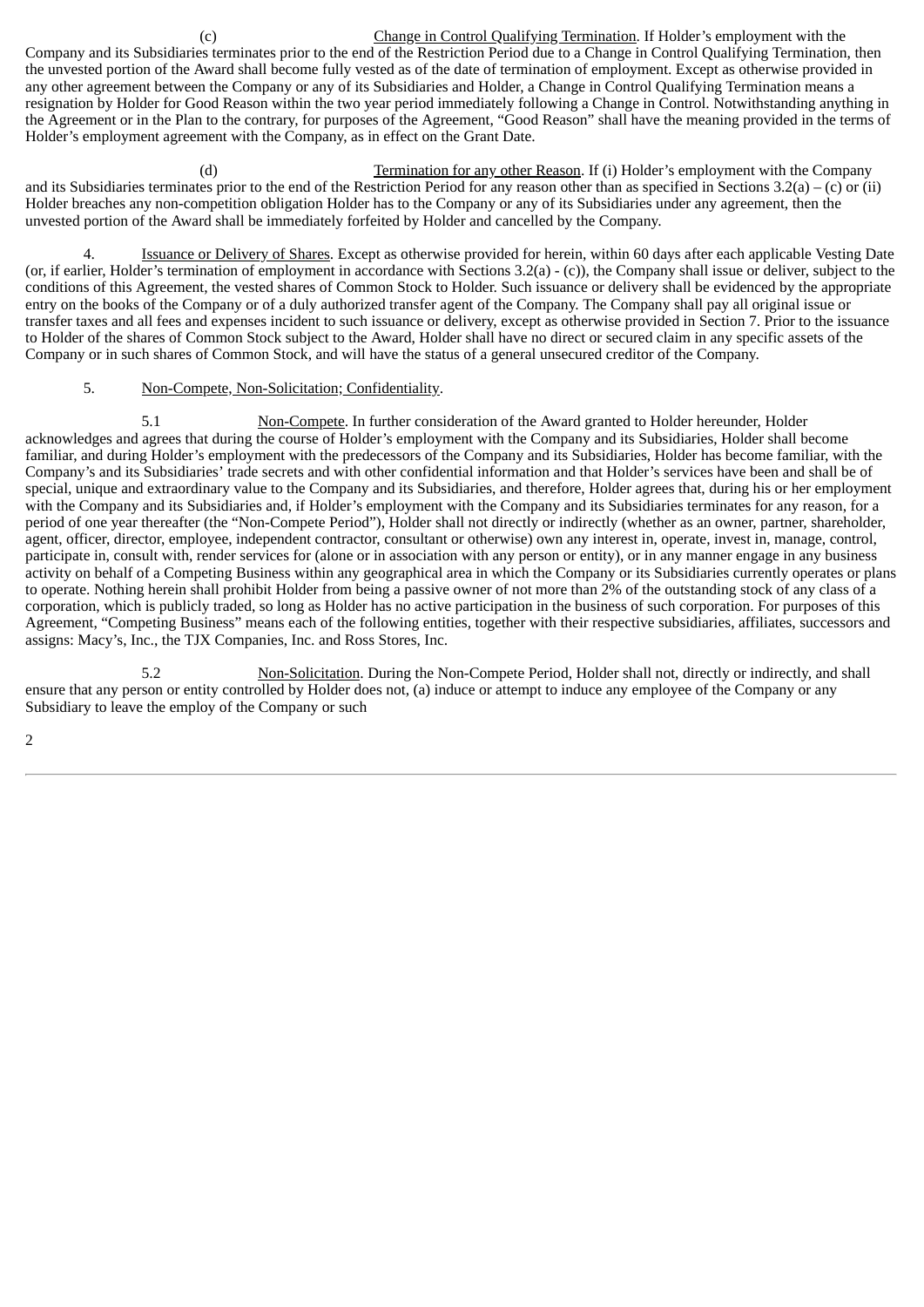(c) Change in Control Qualifying Termination. If Holder's employment with the Company and its Subsidiaries terminates prior to the end of the Restriction Period due to a Change in Control Qualifying Termination, then the unvested portion of the Award shall become fully vested as of the date of termination of employment. Except as otherwise provided in any other agreement between the Company or any of its Subsidiaries and Holder, a Change in Control Qualifying Termination means a resignation by Holder for Good Reason within the two year period immediately following a Change in Control. Notwithstanding anything in the Agreement or in the Plan to the contrary, for purposes of the Agreement, "Good Reason" shall have the meaning provided in the terms of Holder's employment agreement with the Company, as in effect on the Grant Date.

(d) Termination for any other Reason. If (i) Holder's employment with the Company and its Subsidiaries terminates prior to the end of the Restriction Period for any reason other than as specified in Sections 3.2(a) – (c) or (ii) Holder breaches any non-competition obligation Holder has to the Company or any of its Subsidiaries under any agreement, then the unvested portion of the Award shall be immediately forfeited by Holder and cancelled by the Company.

4. Issuance or Delivery of Shares. Except as otherwise provided for herein, within 60 days after each applicable Vesting Date (or, if earlier, Holder's termination of employment in accordance with Sections 3.2(a) - (c)), the Company shall issue or deliver, subject to the conditions of this Agreement, the vested shares of Common Stock to Holder. Such issuance or delivery shall be evidenced by the appropriate entry on the books of the Company or of a duly authorized transfer agent of the Company. The Company shall pay all original issue or transfer taxes and all fees and expenses incident to such issuance or delivery, except as otherwise provided in Section 7. Prior to the issuance to Holder of the shares of Common Stock subject to the Award, Holder shall have no direct or secured claim in any specific assets of the Company or in such shares of Common Stock, and will have the status of a general unsecured creditor of the Company.

5. Non-Compete, Non-Solicitation; Confidentiality.

5.1 Non-Compete. In further consideration of the Award granted to Holder hereunder, Holder acknowledges and agrees that during the course of Holder's employment with the Company and its Subsidiaries, Holder shall become familiar, and during Holder's employment with the predecessors of the Company and its Subsidiaries, Holder has become familiar, with the Company's and its Subsidiaries' trade secrets and with other confidential information and that Holder's services have been and shall be of special, unique and extraordinary value to the Company and its Subsidiaries, and therefore, Holder agrees that, during his or her employment with the Company and its Subsidiaries and, if Holder's employment with the Company and its Subsidiaries terminates for any reason, for a period of one year thereafter (the "Non-Compete Period"), Holder shall not directly or indirectly (whether as an owner, partner, shareholder, agent, officer, director, employee, independent contractor, consultant or otherwise) own any interest in, operate, invest in, manage, control, participate in, consult with, render services for (alone or in association with any person or entity), or in any manner engage in any business activity on behalf of a Competing Business within any geographical area in which the Company or its Subsidiaries currently operates or plans to operate. Nothing herein shall prohibit Holder from being a passive owner of not more than 2% of the outstanding stock of any class of a corporation, which is publicly traded, so long as Holder has no active participation in the business of such corporation. For purposes of this Agreement, "Competing Business" means each of the following entities, together with their respective subsidiaries, affiliates, successors and assigns: Macy's, Inc., the TJX Companies, Inc. and Ross Stores, Inc.

5.2 Non-Solicitation. During the Non-Compete Period, Holder shall not, directly or indirectly, and shall ensure that any person or entity controlled by Holder does not, (a) induce or attempt to induce any employee of the Company or any Subsidiary to leave the employ of the Company or such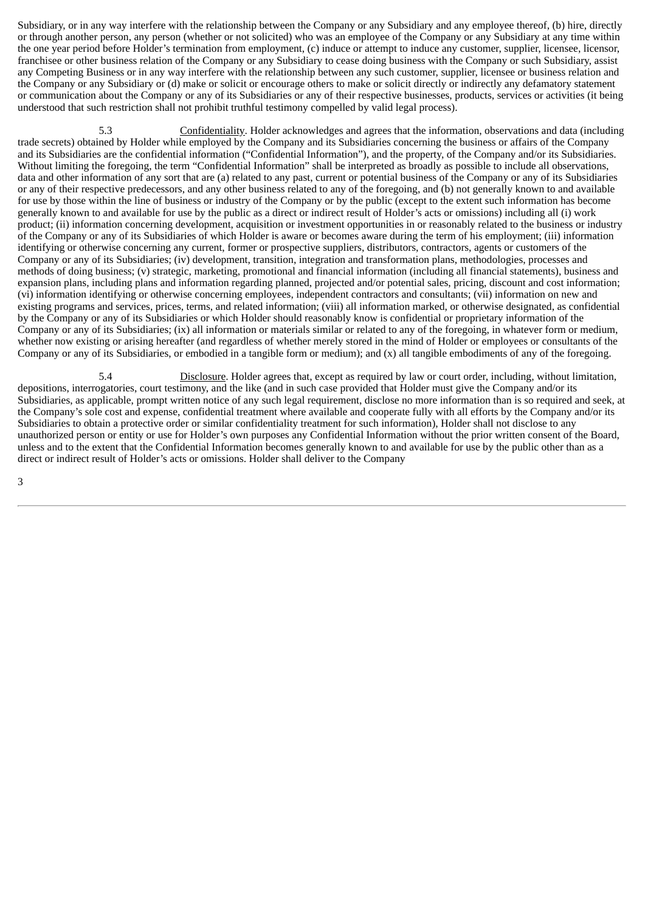Subsidiary, or in any way interfere with the relationship between the Company or any Subsidiary and any employee thereof, (b) hire, directly or through another person, any person (whether or not solicited) who was an employee of the Company or any Subsidiary at any time within the one year period before Holder's termination from employment, (c) induce or attempt to induce any customer, supplier, licensee, licensor, franchisee or other business relation of the Company or any Subsidiary to cease doing business with the Company or such Subsidiary, assist any Competing Business or in any way interfere with the relationship between any such customer, supplier, licensee or business relation and the Company or any Subsidiary or (d) make or solicit or encourage others to make or solicit directly or indirectly any defamatory statement or communication about the Company or any of its Subsidiaries or any of their respective businesses, products, services or activities (it being understood that such restriction shall not prohibit truthful testimony compelled by valid legal process).

5.3 Confidentiality. Holder acknowledges and agrees that the information, observations and data (including trade secrets) obtained by Holder while employed by the Company and its Subsidiaries concerning the business or affairs of the Company and its Subsidiaries are the confidential information ("Confidential Information"), and the property, of the Company and/or its Subsidiaries. Without limiting the foregoing, the term "Confidential Information" shall be interpreted as broadly as possible to include all observations, data and other information of any sort that are (a) related to any past, current or potential business of the Company or any of its Subsidiaries or any of their respective predecessors, and any other business related to any of the foregoing, and (b) not generally known to and available for use by those within the line of business or industry of the Company or by the public (except to the extent such information has become generally known to and available for use by the public as a direct or indirect result of Holder's acts or omissions) including all (i) work product; (ii) information concerning development, acquisition or investment opportunities in or reasonably related to the business or industry of the Company or any of its Subsidiaries of which Holder is aware or becomes aware during the term of his employment; (iii) information identifying or otherwise concerning any current, former or prospective suppliers, distributors, contractors, agents or customers of the Company or any of its Subsidiaries; (iv) development, transition, integration and transformation plans, methodologies, processes and methods of doing business; (v) strategic, marketing, promotional and financial information (including all financial statements), business and expansion plans, including plans and information regarding planned, projected and/or potential sales, pricing, discount and cost information; (vi) information identifying or otherwise concerning employees, independent contractors and consultants; (vii) information on new and existing programs and services, prices, terms, and related information; (viii) all information marked, or otherwise designated, as confidential by the Company or any of its Subsidiaries or which Holder should reasonably know is confidential or proprietary information of the Company or any of its Subsidiaries; (ix) all information or materials similar or related to any of the foregoing, in whatever form or medium, whether now existing or arising hereafter (and regardless of whether merely stored in the mind of Holder or employees or consultants of the Company or any of its Subsidiaries, or embodied in a tangible form or medium); and (x) all tangible embodiments of any of the foregoing.

5.4 Disclosure. Holder agrees that, except as required by law or court order, including, without limitation, depositions, interrogatories, court testimony, and the like (and in such case provided that Holder must give the Company and/or its Subsidiaries, as applicable, prompt written notice of any such legal requirement, disclose no more information than is so required and seek, at the Company's sole cost and expense, confidential treatment where available and cooperate fully with all efforts by the Company and/or its Subsidiaries to obtain a protective order or similar confidentiality treatment for such information), Holder shall not disclose to any unauthorized person or entity or use for Holder's own purposes any Confidential Information without the prior written consent of the Board, unless and to the extent that the Confidential Information becomes generally known to and available for use by the public other than as a direct or indirect result of Holder's acts or omissions. Holder shall deliver to the Company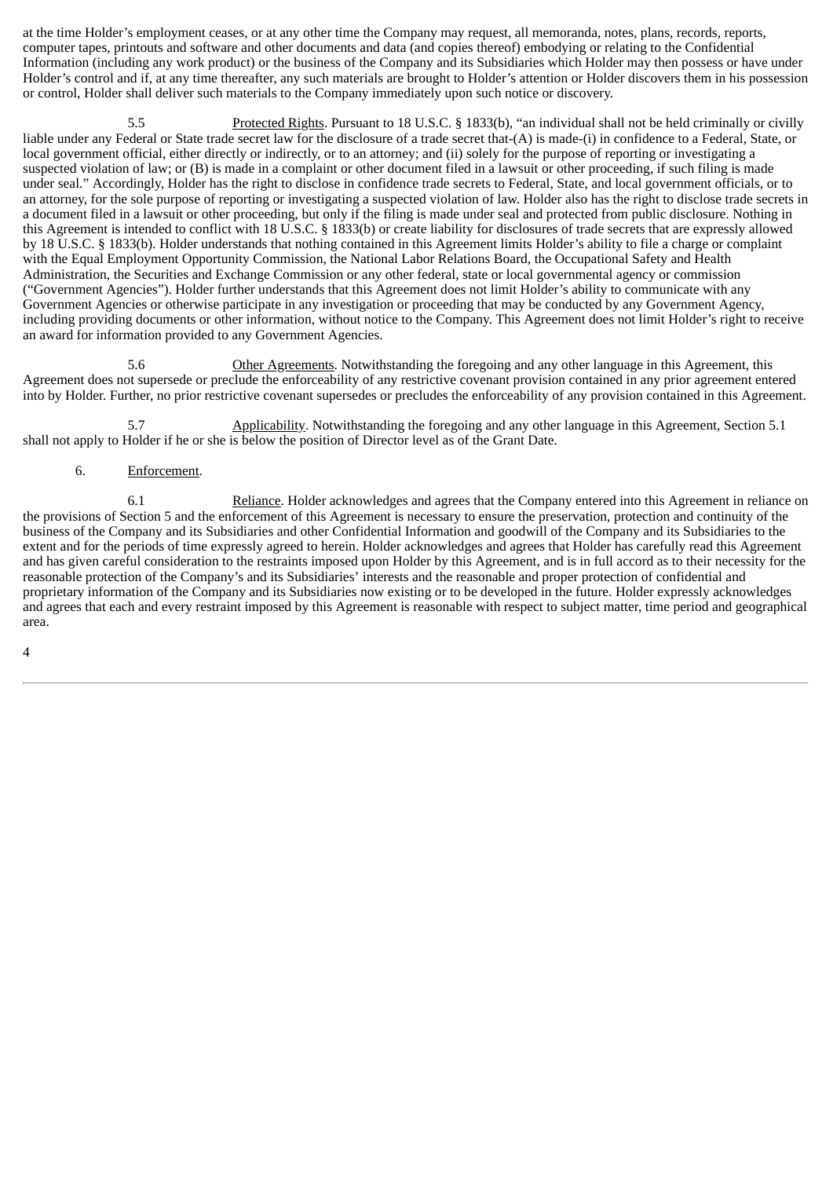at the time Holder's employment ceases, or at any other time the Company may request, all memoranda, notes, plans, records, reports, computer tapes, printouts and software and other documents and data (and copies thereof) embodying or relating to the Confidential Information (including any work product) or the business of the Company and its Subsidiaries which Holder may then possess or have under Holder's control and if, at any time thereafter, any such materials are brought to Holder's attention or Holder discovers them in his possession or control, Holder shall deliver such materials to the Company immediately upon such notice or discovery.

5.5 Protected Rights. Pursuant to 18 U.S.C. § 1833(b), "an individual shall not be held criminally or civilly liable under any Federal or State trade secret law for the disclosure of a trade secret that-(A) is made-(i) in confidence to a Federal, State, or local government official, either directly or indirectly, or to an attorney; and (ii) solely for the purpose of reporting or investigating a suspected violation of law; or (B) is made in a complaint or other document filed in a lawsuit or other proceeding, if such filing is made under seal." Accordingly, Holder has the right to disclose in confidence trade secrets to Federal, State, and local government officials, or to an attorney, for the sole purpose of reporting or investigating a suspected violation of law. Holder also has the right to disclose trade secrets in a document filed in a lawsuit or other proceeding, but only if the filing is made under seal and protected from public disclosure. Nothing in this Agreement is intended to conflict with 18 U.S.C. § 1833(b) or create liability for disclosures of trade secrets that are expressly allowed by 18 U.S.C. § 1833(b). Holder understands that nothing contained in this Agreement limits Holder's ability to file a charge or complaint with the Equal Employment Opportunity Commission, the National Labor Relations Board, the Occupational Safety and Health Administration, the Securities and Exchange Commission or any other federal, state or local governmental agency or commission ("Government Agencies"). Holder further understands that this Agreement does not limit Holder's ability to communicate with any Government Agencies or otherwise participate in any investigation or proceeding that may be conducted by any Government Agency, including providing documents or other information, without notice to the Company. This Agreement does not limit Holder's right to receive an award for information provided to any Government Agencies.

5.6 Other Agreements. Notwithstanding the foregoing and any other language in this Agreement, this Agreement does not supersede or preclude the enforceability of any restrictive covenant provision contained in any prior agreement entered into by Holder. Further, no prior restrictive covenant supersedes or precludes the enforceability of any provision contained in this Agreement.

5.7 Applicability. Notwithstanding the foregoing and any other language in this Agreement, Section 5.1 shall not apply to Holder if he or she is below the position of Director level as of the Grant Date.

6. Enforcement.

6.1 Reliance. Holder acknowledges and agrees that the Company entered into this Agreement in reliance on the provisions of Section 5 and the enforcement of this Agreement is necessary to ensure the preservation, protection and continuity of the business of the Company and its Subsidiaries and other Confidential Information and goodwill of the Company and its Subsidiaries to the extent and for the periods of time expressly agreed to herein. Holder acknowledges and agrees that Holder has carefully read this Agreement and has given careful consideration to the restraints imposed upon Holder by this Agreement, and is in full accord as to their necessity for the reasonable protection of the Company's and its Subsidiaries' interests and the reasonable and proper protection of confidential and proprietary information of the Company and its Subsidiaries now existing or to be developed in the future. Holder expressly acknowledges and agrees that each and every restraint imposed by this Agreement is reasonable with respect to subject matter, time period and geographical area.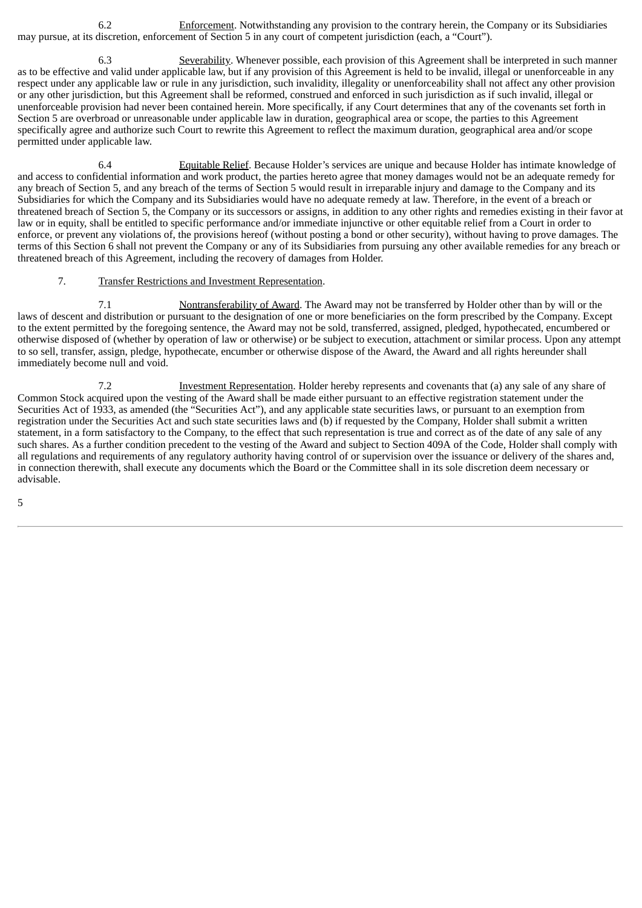6.2 Enforcement. Notwithstanding any provision to the contrary herein, the Company or its Subsidiaries may pursue, at its discretion, enforcement of Section 5 in any court of competent jurisdiction (each, a "Court").

6.3 Severability. Whenever possible, each provision of this Agreement shall be interpreted in such manner as to be effective and valid under applicable law, but if any provision of this Agreement is held to be invalid, illegal or unenforceable in any respect under any applicable law or rule in any jurisdiction, such invalidity, illegality or unenforceability shall not affect any other provision or any other jurisdiction, but this Agreement shall be reformed, construed and enforced in such jurisdiction as if such invalid, illegal or unenforceable provision had never been contained herein. More specifically, if any Court determines that any of the covenants set forth in Section 5 are overbroad or unreasonable under applicable law in duration, geographical area or scope, the parties to this Agreement specifically agree and authorize such Court to rewrite this Agreement to reflect the maximum duration, geographical area and/or scope permitted under applicable law.

6.4 Equitable Relief. Because Holder's services are unique and because Holder has intimate knowledge of and access to confidential information and work product, the parties hereto agree that money damages would not be an adequate remedy for any breach of Section 5, and any breach of the terms of Section 5 would result in irreparable injury and damage to the Company and its Subsidiaries for which the Company and its Subsidiaries would have no adequate remedy at law. Therefore, in the event of a breach or threatened breach of Section 5, the Company or its successors or assigns, in addition to any other rights and remedies existing in their favor at law or in equity, shall be entitled to specific performance and/or immediate injunctive or other equitable relief from a Court in order to enforce, or prevent any violations of, the provisions hereof (without posting a bond or other security), without having to prove damages. The terms of this Section 6 shall not prevent the Company or any of its Subsidiaries from pursuing any other available remedies for any breach or threatened breach of this Agreement, including the recovery of damages from Holder.

7. Transfer Restrictions and Investment Representation.

7.1 Nontransferability of Award. The Award may not be transferred by Holder other than by will or the laws of descent and distribution or pursuant to the designation of one or more beneficiaries on the form prescribed by the Company. Except to the extent permitted by the foregoing sentence, the Award may not be sold, transferred, assigned, pledged, hypothecated, encumbered or otherwise disposed of (whether by operation of law or otherwise) or be subject to execution, attachment or similar process. Upon any attempt to so sell, transfer, assign, pledge, hypothecate, encumber or otherwise dispose of the Award, the Award and all rights hereunder shall immediately become null and void.

7.2 Investment Representation. Holder hereby represents and covenants that (a) any sale of any share of Common Stock acquired upon the vesting of the Award shall be made either pursuant to an effective registration statement under the Securities Act of 1933, as amended (the "Securities Act"), and any applicable state securities laws, or pursuant to an exemption from registration under the Securities Act and such state securities laws and (b) if requested by the Company, Holder shall submit a written statement, in a form satisfactory to the Company, to the effect that such representation is true and correct as of the date of any sale of any such shares. As a further condition precedent to the vesting of the Award and subject to Section 409A of the Code, Holder shall comply with all regulations and requirements of any regulatory authority having control of or supervision over the issuance or delivery of the shares and, in connection therewith, shall execute any documents which the Board or the Committee shall in its sole discretion deem necessary or advisable.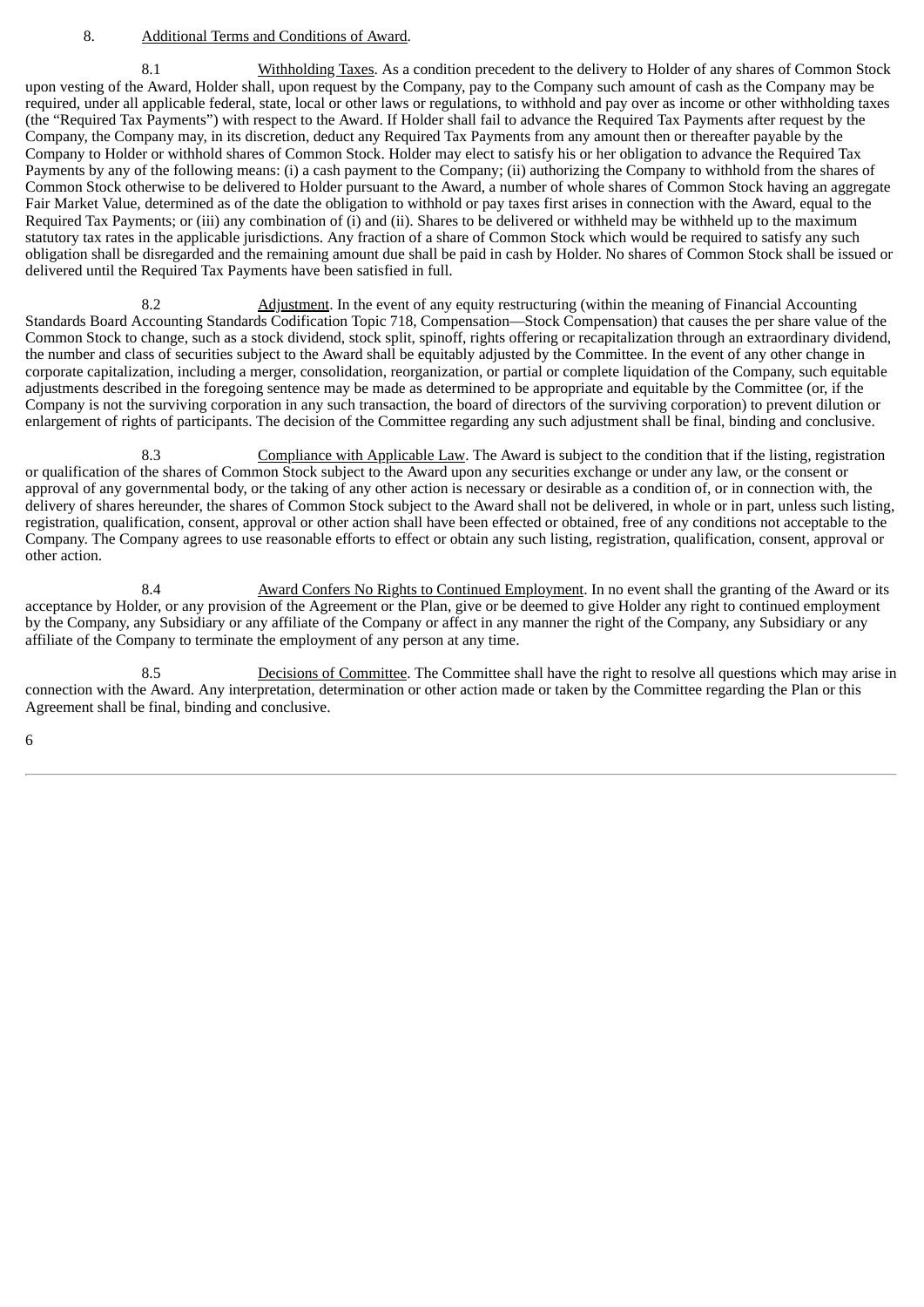8. Additional Terms and Conditions of Award.

8.1 Withholding Taxes. As a condition precedent to the delivery to Holder of any shares of Common Stock upon vesting of the Award, Holder shall, upon request by the Company, pay to the Company such amount of cash as the Company may be required, under all applicable federal, state, local or other laws or regulations, to withhold and pay over as income or other withholding taxes (the "Required Tax Payments") with respect to the Award. If Holder shall fail to advance the Required Tax Payments after request by the Company, the Company may, in its discretion, deduct any Required Tax Payments from any amount then or thereafter payable by the Company to Holder or withhold shares of Common Stock. Holder may elect to satisfy his or her obligation to advance the Required Tax Payments by any of the following means: (i) a cash payment to the Company; (ii) authorizing the Company to withhold from the shares of Common Stock otherwise to be delivered to Holder pursuant to the Award, a number of whole shares of Common Stock having an aggregate Fair Market Value, determined as of the date the obligation to withhold or pay taxes first arises in connection with the Award, equal to the Required Tax Payments; or (iii) any combination of (i) and (ii). Shares to be delivered or withheld may be withheld up to the maximum statutory tax rates in the applicable jurisdictions. Any fraction of a share of Common Stock which would be required to satisfy any such obligation shall be disregarded and the remaining amount due shall be paid in cash by Holder. No shares of Common Stock shall be issued or delivered until the Required Tax Payments have been satisfied in full.

8.2 Adjustment. In the event of any equity restructuring (within the meaning of Financial Accounting Standards Board Accounting Standards Codification Topic 718, Compensation—Stock Compensation) that causes the per share value of the Common Stock to change, such as a stock dividend, stock split, spinoff, rights offering or recapitalization through an extraordinary dividend, the number and class of securities subject to the Award shall be equitably adjusted by the Committee. In the event of any other change in corporate capitalization, including a merger, consolidation, reorganization, or partial or complete liquidation of the Company, such equitable adjustments described in the foregoing sentence may be made as determined to be appropriate and equitable by the Committee (or, if the Company is not the surviving corporation in any such transaction, the board of directors of the surviving corporation) to prevent dilution or enlargement of rights of participants. The decision of the Committee regarding any such adjustment shall be final, binding and conclusive.

8.3 Compliance with Applicable Law. The Award is subject to the condition that if the listing, registration or qualification of the shares of Common Stock subject to the Award upon any securities exchange or under any law, or the consent or approval of any governmental body, or the taking of any other action is necessary or desirable as a condition of, or in connection with, the delivery of shares hereunder, the shares of Common Stock subject to the Award shall not be delivered, in whole or in part, unless such listing, registration, qualification, consent, approval or other action shall have been effected or obtained, free of any conditions not acceptable to the Company. The Company agrees to use reasonable efforts to effect or obtain any such listing, registration, qualification, consent, approval or other action.

8.4 Award Confers No Rights to Continued Employment. In no event shall the granting of the Award or its acceptance by Holder, or any provision of the Agreement or the Plan, give or be deemed to give Holder any right to continued employment by the Company, any Subsidiary or any affiliate of the Company or affect in any manner the right of the Company, any Subsidiary or any affiliate of the Company to terminate the employment of any person at any time.

8.5 Decisions of Committee. The Committee shall have the right to resolve all questions which may arise in connection with the Award. Any interpretation, determination or other action made or taken by the Committee regarding the Plan or this Agreement shall be final, binding and conclusive.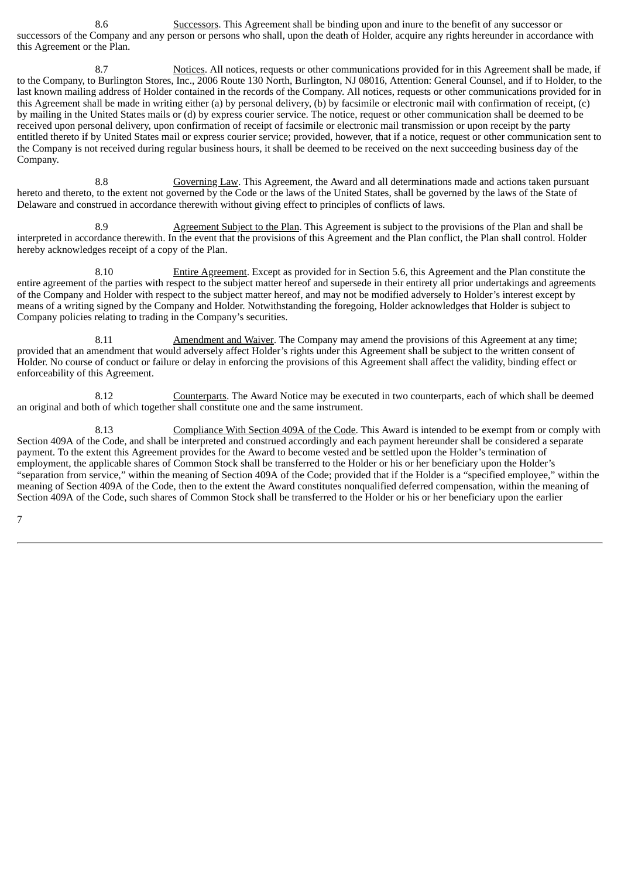8.6 Successors. This Agreement shall be binding upon and inure to the benefit of any successor or successors of the Company and any person or persons who shall, upon the death of Holder, acquire any rights hereunder in accordance with this Agreement or the Plan.

8.7 Notices. All notices, requests or other communications provided for in this Agreement shall be made, if to the Company, to Burlington Stores, Inc., 2006 Route 130 North, Burlington, NJ 08016, Attention: General Counsel, and if to Holder, to the last known mailing address of Holder contained in the records of the Company. All notices, requests or other communications provided for in this Agreement shall be made in writing either (a) by personal delivery, (b) by facsimile or electronic mail with confirmation of receipt, (c) by mailing in the United States mails or (d) by express courier service. The notice, request or other communication shall be deemed to be received upon personal delivery, upon confirmation of receipt of facsimile or electronic mail transmission or upon receipt by the party entitled thereto if by United States mail or express courier service; provided, however, that if a notice, request or other communication sent to the Company is not received during regular business hours, it shall be deemed to be received on the next succeeding business day of the Company.

8.8 Governing Law. This Agreement, the Award and all determinations made and actions taken pursuant hereto and thereto, to the extent not governed by the Code or the laws of the United States, shall be governed by the laws of the State of Delaware and construed in accordance therewith without giving effect to principles of conflicts of laws.

8.9 Agreement Subject to the Plan. This Agreement is subject to the provisions of the Plan and shall be interpreted in accordance therewith. In the event that the provisions of this Agreement and the Plan conflict, the Plan shall control. Holder hereby acknowledges receipt of a copy of the Plan.

8.10 Entire Agreement. Except as provided for in Section 5.6, this Agreement and the Plan constitute the entire agreement of the parties with respect to the subject matter hereof and supersede in their entirety all prior undertakings and agreements of the Company and Holder with respect to the subject matter hereof, and may not be modified adversely to Holder's interest except by means of a writing signed by the Company and Holder. Notwithstanding the foregoing, Holder acknowledges that Holder is subject to Company policies relating to trading in the Company's securities.

8.11 Amendment and Waiver. The Company may amend the provisions of this Agreement at any time; provided that an amendment that would adversely affect Holder's rights under this Agreement shall be subject to the written consent of Holder. No course of conduct or failure or delay in enforcing the provisions of this Agreement shall affect the validity, binding effect or enforceability of this Agreement.

8.12 Counterparts. The Award Notice may be executed in two counterparts, each of which shall be deemed an original and both of which together shall constitute one and the same instrument.

8.13 Compliance With Section 409A of the Code. This Award is intended to be exempt from or comply with Section 409A of the Code, and shall be interpreted and construed accordingly and each payment hereunder shall be considered a separate payment. To the extent this Agreement provides for the Award to become vested and be settled upon the Holder's termination of employment, the applicable shares of Common Stock shall be transferred to the Holder or his or her beneficiary upon the Holder's "separation from service," within the meaning of Section 409A of the Code; provided that if the Holder is a "specified employee," within the meaning of Section 409A of the Code, then to the extent the Award constitutes nonqualified deferred compensation, within the meaning of Section 409A of the Code, such shares of Common Stock shall be transferred to the Holder or his or her beneficiary upon the earlier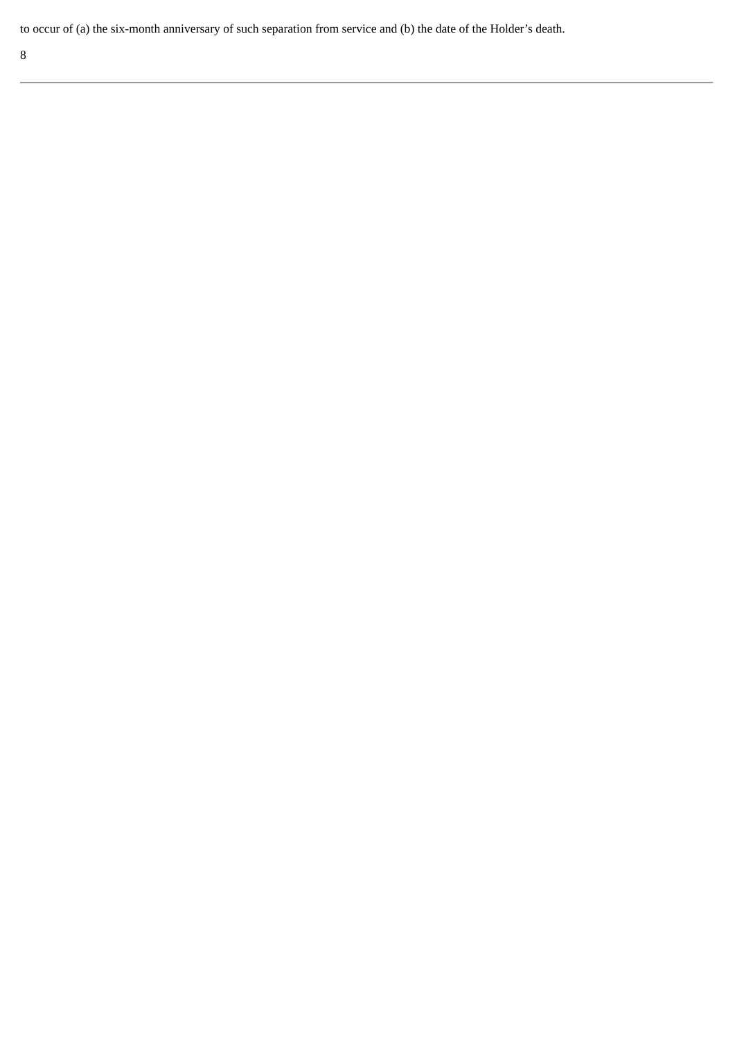to occur of (a) the six-month anniversary of such separation from service and (b) the date of the Holder’s death.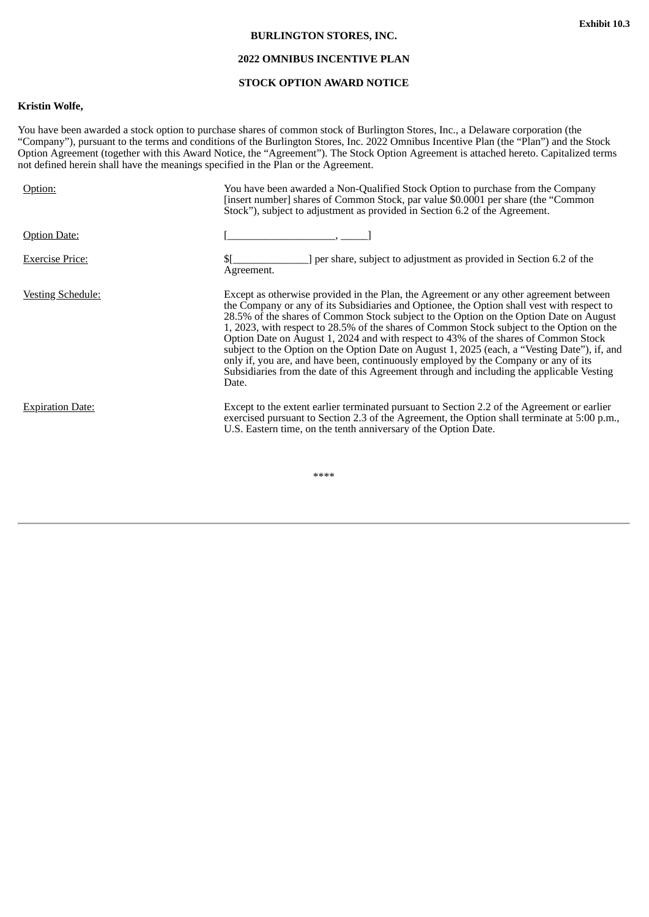Exhibit 10.3

**BURLINGTON STORES, INC.**

**2022 OMNIBUS INCENTIVE PLAN**

**STOCK OPTION AWARD NOTICE**

**Kristin Wolfe,**

You have been awarded a stock option to purchase shares of common stock of Burlington Stores, Inc., a Delaware corporation (the "Company"), pursuant to the terms and conditions of the Burlington Stores, Inc. 2022 Omnibus Incentive Plan (the "Plan") and the Stock Option Agreement (together with this Award Notice, the "Agreement"). The Stock Option Agreement is attached hereto. Capitalized terms not defined herein shall have the meanings specified in the Plan or the Agreement.

| | |
|---|---|
| Option: | You have been awarded a Non-Qualified Stock Option to purchase from the Company [insert number] shares of Common Stock, par value $0.0001 per share (the "Common Stock"), subject to adjustment as provided in Section 6.2 of the Agreement. |
| Option Date: | [___________________, _____] |
| Exercise Price: | $[______________] per share, subject to adjustment as provided in Section 6.2 of the Agreement. |
| Vesting Schedule: | Except as otherwise provided in the Plan, the Agreement or any other agreement between the Company or any of its Subsidiaries and Optionee, the Option shall vest with respect to 28.5% of the shares of Common Stock subject to the Option on the Option Date on August 1, 2023, with respect to 28.5% of the shares of Common Stock subject to the Option on the Option Date on August 1, 2024 and with respect to 43% of the shares of Common Stock subject to the Option on the Option Date on August 1, 2025 (each, a "Vesting Date"), if, and only if, you are, and have been, continuously employed by the Company or any of its Subsidiaries from the date of this Agreement through and including the applicable Vesting Date. |
| Expiration Date: | Except to the extent earlier terminated pursuant to Section 2.2 of the Agreement or earlier exercised pursuant to Section 2.3 of the Agreement, the Option shall terminate at 5:00 p.m., U.S. Eastern time, on the tenth anniversary of the Option Date. |

****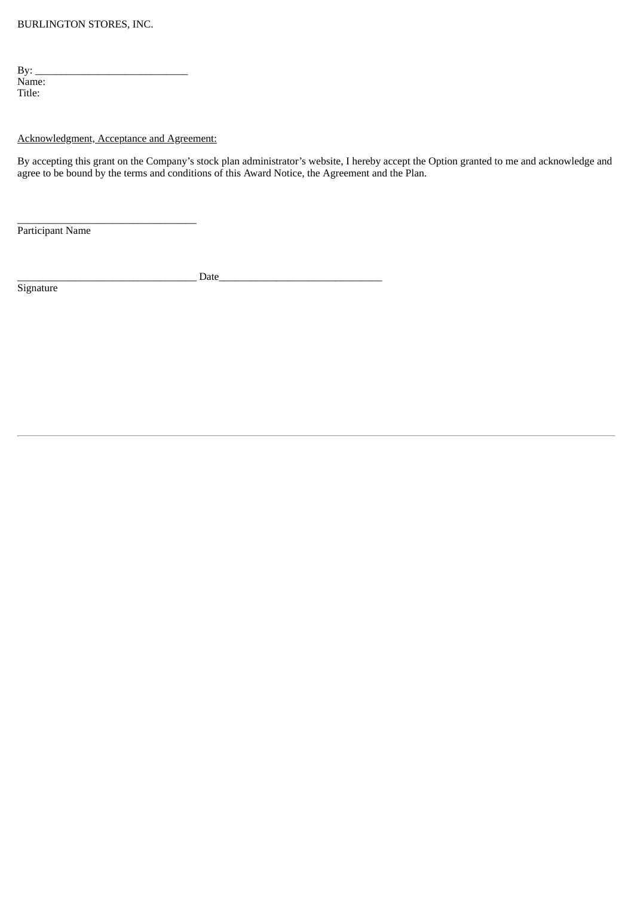BURLINGTON STORES, INC.

By: ____________________________
Name:
Title:

Acknowledgment, Acceptance and Agreement:

By accepting this grant on the Company's stock plan administrator's website, I hereby accept the Option granted to me and acknowledge and agree to be bound by the terms and conditions of this Award Notice, the Agreement and the Plan.

_________________________________
Participant Name

_________________________________ Date______________________________
Signature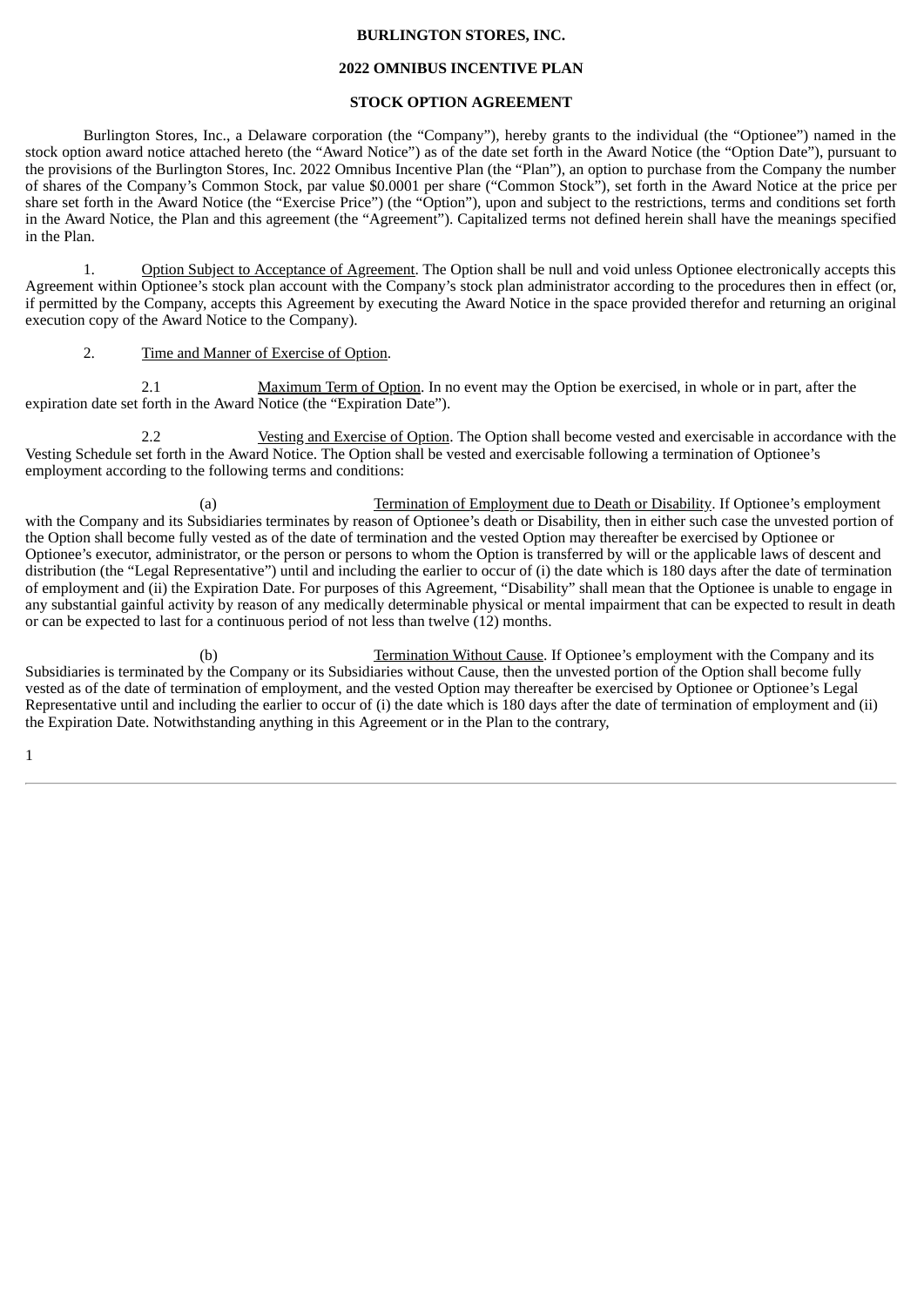**BURLINGTON STORES, INC.**

**2022 OMNIBUS INCENTIVE PLAN**

**STOCK OPTION AGREEMENT**

Burlington Stores, Inc., a Delaware corporation (the "Company"), hereby grants to the individual (the "Optionee") named in the stock option award notice attached hereto (the "Award Notice") as of the date set forth in the Award Notice (the "Option Date"), pursuant to the provisions of the Burlington Stores, Inc. 2022 Omnibus Incentive Plan (the "Plan"), an option to purchase from the Company the number of shares of the Company's Common Stock, par value $0.0001 per share ("Common Stock"), set forth in the Award Notice at the price per share set forth in the Award Notice (the "Exercise Price") (the "Option"), upon and subject to the restrictions, terms and conditions set forth in the Award Notice, the Plan and this agreement (the "Agreement"). Capitalized terms not defined herein shall have the meanings specified in the Plan.

1. Option Subject to Acceptance of Agreement. The Option shall be null and void unless Optionee electronically accepts this Agreement within Optionee's stock plan account with the Company's stock plan administrator according to the procedures then in effect (or, if permitted by the Company, accepts this Agreement by executing the Award Notice in the space provided therefor and returning an original execution copy of the Award Notice to the Company).

2. Time and Manner of Exercise of Option.

2.1 Maximum Term of Option. In no event may the Option be exercised, in whole or in part, after the expiration date set forth in the Award Notice (the "Expiration Date").

2.2 Vesting and Exercise of Option. The Option shall become vested and exercisable in accordance with the Vesting Schedule set forth in the Award Notice. The Option shall be vested and exercisable following a termination of Optionee's employment according to the following terms and conditions:

(a) Termination of Employment due to Death or Disability. If Optionee's employment with the Company and its Subsidiaries terminates by reason of Optionee's death or Disability, then in either such case the unvested portion of the Option shall become fully vested as of the date of termination and the vested Option may thereafter be exercised by Optionee or Optionee's executor, administrator, or the person or persons to whom the Option is transferred by will or the applicable laws of descent and distribution (the "Legal Representative") until and including the earlier to occur of (i) the date which is 180 days after the date of termination of employment and (ii) the Expiration Date. For purposes of this Agreement, "Disability" shall mean that the Optionee is unable to engage in any substantial gainful activity by reason of any medically determinable physical or mental impairment that can be expected to result in death or can be expected to last for a continuous period of not less than twelve (12) months.

(b) Termination Without Cause. If Optionee's employment with the Company and its Subsidiaries is terminated by the Company or its Subsidiaries without Cause, then the unvested portion of the Option shall become fully vested as of the date of termination of employment, and the vested Option may thereafter be exercised by Optionee or Optionee's Legal Representative until and including the earlier to occur of (i) the date which is 180 days after the date of termination of employment and (ii) the Expiration Date. Notwithstanding anything in this Agreement or in the Plan to the contrary,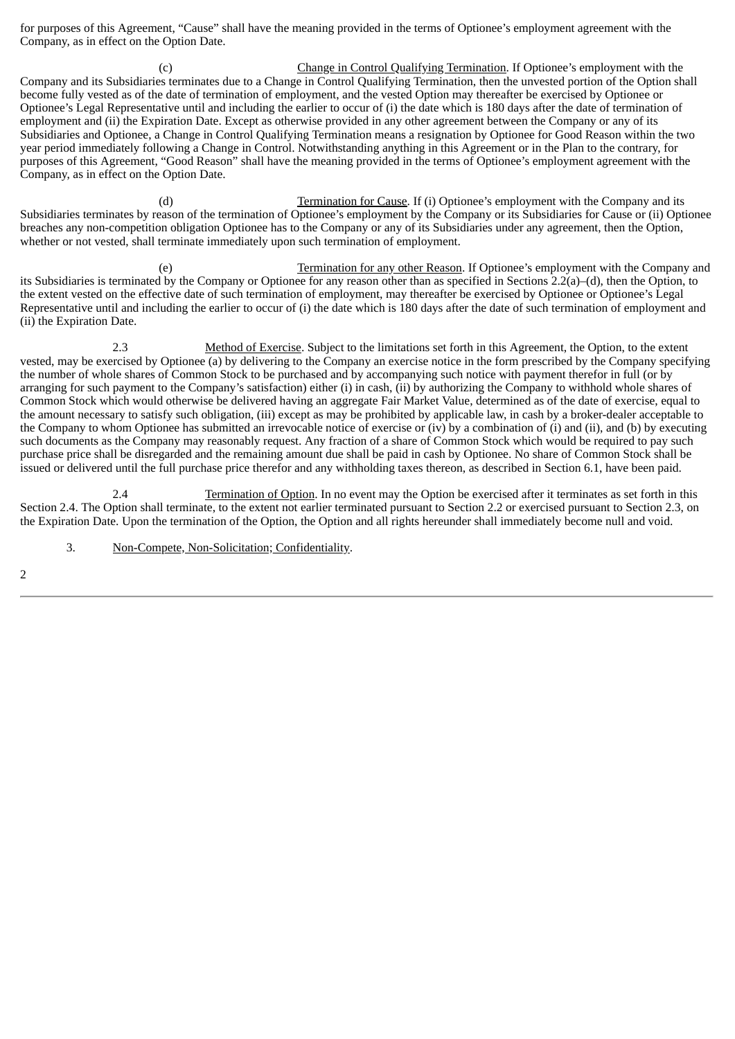for purposes of this Agreement, "Cause" shall have the meaning provided in the terms of Optionee's employment agreement with the Company, as in effect on the Option Date.

(c) Change in Control Qualifying Termination. If Optionee's employment with the Company and its Subsidiaries terminates due to a Change in Control Qualifying Termination, then the unvested portion of the Option shall become fully vested as of the date of termination of employment, and the vested Option may thereafter be exercised by Optionee or Optionee's Legal Representative until and including the earlier to occur of (i) the date which is 180 days after the date of termination of employment and (ii) the Expiration Date. Except as otherwise provided in any other agreement between the Company or any of its Subsidiaries and Optionee, a Change in Control Qualifying Termination means a resignation by Optionee for Good Reason within the two year period immediately following a Change in Control. Notwithstanding anything in this Agreement or in the Plan to the contrary, for purposes of this Agreement, "Good Reason" shall have the meaning provided in the terms of Optionee's employment agreement with the Company, as in effect on the Option Date.

(d) Termination for Cause. If (i) Optionee's employment with the Company and its Subsidiaries terminates by reason of the termination of Optionee's employment by the Company or its Subsidiaries for Cause or (ii) Optionee breaches any non-competition obligation Optionee has to the Company or any of its Subsidiaries under any agreement, then the Option, whether or not vested, shall terminate immediately upon such termination of employment.

(e) Termination for any other Reason. If Optionee's employment with the Company and its Subsidiaries is terminated by the Company or Optionee for any reason other than as specified in Sections 2.2(a)–(d), then the Option, to the extent vested on the effective date of such termination of employment, may thereafter be exercised by Optionee or Optionee's Legal Representative until and including the earlier to occur of (i) the date which is 180 days after the date of such termination of employment and (ii) the Expiration Date.

2.3 Method of Exercise. Subject to the limitations set forth in this Agreement, the Option, to the extent vested, may be exercised by Optionee (a) by delivering to the Company an exercise notice in the form prescribed by the Company specifying the number of whole shares of Common Stock to be purchased and by accompanying such notice with payment therefor in full (or by arranging for such payment to the Company's satisfaction) either (i) in cash, (ii) by authorizing the Company to withhold whole shares of Common Stock which would otherwise be delivered having an aggregate Fair Market Value, determined as of the date of exercise, equal to the amount necessary to satisfy such obligation, (iii) except as may be prohibited by applicable law, in cash by a broker-dealer acceptable to the Company to whom Optionee has submitted an irrevocable notice of exercise or (iv) by a combination of (i) and (ii), and (b) by executing such documents as the Company may reasonably request. Any fraction of a share of Common Stock which would be required to pay such purchase price shall be disregarded and the remaining amount due shall be paid in cash by Optionee. No share of Common Stock shall be issued or delivered until the full purchase price therefor and any withholding taxes thereon, as described in Section 6.1, have been paid.

2.4 Termination of Option. In no event may the Option be exercised after it terminates as set forth in this Section 2.4. The Option shall terminate, to the extent not earlier terminated pursuant to Section 2.2 or exercised pursuant to Section 2.3, on the Expiration Date. Upon the termination of the Option, the Option and all rights hereunder shall immediately become null and void.

3. Non-Compete, Non-Solicitation; Confidentiality.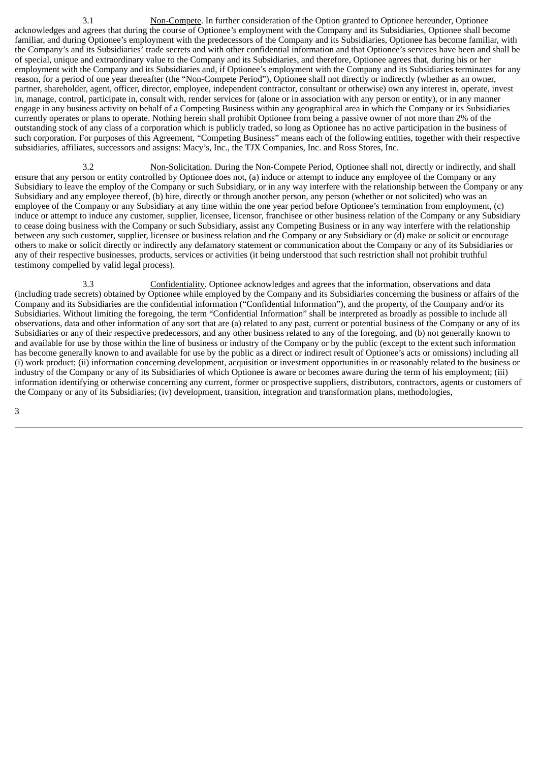3.1 Non-Compete. In further consideration of the Option granted to Optionee hereunder, Optionee acknowledges and agrees that during the course of Optionee's employment with the Company and its Subsidiaries, Optionee shall become familiar, and during Optionee's employment with the predecessors of the Company and its Subsidiaries, Optionee has become familiar, with the Company's and its Subsidiaries' trade secrets and with other confidential information and that Optionee's services have been and shall be of special, unique and extraordinary value to the Company and its Subsidiaries, and therefore, Optionee agrees that, during his or her employment with the Company and its Subsidiaries and, if Optionee's employment with the Company and its Subsidiaries terminates for any reason, for a period of one year thereafter (the "Non-Compete Period"), Optionee shall not directly or indirectly (whether as an owner, partner, shareholder, agent, officer, director, employee, independent contractor, consultant or otherwise) own any interest in, operate, invest in, manage, control, participate in, consult with, render services for (alone or in association with any person or entity), or in any manner engage in any business activity on behalf of a Competing Business within any geographical area in which the Company or its Subsidiaries currently operates or plans to operate. Nothing herein shall prohibit Optionee from being a passive owner of not more than 2% of the outstanding stock of any class of a corporation which is publicly traded, so long as Optionee has no active participation in the business of such corporation. For purposes of this Agreement, "Competing Business" means each of the following entities, together with their respective subsidiaries, affiliates, successors and assigns: Macy's, Inc., the TJX Companies, Inc. and Ross Stores, Inc.

3.2 Non-Solicitation. During the Non-Compete Period, Optionee shall not, directly or indirectly, and shall ensure that any person or entity controlled by Optionee does not, (a) induce or attempt to induce any employee of the Company or any Subsidiary to leave the employ of the Company or such Subsidiary, or in any way interfere with the relationship between the Company or any Subsidiary and any employee thereof, (b) hire, directly or through another person, any person (whether or not solicited) who was an employee of the Company or any Subsidiary at any time within the one year period before Optionee's termination from employment, (c) induce or attempt to induce any customer, supplier, licensee, licensor, franchisee or other business relation of the Company or any Subsidiary to cease doing business with the Company or such Subsidiary, assist any Competing Business or in any way interfere with the relationship between any such customer, supplier, licensee or business relation and the Company or any Subsidiary or (d) make or solicit or encourage others to make or solicit directly or indirectly any defamatory statement or communication about the Company or any of its Subsidiaries or any of their respective businesses, products, services or activities (it being understood that such restriction shall not prohibit truthful testimony compelled by valid legal process).

3.3 Confidentiality. Optionee acknowledges and agrees that the information, observations and data (including trade secrets) obtained by Optionee while employed by the Company and its Subsidiaries concerning the business or affairs of the Company and its Subsidiaries are the confidential information ("Confidential Information"), and the property, of the Company and/or its Subsidiaries. Without limiting the foregoing, the term "Confidential Information" shall be interpreted as broadly as possible to include all observations, data and other information of any sort that are (a) related to any past, current or potential business of the Company or any of its Subsidiaries or any of their respective predecessors, and any other business related to any of the foregoing, and (b) not generally known to and available for use by those within the line of business or industry of the Company or by the public (except to the extent such information has become generally known to and available for use by the public as a direct or indirect result of Optionee's acts or omissions) including all (i) work product; (ii) information concerning development, acquisition or investment opportunities in or reasonably related to the business or industry of the Company or any of its Subsidiaries of which Optionee is aware or becomes aware during the term of his employment; (iii) information identifying or otherwise concerning any current, former or prospective suppliers, distributors, contractors, agents or customers of the Company or any of its Subsidiaries; (iv) development, transition, integration and transformation plans, methodologies,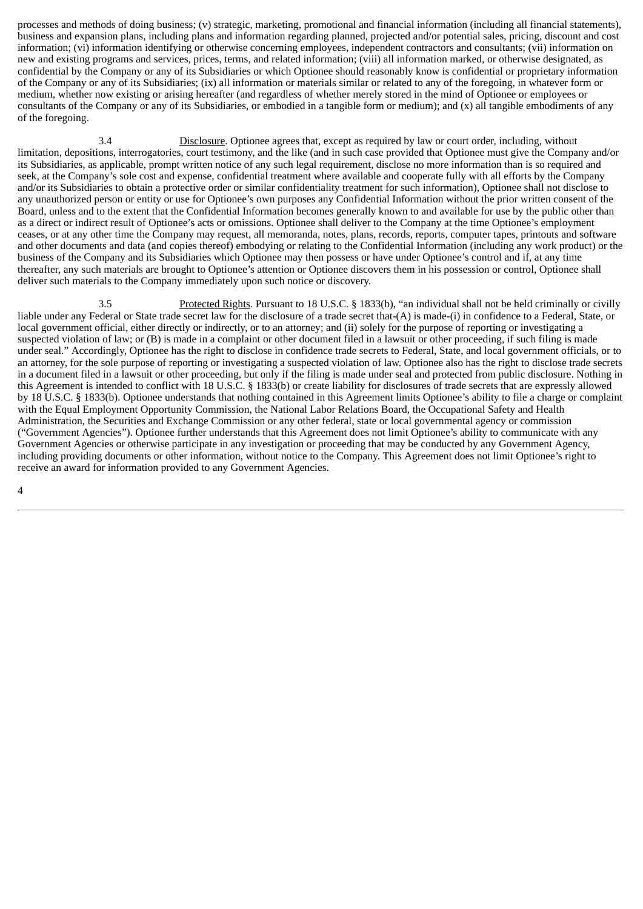processes and methods of doing business; (v) strategic, marketing, promotional and financial information (including all financial statements), business and expansion plans, including plans and information regarding planned, projected and/or potential sales, pricing, discount and cost information; (vi) information identifying or otherwise concerning employees, independent contractors and consultants; (vii) information on new and existing programs and services, prices, terms, and related information; (viii) all information marked, or otherwise designated, as confidential by the Company or any of its Subsidiaries or which Optionee should reasonably know is confidential or proprietary information of the Company or any of its Subsidiaries; (ix) all information or materials similar or related to any of the foregoing, in whatever form or medium, whether now existing or arising hereafter (and regardless of whether merely stored in the mind of Optionee or employees or consultants of the Company or any of its Subsidiaries, or embodied in a tangible form or medium); and (x) all tangible embodiments of any of the foregoing.

3.4 Disclosure. Optionee agrees that, except as required by law or court order, including, without limitation, depositions, interrogatories, court testimony, and the like (and in such case provided that Optionee must give the Company and/or its Subsidiaries, as applicable, prompt written notice of any such legal requirement, disclose no more information than is so required and seek, at the Company's sole cost and expense, confidential treatment where available and cooperate fully with all efforts by the Company and/or its Subsidiaries to obtain a protective order or similar confidentiality treatment for such information), Optionee shall not disclose to any unauthorized person or entity or use for Optionee's own purposes any Confidential Information without the prior written consent of the Board, unless and to the extent that the Confidential Information becomes generally known to and available for use by the public other than as a direct or indirect result of Optionee's acts or omissions. Optionee shall deliver to the Company at the time Optionee's employment ceases, or at any other time the Company may request, all memoranda, notes, plans, records, reports, computer tapes, printouts and software and other documents and data (and copies thereof) embodying or relating to the Confidential Information (including any work product) or the business of the Company and its Subsidiaries which Optionee may then possess or have under Optionee's control and if, at any time thereafter, any such materials are brought to Optionee's attention or Optionee discovers them in his possession or control, Optionee shall deliver such materials to the Company immediately upon such notice or discovery.

3.5 Protected Rights. Pursuant to 18 U.S.C. § 1833(b), "an individual shall not be held criminally or civilly liable under any Federal or State trade secret law for the disclosure of a trade secret that-(A) is made-(i) in confidence to a Federal, State, or local government official, either directly or indirectly, or to an attorney; and (ii) solely for the purpose of reporting or investigating a suspected violation of law; or (B) is made in a complaint or other document filed in a lawsuit or other proceeding, if such filing is made under seal." Accordingly, Optionee has the right to disclose in confidence trade secrets to Federal, State, and local government officials, or to an attorney, for the sole purpose of reporting or investigating a suspected violation of law. Optionee also has the right to disclose trade secrets in a document filed in a lawsuit or other proceeding, but only if the filing is made under seal and protected from public disclosure. Nothing in this Agreement is intended to conflict with 18 U.S.C. § 1833(b) or create liability for disclosures of trade secrets that are expressly allowed by 18 U.S.C. § 1833(b). Optionee understands that nothing contained in this Agreement limits Optionee's ability to file a charge or complaint with the Equal Employment Opportunity Commission, the National Labor Relations Board, the Occupational Safety and Health Administration, the Securities and Exchange Commission or any other federal, state or local governmental agency or commission ("Government Agencies"). Optionee further understands that this Agreement does not limit Optionee's ability to communicate with any Government Agencies or otherwise participate in any investigation or proceeding that may be conducted by any Government Agency, including providing documents or other information, without notice to the Company. This Agreement does not limit Optionee's right to receive an award for information provided to any Government Agencies.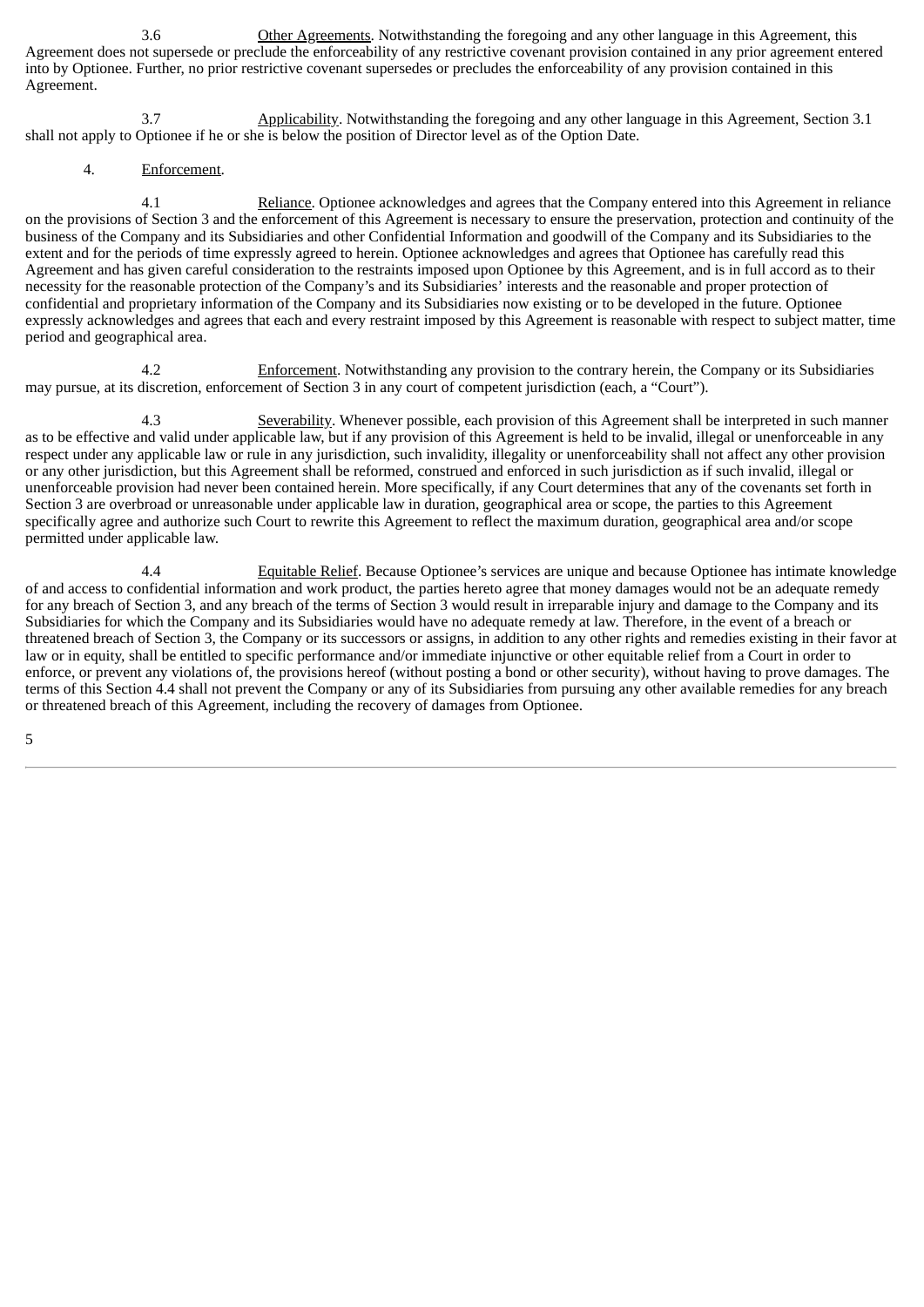3.6 Other Agreements. Notwithstanding the foregoing and any other language in this Agreement, this Agreement does not supersede or preclude the enforceability of any restrictive covenant provision contained in any prior agreement entered into by Optionee. Further, no prior restrictive covenant supersedes or precludes the enforceability of any provision contained in this Agreement.

3.7 Applicability. Notwithstanding the foregoing and any other language in this Agreement, Section 3.1 shall not apply to Optionee if he or she is below the position of Director level as of the Option Date.

4. Enforcement.

4.1 Reliance. Optionee acknowledges and agrees that the Company entered into this Agreement in reliance on the provisions of Section 3 and the enforcement of this Agreement is necessary to ensure the preservation, protection and continuity of the business of the Company and its Subsidiaries and other Confidential Information and goodwill of the Company and its Subsidiaries to the extent and for the periods of time expressly agreed to herein. Optionee acknowledges and agrees that Optionee has carefully read this Agreement and has given careful consideration to the restraints imposed upon Optionee by this Agreement, and is in full accord as to their necessity for the reasonable protection of the Company's and its Subsidiaries' interests and the reasonable and proper protection of confidential and proprietary information of the Company and its Subsidiaries now existing or to be developed in the future. Optionee expressly acknowledges and agrees that each and every restraint imposed by this Agreement is reasonable with respect to subject matter, time period and geographical area.

4.2 Enforcement. Notwithstanding any provision to the contrary herein, the Company or its Subsidiaries may pursue, at its discretion, enforcement of Section 3 in any court of competent jurisdiction (each, a "Court").

4.3 Severability. Whenever possible, each provision of this Agreement shall be interpreted in such manner as to be effective and valid under applicable law, but if any provision of this Agreement is held to be invalid, illegal or unenforceable in any respect under any applicable law or rule in any jurisdiction, such invalidity, illegality or unenforceability shall not affect any other provision or any other jurisdiction, but this Agreement shall be reformed, construed and enforced in such jurisdiction as if such invalid, illegal or unenforceable provision had never been contained herein. More specifically, if any Court determines that any of the covenants set forth in Section 3 are overbroad or unreasonable under applicable law in duration, geographical area or scope, the parties to this Agreement specifically agree and authorize such Court to rewrite this Agreement to reflect the maximum duration, geographical area and/or scope permitted under applicable law.

4.4 Equitable Relief. Because Optionee's services are unique and because Optionee has intimate knowledge of and access to confidential information and work product, the parties hereto agree that money damages would not be an adequate remedy for any breach of Section 3, and any breach of the terms of Section 3 would result in irreparable injury and damage to the Company and its Subsidiaries for which the Company and its Subsidiaries would have no adequate remedy at law. Therefore, in the event of a breach or threatened breach of Section 3, the Company or its successors or assigns, in addition to any other rights and remedies existing in their favor at law or in equity, shall be entitled to specific performance and/or immediate injunctive or other equitable relief from a Court in order to enforce, or prevent any violations of, the provisions hereof (without posting a bond or other security), without having to prove damages. The terms of this Section 4.4 shall not prevent the Company or any of its Subsidiaries from pursuing any other available remedies for any breach or threatened breach of this Agreement, including the recovery of damages from Optionee.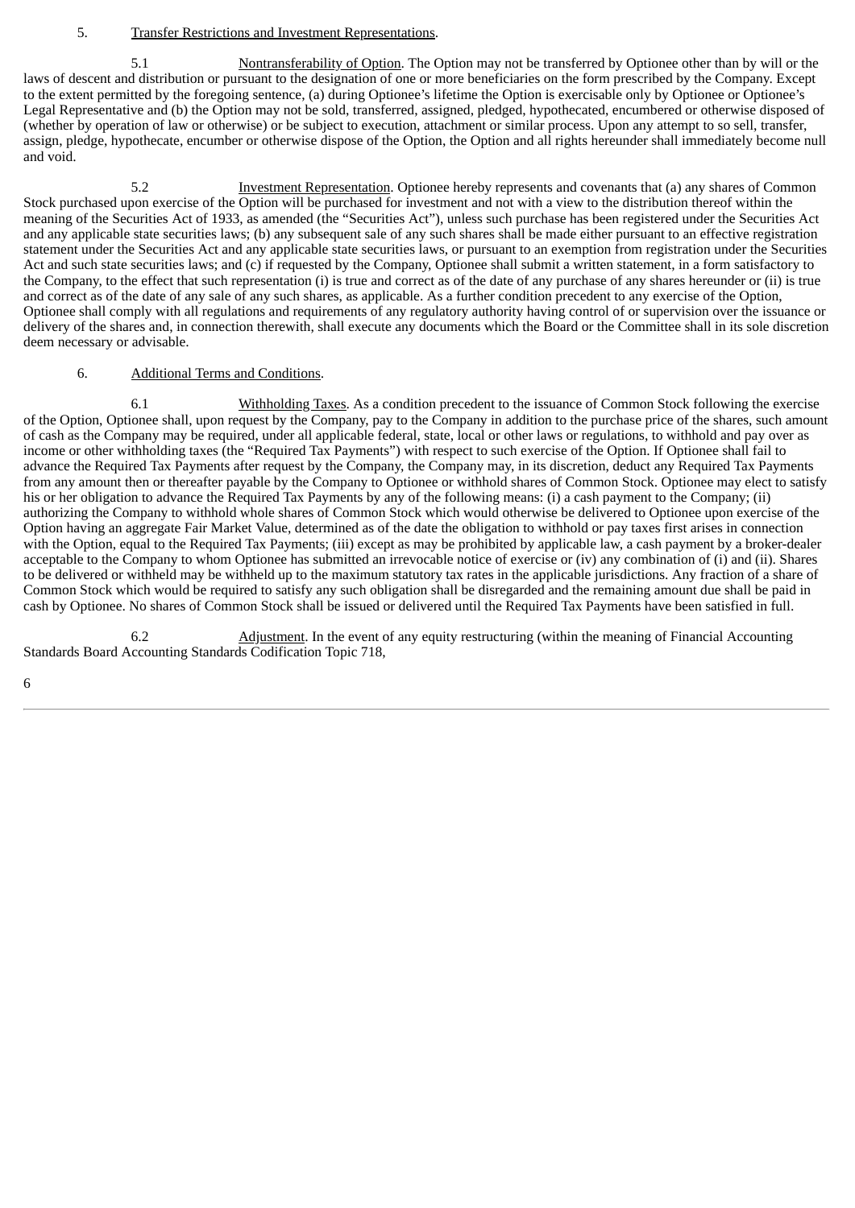5. Transfer Restrictions and Investment Representations.

5.1 Nontransferability of Option. The Option may not be transferred by Optionee other than by will or the laws of descent and distribution or pursuant to the designation of one or more beneficiaries on the form prescribed by the Company. Except to the extent permitted by the foregoing sentence, (a) during Optionee's lifetime the Option is exercisable only by Optionee or Optionee's Legal Representative and (b) the Option may not be sold, transferred, assigned, pledged, hypothecated, encumbered or otherwise disposed of (whether by operation of law or otherwise) or be subject to execution, attachment or similar process. Upon any attempt to so sell, transfer, assign, pledge, hypothecate, encumber or otherwise dispose of the Option, the Option and all rights hereunder shall immediately become null and void.

5.2 Investment Representation. Optionee hereby represents and covenants that (a) any shares of Common Stock purchased upon exercise of the Option will be purchased for investment and not with a view to the distribution thereof within the meaning of the Securities Act of 1933, as amended (the "Securities Act"), unless such purchase has been registered under the Securities Act and any applicable state securities laws; (b) any subsequent sale of any such shares shall be made either pursuant to an effective registration statement under the Securities Act and any applicable state securities laws, or pursuant to an exemption from registration under the Securities Act and such state securities laws; and (c) if requested by the Company, Optionee shall submit a written statement, in a form satisfactory to the Company, to the effect that such representation (i) is true and correct as of the date of any purchase of any shares hereunder or (ii) is true and correct as of the date of any sale of any such shares, as applicable. As a further condition precedent to any exercise of the Option, Optionee shall comply with all regulations and requirements of any regulatory authority having control of or supervision over the issuance or delivery of the shares and, in connection therewith, shall execute any documents which the Board or the Committee shall in its sole discretion deem necessary or advisable.

6. Additional Terms and Conditions.

6.1 Withholding Taxes. As a condition precedent to the issuance of Common Stock following the exercise of the Option, Optionee shall, upon request by the Company, pay to the Company in addition to the purchase price of the shares, such amount of cash as the Company may be required, under all applicable federal, state, local or other laws or regulations, to withhold and pay over as income or other withholding taxes (the "Required Tax Payments") with respect to such exercise of the Option. If Optionee shall fail to advance the Required Tax Payments after request by the Company, the Company may, in its discretion, deduct any Required Tax Payments from any amount then or thereafter payable by the Company to Optionee or withhold shares of Common Stock. Optionee may elect to satisfy his or her obligation to advance the Required Tax Payments by any of the following means: (i) a cash payment to the Company; (ii) authorizing the Company to withhold whole shares of Common Stock which would otherwise be delivered to Optionee upon exercise of the Option having an aggregate Fair Market Value, determined as of the date the obligation to withhold or pay taxes first arises in connection with the Option, equal to the Required Tax Payments; (iii) except as may be prohibited by applicable law, a cash payment by a broker-dealer acceptable to the Company to whom Optionee has submitted an irrevocable notice of exercise or (iv) any combination of (i) and (ii). Shares to be delivered or withheld may be withheld up to the maximum statutory tax rates in the applicable jurisdictions. Any fraction of a share of Common Stock which would be required to satisfy any such obligation shall be disregarded and the remaining amount due shall be paid in cash by Optionee. No shares of Common Stock shall be issued or delivered until the Required Tax Payments have been satisfied in full.

6.2 Adjustment. In the event of any equity restructuring (within the meaning of Financial Accounting Standards Board Accounting Standards Codification Topic 718,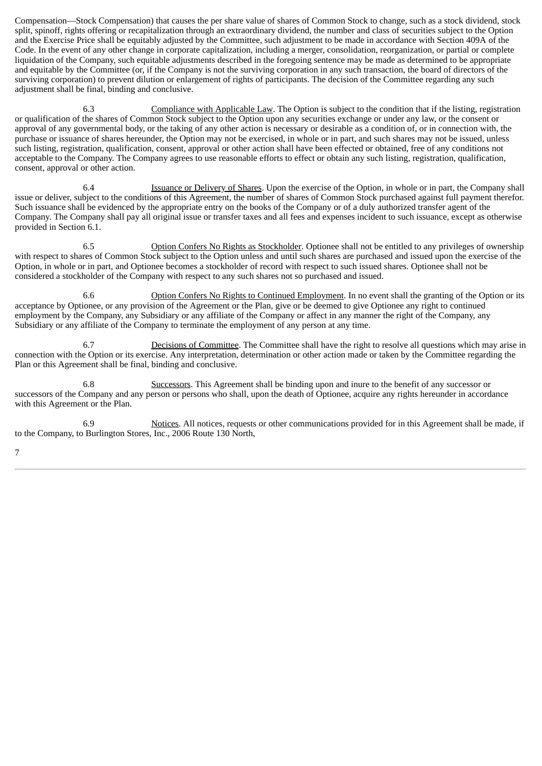Compensation—Stock Compensation) that causes the per share value of shares of Common Stock to change, such as a stock dividend, stock split, spinoff, rights offering or recapitalization through an extraordinary dividend, the number and class of securities subject to the Option and the Exercise Price shall be equitably adjusted by the Committee, such adjustment to be made in accordance with Section 409A of the Code. In the event of any other change in corporate capitalization, including a merger, consolidation, reorganization, or partial or complete liquidation of the Company, such equitable adjustments described in the foregoing sentence may be made as determined to be appropriate and equitable by the Committee (or, if the Company is not the surviving corporation in any such transaction, the board of directors of the surviving corporation) to prevent dilution or enlargement of rights of participants. The decision of the Committee regarding any such adjustment shall be final, binding and conclusive.

6.3 Compliance with Applicable Law. The Option is subject to the condition that if the listing, registration or qualification of the shares of Common Stock subject to the Option upon any securities exchange or under any law, or the consent or approval of any governmental body, or the taking of any other action is necessary or desirable as a condition of, or in connection with, the purchase or issuance of shares hereunder, the Option may not be exercised, in whole or in part, and such shares may not be issued, unless such listing, registration, qualification, consent, approval or other action shall have been effected or obtained, free of any conditions not acceptable to the Company. The Company agrees to use reasonable efforts to effect or obtain any such listing, registration, qualification, consent, approval or other action.

6.4 Issuance or Delivery of Shares. Upon the exercise of the Option, in whole or in part, the Company shall issue or deliver, subject to the conditions of this Agreement, the number of shares of Common Stock purchased against full payment therefor. Such issuance shall be evidenced by the appropriate entry on the books of the Company or of a duly authorized transfer agent of the Company. The Company shall pay all original issue or transfer taxes and all fees and expenses incident to such issuance, except as otherwise provided in Section 6.1.

6.5 Option Confers No Rights as Stockholder. Optionee shall not be entitled to any privileges of ownership with respect to shares of Common Stock subject to the Option unless and until such shares are purchased and issued upon the exercise of the Option, in whole or in part, and Optionee becomes a stockholder of record with respect to such issued shares. Optionee shall not be considered a stockholder of the Company with respect to any such shares not so purchased and issued.

6.6 Option Confers No Rights to Continued Employment. In no event shall the granting of the Option or its acceptance by Optionee, or any provision of the Agreement or the Plan, give or be deemed to give Optionee any right to continued employment by the Company, any Subsidiary or any affiliate of the Company or affect in any manner the right of the Company, any Subsidiary or any affiliate of the Company to terminate the employment of any person at any time.

6.7 Decisions of Committee. The Committee shall have the right to resolve all questions which may arise in connection with the Option or its exercise. Any interpretation, determination or other action made or taken by the Committee regarding the Plan or this Agreement shall be final, binding and conclusive.

6.8 Successors. This Agreement shall be binding upon and inure to the benefit of any successor or successors of the Company and any person or persons who shall, upon the death of Optionee, acquire any rights hereunder in accordance with this Agreement or the Plan.

6.9 Notices. All notices, requests or other communications provided for in this Agreement shall be made, if to the Company, to Burlington Stores, Inc., 2006 Route 130 North,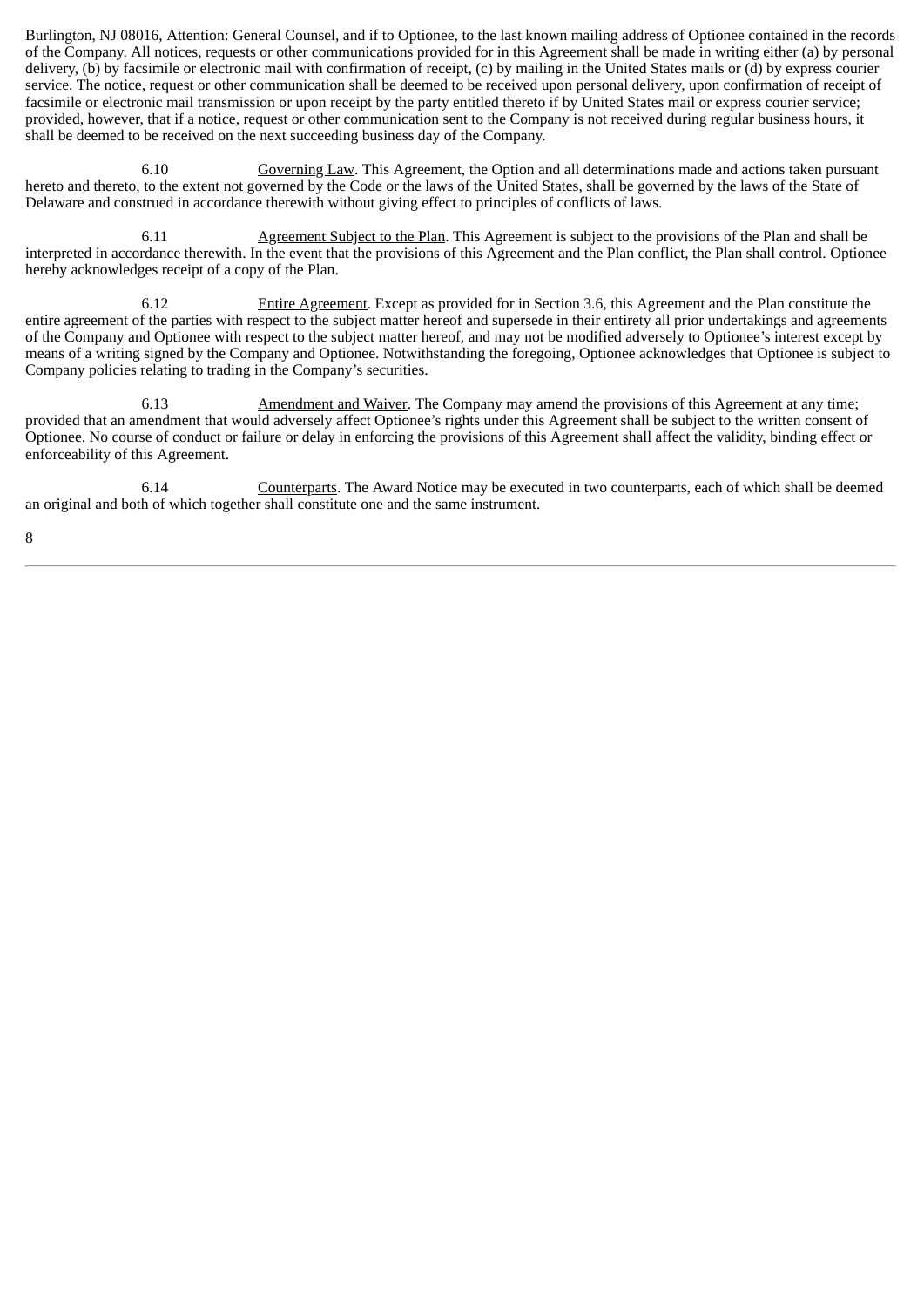Burlington, NJ 08016, Attention: General Counsel, and if to Optionee, to the last known mailing address of Optionee contained in the records of the Company. All notices, requests or other communications provided for in this Agreement shall be made in writing either (a) by personal delivery, (b) by facsimile or electronic mail with confirmation of receipt, (c) by mailing in the United States mails or (d) by express courier service. The notice, request or other communication shall be deemed to be received upon personal delivery, upon confirmation of receipt of facsimile or electronic mail transmission or upon receipt by the party entitled thereto if by United States mail or express courier service; provided, however, that if a notice, request or other communication sent to the Company is not received during regular business hours, it shall be deemed to be received on the next succeeding business day of the Company.

6.10 Governing Law. This Agreement, the Option and all determinations made and actions taken pursuant hereto and thereto, to the extent not governed by the Code or the laws of the United States, shall be governed by the laws of the State of Delaware and construed in accordance therewith without giving effect to principles of conflicts of laws.

6.11 Agreement Subject to the Plan. This Agreement is subject to the provisions of the Plan and shall be interpreted in accordance therewith. In the event that the provisions of this Agreement and the Plan conflict, the Plan shall control. Optionee hereby acknowledges receipt of a copy of the Plan.

6.12 Entire Agreement. Except as provided for in Section 3.6, this Agreement and the Plan constitute the entire agreement of the parties with respect to the subject matter hereof and supersede in their entirety all prior undertakings and agreements of the Company and Optionee with respect to the subject matter hereof, and may not be modified adversely to Optionee's interest except by means of a writing signed by the Company and Optionee. Notwithstanding the foregoing, Optionee acknowledges that Optionee is subject to Company policies relating to trading in the Company's securities.

6.13 Amendment and Waiver. The Company may amend the provisions of this Agreement at any time; provided that an amendment that would adversely affect Optionee's rights under this Agreement shall be subject to the written consent of Optionee. No course of conduct or failure or delay in enforcing the provisions of this Agreement shall affect the validity, binding effect or enforceability of this Agreement.

6.14 Counterparts. The Award Notice may be executed in two counterparts, each of which shall be deemed an original and both of which together shall constitute one and the same instrument.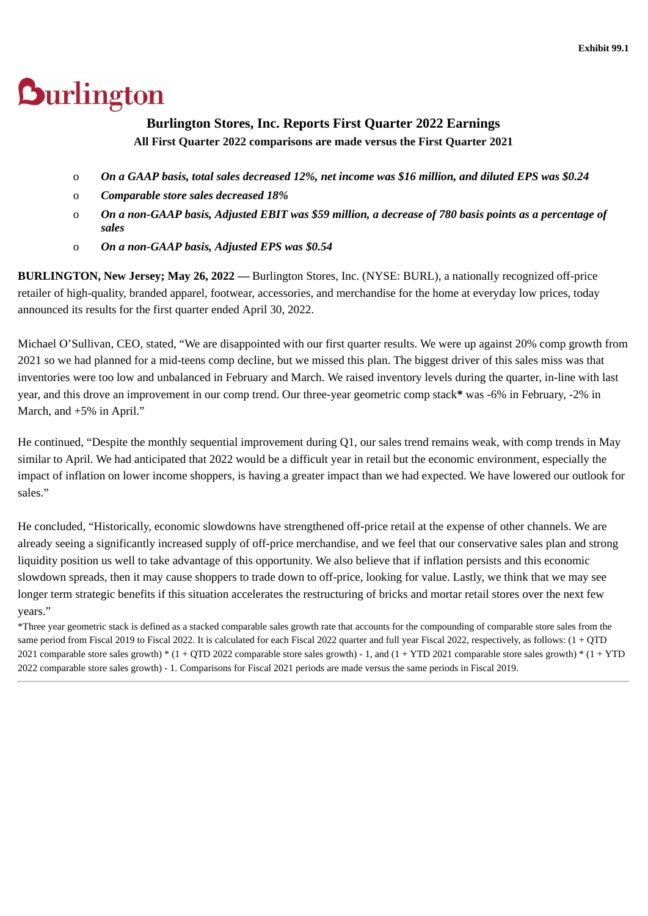Exhibit 99.1

Burlington

## Burlington Stores, Inc. Reports First Quarter 2022 Earnings

**All First Quarter 2022 comparisons are made versus the First Quarter 2021**

- ***On a GAAP basis, total sales decreased 12%, net income was $16 million, and diluted EPS was $0.24***
- ***Comparable store sales decreased 18%***
- ***On a non-GAAP basis, Adjusted EBIT was $59 million, a decrease of 780 basis points as a percentage of sales***
- ***On a non-GAAP basis, Adjusted EPS was $0.54***

**BURLINGTON, New Jersey; May 26, 2022 —** Burlington Stores, Inc. (NYSE: BURL), a nationally recognized off-price retailer of high-quality, branded apparel, footwear, accessories, and merchandise for the home at everyday low prices, today announced its results for the first quarter ended April 30, 2022.

Michael O'Sullivan, CEO, stated, "We are disappointed with our first quarter results. We were up against 20% comp growth from 2021 so we had planned for a mid-teens comp decline, but we missed this plan. The biggest driver of this sales miss was that inventories were too low and unbalanced in February and March. We raised inventory levels during the quarter, in-line with last year, and this drove an improvement in our comp trend. Our three-year geometric comp stack**\*** was -6% in February, -2% in March, and +5% in April."

He continued, "Despite the monthly sequential improvement during Q1, our sales trend remains weak, with comp trends in May similar to April. We had anticipated that 2022 would be a difficult year in retail but the economic environment, especially the impact of inflation on lower income shoppers, is having a greater impact than we had expected. We have lowered our outlook for sales."

He concluded, "Historically, economic slowdowns have strengthened off-price retail at the expense of other channels. We are already seeing a significantly increased supply of off-price merchandise, and we feel that our conservative sales plan and strong liquidity position us well to take advantage of this opportunity. We also believe that if inflation persists and this economic slowdown spreads, then it may cause shoppers to trade down to off-price, looking for value. Lastly, we think that we may see longer term strategic benefits if this situation accelerates the restructuring of bricks and mortar retail stores over the next few years."

*Three year geometric stack is defined as a stacked comparable sales growth rate that accounts for the compounding of comparable store sales from the same period from Fiscal 2019 to Fiscal 2022. It is calculated for each Fiscal 2022 quarter and full year Fiscal 2022, respectively, as follows: (1 + QTD 2021 comparable store sales growth) * (1 + QTD 2022 comparable store sales growth) - 1, and (1 + YTD 2021 comparable store sales growth) * (1 + YTD 2022 comparable store sales growth) - 1. Comparisons for Fiscal 2021 periods are made versus the same periods in Fiscal 2019.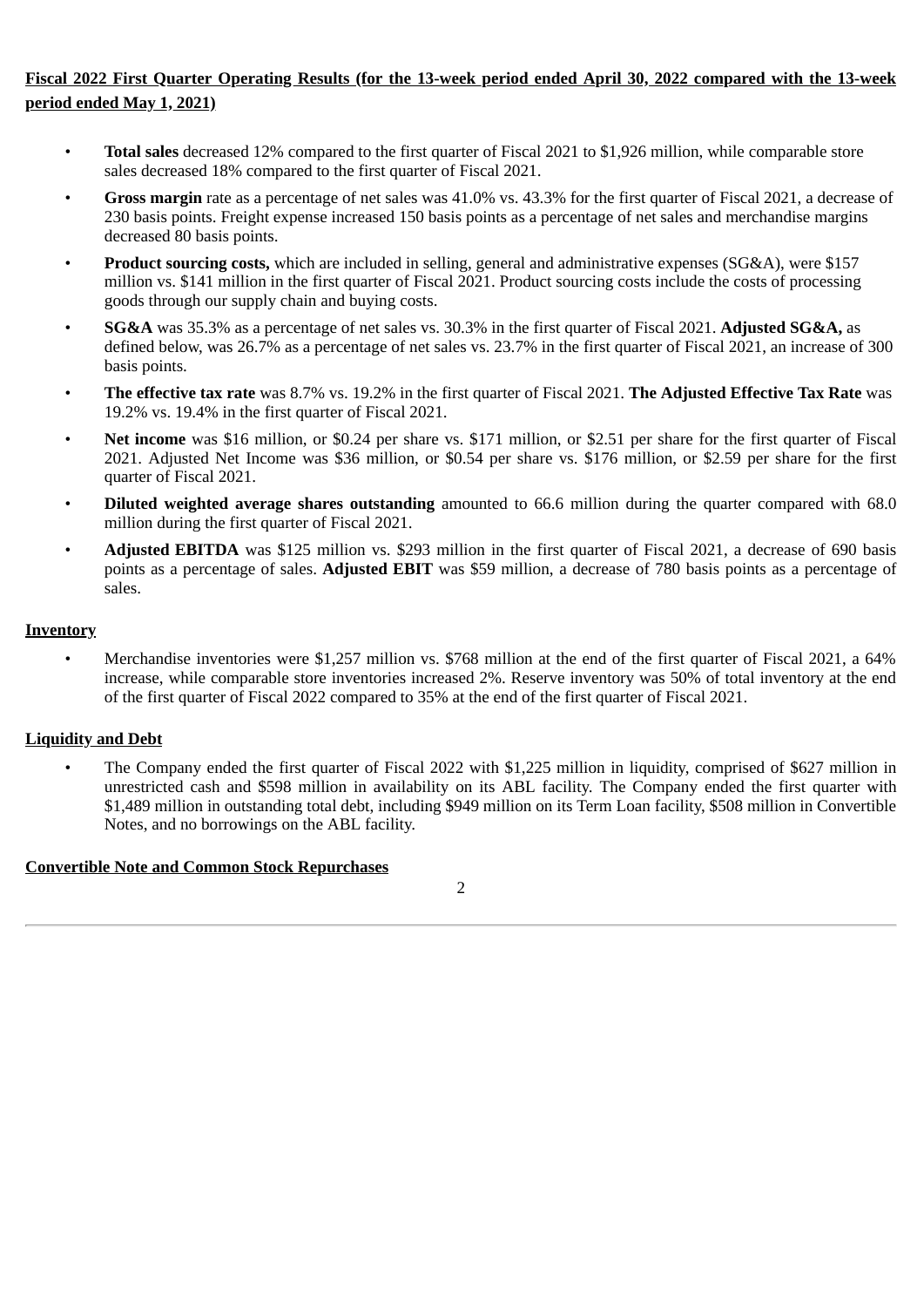**Fiscal 2022 First Quarter Operating Results (for the 13-week period ended April 30, 2022 compared with the 13-week period ended May 1, 2021)**

- **Total sales** decreased 12% compared to the first quarter of Fiscal 2021 to $1,926 million, while comparable store sales decreased 18% compared to the first quarter of Fiscal 2021.
- **Gross margin** rate as a percentage of net sales was 41.0% vs. 43.3% for the first quarter of Fiscal 2021, a decrease of 230 basis points. Freight expense increased 150 basis points as a percentage of net sales and merchandise margins decreased 80 basis points.
- **Product sourcing costs,** which are included in selling, general and administrative expenses (SG&A), were $157 million vs. $141 million in the first quarter of Fiscal 2021. Product sourcing costs include the costs of processing goods through our supply chain and buying costs.
- **SG&A** was 35.3% as a percentage of net sales vs. 30.3% in the first quarter of Fiscal 2021. **Adjusted SG&A,** as defined below, was 26.7% as a percentage of net sales vs. 23.7% in the first quarter of Fiscal 2021, an increase of 300 basis points.
- **The effective tax rate** was 8.7% vs. 19.2% in the first quarter of Fiscal 2021. **The Adjusted Effective Tax Rate** was 19.2% vs. 19.4% in the first quarter of Fiscal 2021.
- **Net income** was $16 million, or $0.24 per share vs. $171 million, or $2.51 per share for the first quarter of Fiscal 2021. Adjusted Net Income was $36 million, or $0.54 per share vs. $176 million, or $2.59 per share for the first quarter of Fiscal 2021.
- **Diluted weighted average shares outstanding** amounted to 66.6 million during the quarter compared with 68.0 million during the first quarter of Fiscal 2021.
- **Adjusted EBITDA** was $125 million vs. $293 million in the first quarter of Fiscal 2021, a decrease of 690 basis points as a percentage of sales. **Adjusted EBIT** was $59 million, a decrease of 780 basis points as a percentage of sales.

**Inventory**

- Merchandise inventories were $1,257 million vs. $768 million at the end of the first quarter of Fiscal 2021, a 64% increase, while comparable store inventories increased 2%. Reserve inventory was 50% of total inventory at the end of the first quarter of Fiscal 2022 compared to 35% at the end of the first quarter of Fiscal 2021.

**Liquidity and Debt**

- The Company ended the first quarter of Fiscal 2022 with $1,225 million in liquidity, comprised of $627 million in unrestricted cash and $598 million in availability on its ABL facility. The Company ended the first quarter with $1,489 million in outstanding total debt, including $949 million on its Term Loan facility, $508 million in Convertible Notes, and no borrowings on the ABL facility.

**Convertible Note and Common Stock Repurchases**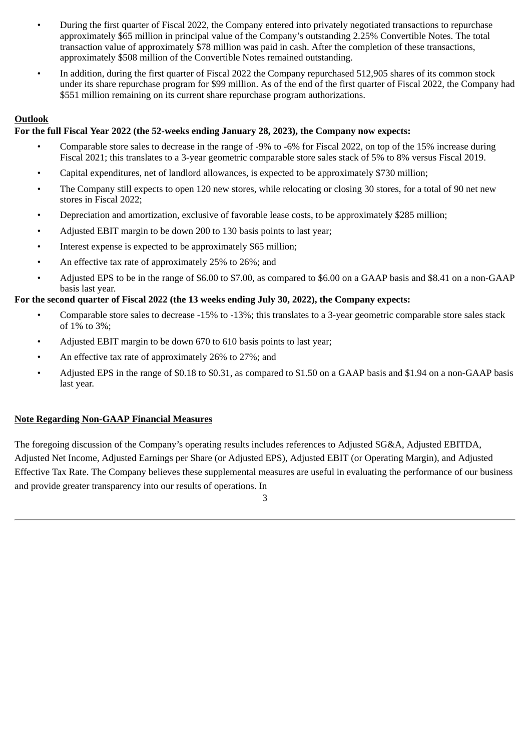- During the first quarter of Fiscal 2022, the Company entered into privately negotiated transactions to repurchase approximately $65 million in principal value of the Company's outstanding 2.25% Convertible Notes. The total transaction value of approximately $78 million was paid in cash. After the completion of these transactions, approximately $508 million of the Convertible Notes remained outstanding.
- In addition, during the first quarter of Fiscal 2022 the Company repurchased 512,905 shares of its common stock under its share repurchase program for $99 million. As of the end of the first quarter of Fiscal 2022, the Company had $551 million remaining on its current share repurchase program authorizations.

**Outlook**

**For the full Fiscal Year 2022 (the 52-weeks ending January 28, 2023), the Company now expects:**

- Comparable store sales to decrease in the range of -9% to -6% for Fiscal 2022, on top of the 15% increase during Fiscal 2021; this translates to a 3-year geometric comparable store sales stack of 5% to 8% versus Fiscal 2019.
- Capital expenditures, net of landlord allowances, is expected to be approximately $730 million;
- The Company still expects to open 120 new stores, while relocating or closing 30 stores, for a total of 90 net new stores in Fiscal 2022;
- Depreciation and amortization, exclusive of favorable lease costs, to be approximately $285 million;
- Adjusted EBIT margin to be down 200 to 130 basis points to last year;
- Interest expense is expected to be approximately $65 million;
- An effective tax rate of approximately 25% to 26%; and
- Adjusted EPS to be in the range of $6.00 to $7.00, as compared to $6.00 on a GAAP basis and $8.41 on a non-GAAP basis last year.

**For the second quarter of Fiscal 2022 (the 13 weeks ending July 30, 2022), the Company expects:**

- Comparable store sales to decrease -15% to -13%; this translates to a 3-year geometric comparable store sales stack of 1% to 3%;
- Adjusted EBIT margin to be down 670 to 610 basis points to last year;
- An effective tax rate of approximately 26% to 27%; and
- Adjusted EPS in the range of $0.18 to $0.31, as compared to $1.50 on a GAAP basis and $1.94 on a non-GAAP basis last year.

**Note Regarding Non-GAAP Financial Measures**

The foregoing discussion of the Company's operating results includes references to Adjusted SG&A, Adjusted EBITDA, Adjusted Net Income, Adjusted Earnings per Share (or Adjusted EPS), Adjusted EBIT (or Operating Margin), and Adjusted Effective Tax Rate. The Company believes these supplemental measures are useful in evaluating the performance of our business and provide greater transparency into our results of operations. In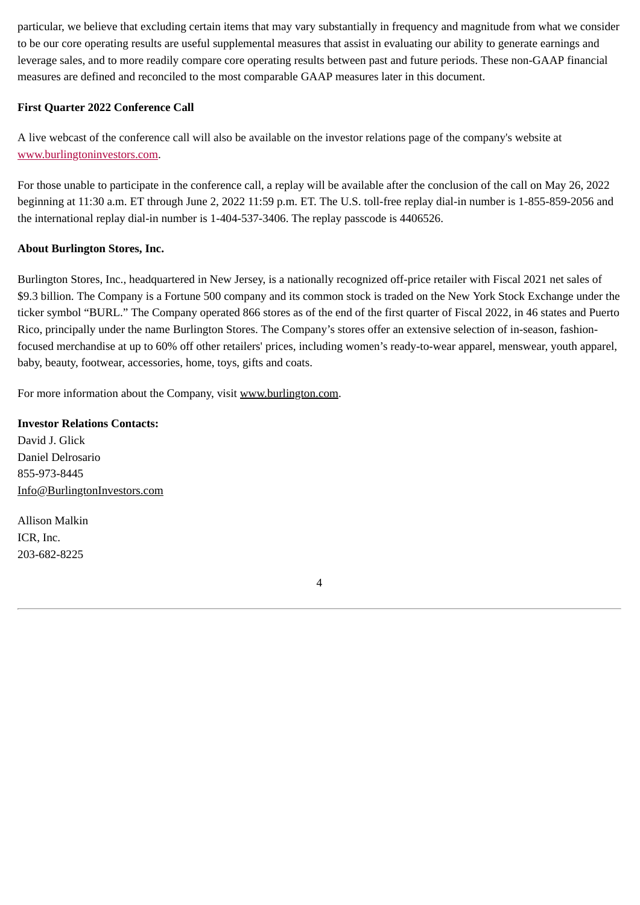particular, we believe that excluding certain items that may vary substantially in frequency and magnitude from what we consider to be our core operating results are useful supplemental measures that assist in evaluating our ability to generate earnings and leverage sales, and to more readily compare core operating results between past and future periods. These non-GAAP financial measures are defined and reconciled to the most comparable GAAP measures later in this document.

**First Quarter 2022 Conference Call**

A live webcast of the conference call will also be available on the investor relations page of the company's website at www.burlingtoninvestors.com.

For those unable to participate in the conference call, a replay will be available after the conclusion of the call on May 26, 2022 beginning at 11:30 a.m. ET through June 2, 2022 11:59 p.m. ET. The U.S. toll-free replay dial-in number is 1-855-859-2056 and the international replay dial-in number is 1-404-537-3406. The replay passcode is 4406526.

**About Burlington Stores, Inc.**

Burlington Stores, Inc., headquartered in New Jersey, is a nationally recognized off-price retailer with Fiscal 2021 net sales of $9.3 billion. The Company is a Fortune 500 company and its common stock is traded on the New York Stock Exchange under the ticker symbol “BURL.” The Company operated 866 stores as of the end of the first quarter of Fiscal 2022, in 46 states and Puerto Rico, principally under the name Burlington Stores. The Company’s stores offer an extensive selection of in-season, fashion-focused merchandise at up to 60% off other retailers' prices, including women’s ready-to-wear apparel, menswear, youth apparel, baby, beauty, footwear, accessories, home, toys, gifts and coats.

For more information about the Company, visit www.burlington.com.

**Investor Relations Contacts:**
David J. Glick
Daniel Delrosario
855-973-8445
Info@BurlingtonInvestors.com

Allison Malkin
ICR, Inc.
203-682-8225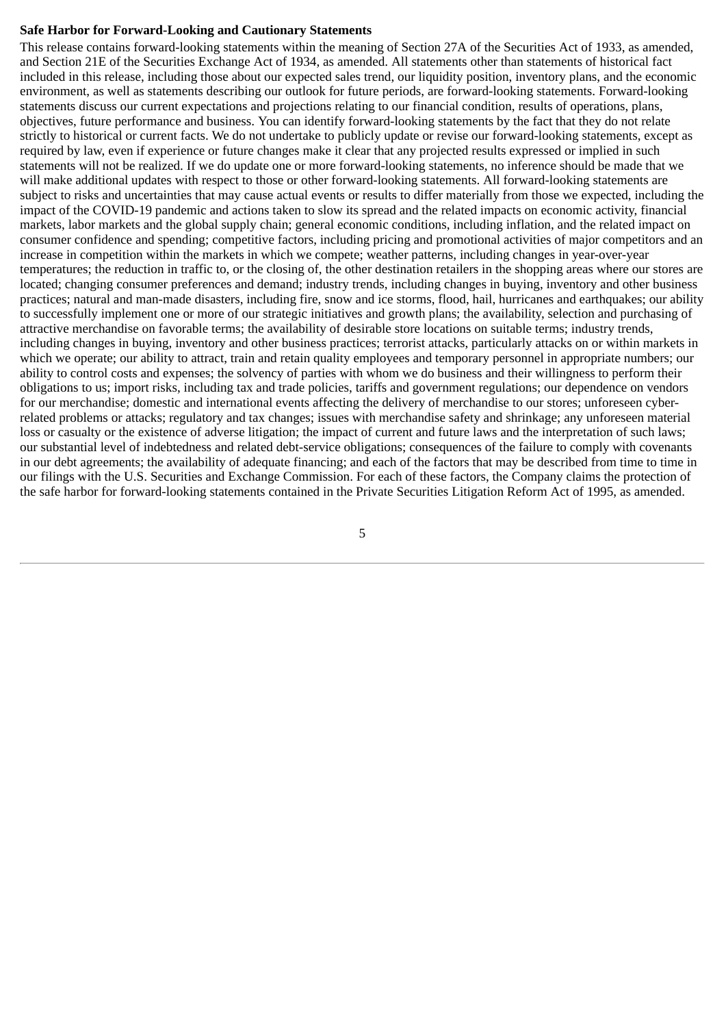**Safe Harbor for Forward-Looking and Cautionary Statements**

This release contains forward-looking statements within the meaning of Section 27A of the Securities Act of 1933, as amended, and Section 21E of the Securities Exchange Act of 1934, as amended. All statements other than statements of historical fact included in this release, including those about our expected sales trend, our liquidity position, inventory plans, and the economic environment, as well as statements describing our outlook for future periods, are forward-looking statements. Forward-looking statements discuss our current expectations and projections relating to our financial condition, results of operations, plans, objectives, future performance and business. You can identify forward-looking statements by the fact that they do not relate strictly to historical or current facts. We do not undertake to publicly update or revise our forward-looking statements, except as required by law, even if experience or future changes make it clear that any projected results expressed or implied in such statements will not be realized. If we do update one or more forward-looking statements, no inference should be made that we will make additional updates with respect to those or other forward-looking statements. All forward-looking statements are subject to risks and uncertainties that may cause actual events or results to differ materially from those we expected, including the impact of the COVID-19 pandemic and actions taken to slow its spread and the related impacts on economic activity, financial markets, labor markets and the global supply chain; general economic conditions, including inflation, and the related impact on consumer confidence and spending; competitive factors, including pricing and promotional activities of major competitors and an increase in competition within the markets in which we compete; weather patterns, including changes in year-over-year temperatures; the reduction in traffic to, or the closing of, the other destination retailers in the shopping areas where our stores are located; changing consumer preferences and demand; industry trends, including changes in buying, inventory and other business practices; natural and man-made disasters, including fire, snow and ice storms, flood, hail, hurricanes and earthquakes; our ability to successfully implement one or more of our strategic initiatives and growth plans; the availability, selection and purchasing of attractive merchandise on favorable terms; the availability of desirable store locations on suitable terms; industry trends, including changes in buying, inventory and other business practices; terrorist attacks, particularly attacks on or within markets in which we operate; our ability to attract, train and retain quality employees and temporary personnel in appropriate numbers; our ability to control costs and expenses; the solvency of parties with whom we do business and their willingness to perform their obligations to us; import risks, including tax and trade policies, tariffs and government regulations; our dependence on vendors for our merchandise; domestic and international events affecting the delivery of merchandise to our stores; unforeseen cyber-related problems or attacks; regulatory and tax changes; issues with merchandise safety and shrinkage; any unforeseen material loss or casualty or the existence of adverse litigation; the impact of current and future laws and the interpretation of such laws; our substantial level of indebtedness and related debt-service obligations; consequences of the failure to comply with covenants in our debt agreements; the availability of adequate financing; and each of the factors that may be described from time to time in our filings with the U.S. Securities and Exchange Commission. For each of these factors, the Company claims the protection of the safe harbor for forward-looking statements contained in the Private Securities Litigation Reform Act of 1995, as amended.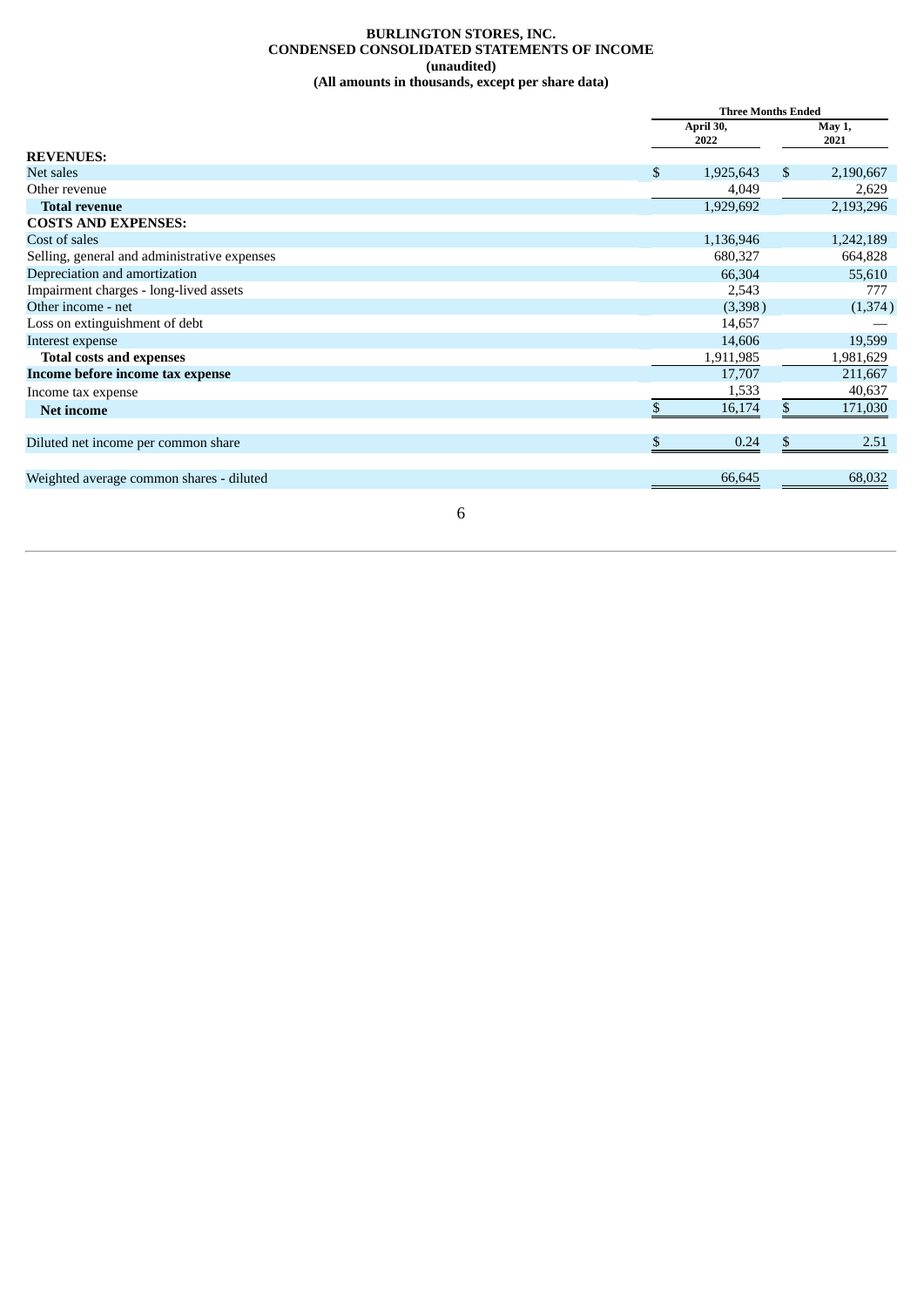**BURLINGTON STORES, INC.**
**CONDENSED CONSOLIDATED STATEMENTS OF INCOME**
**(unaudited)**
**(All amounts in thousands, except per share data)**

| | Three Months Ended | |
|---|---|---|
| | April 30, 2022 | May 1, 2021 |
| **REVENUES:** | | |
| Net sales | $ 1,925,643 | $ 2,190,667 |
| Other revenue | 4,049 | 2,629 |
| **Total revenue** | 1,929,692 | 2,193,296 |
| **COSTS AND EXPENSES:** | | |
| Cost of sales | 1,136,946 | 1,242,189 |
| Selling, general and administrative expenses | 680,327 | 664,828 |
| Depreciation and amortization | 66,304 | 55,610 |
| Impairment charges - long-lived assets | 2,543 | 777 |
| Other income - net | (3,398) | (1,374) |
| Loss on extinguishment of debt | 14,657 | — |
| Interest expense | 14,606 | 19,599 |
| **Total costs and expenses** | 1,911,985 | 1,981,629 |
| **Income before income tax expense** | 17,707 | 211,667 |
| Income tax expense | 1,533 | 40,637 |
| **Net income** | $ 16,174 | $ 171,030 |
| Diluted net income per common share | $ 0.24 | $ 2.51 |
| Weighted average common shares - diluted | 66,645 | 68,032 |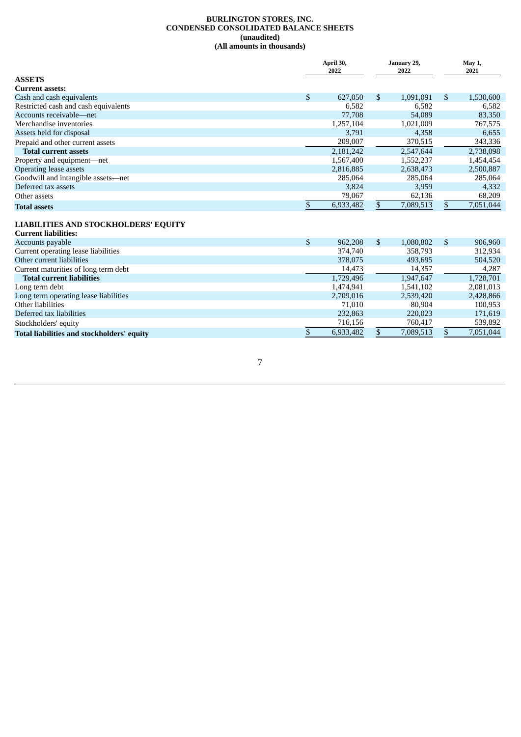# BURLINGTON STORES, INC.
## CONDENSED CONSOLIDATED BALANCE SHEETS
### (unaudited)
### (All amounts in thousands)

| | April 30, 2022 | January 29, 2022 | May 1, 2021 |
|---|---|---|---|
| **ASSETS** | | | |
| **Current assets:** | | | |
| Cash and cash equivalents | $ 627,050 | $ 1,091,091 | $ 1,530,600 |
| Restricted cash and cash equivalents | 6,582 | 6,582 | 6,582 |
| Accounts receivable—net | 77,708 | 54,089 | 83,350 |
| Merchandise inventories | 1,257,104 | 1,021,009 | 767,575 |
| Assets held for disposal | 3,791 | 4,358 | 6,655 |
| Prepaid and other current assets | 209,007 | 370,515 | 343,336 |
| **Total current assets** | 2,181,242 | 2,547,644 | 2,738,098 |
| Property and equipment—net | 1,567,400 | 1,552,237 | 1,454,454 |
| Operating lease assets | 2,816,885 | 2,638,473 | 2,500,887 |
| Goodwill and intangible assets—net | 285,064 | 285,064 | 285,064 |
| Deferred tax assets | 3,824 | 3,959 | 4,332 |
| Other assets | 79,067 | 62,136 | 68,209 |
| **Total assets** | $ 6,933,482 | $ 7,089,513 | $ 7,051,044 |
| **LIABILITIES AND STOCKHOLDERS' EQUITY** | | | |
| **Current liabilities:** | | | |
| Accounts payable | $ 962,208 | $ 1,080,802 | $ 906,960 |
| Current operating lease liabilities | 374,740 | 358,793 | 312,934 |
| Other current liabilities | 378,075 | 493,695 | 504,520 |
| Current maturities of long term debt | 14,473 | 14,357 | 4,287 |
| **Total current liabilities** | 1,729,496 | 1,947,647 | 1,728,701 |
| Long term debt | 1,474,941 | 1,541,102 | 2,081,013 |
| Long term operating lease liabilities | 2,709,016 | 2,539,420 | 2,428,866 |
| Other liabilities | 71,010 | 80,904 | 100,953 |
| Deferred tax liabilities | 232,863 | 220,023 | 171,619 |
| Stockholders' equity | 716,156 | 760,417 | 539,892 |
| **Total liabilities and stockholders' equity** | $ 6,933,482 | $ 7,089,513 | $ 7,051,044 |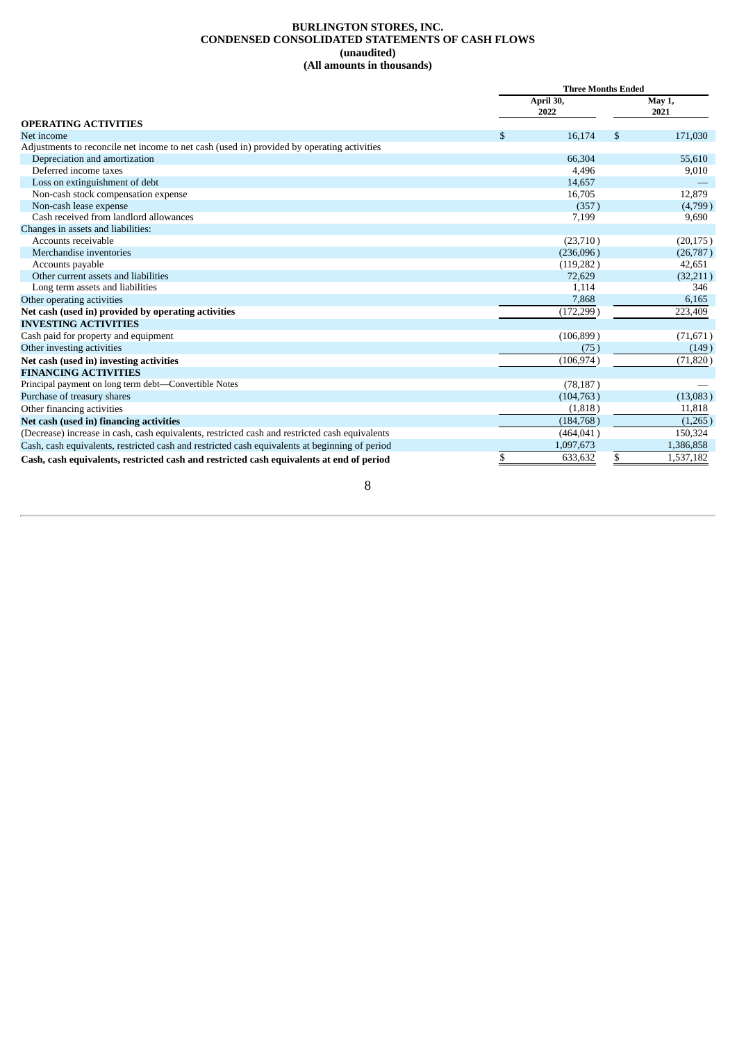# BURLINGTON STORES, INC.
## CONDENSED CONSOLIDATED STATEMENTS OF CASH FLOWS
### (unaudited)
### (All amounts in thousands)

| | Three Months Ended | |
|---|---|---|
| | April 30, 2022 | May 1, 2021 |
| **OPERATING ACTIVITIES** | | |
| Net income | $ 16,174 | $ 171,030 |
| Adjustments to reconcile net income to net cash (used in) provided by operating activities | | |
| Depreciation and amortization | 66,304 | 55,610 |
| Deferred income taxes | 4,496 | 9,010 |
| Loss on extinguishment of debt | 14,657 | — |
| Non-cash stock compensation expense | 16,705 | 12,879 |
| Non-cash lease expense | (357) | (4,799) |
| Cash received from landlord allowances | 7,199 | 9,690 |
| Changes in assets and liabilities: | | |
| Accounts receivable | (23,710) | (20,175) |
| Merchandise inventories | (236,096) | (26,787) |
| Accounts payable | (119,282) | 42,651 |
| Other current assets and liabilities | 72,629 | (32,211) |
| Long term assets and liabilities | 1,114 | 346 |
| Other operating activities | 7,868 | 6,165 |
| **Net cash (used in) provided by operating activities** | (172,299) | 223,409 |
| **INVESTING ACTIVITIES** | | |
| Cash paid for property and equipment | (106,899) | (71,671) |
| Other investing activities | (75) | (149) |
| **Net cash (used in) investing activities** | (106,974) | (71,820) |
| **FINANCING ACTIVITIES** | | |
| Principal payment on long term debt—Convertible Notes | (78,187) | — |
| Purchase of treasury shares | (104,763) | (13,083) |
| Other financing activities | (1,818) | 11,818 |
| **Net cash (used in) financing activities** | (184,768) | (1,265) |
| (Decrease) increase in cash, cash equivalents, restricted cash and restricted cash equivalents | (464,041) | 150,324 |
| Cash, cash equivalents, restricted cash and restricted cash equivalents at beginning of period | 1,097,673 | 1,386,858 |
| **Cash, cash equivalents, restricted cash and restricted cash equivalents at end of period** | $ 633,632 | $ 1,537,182 |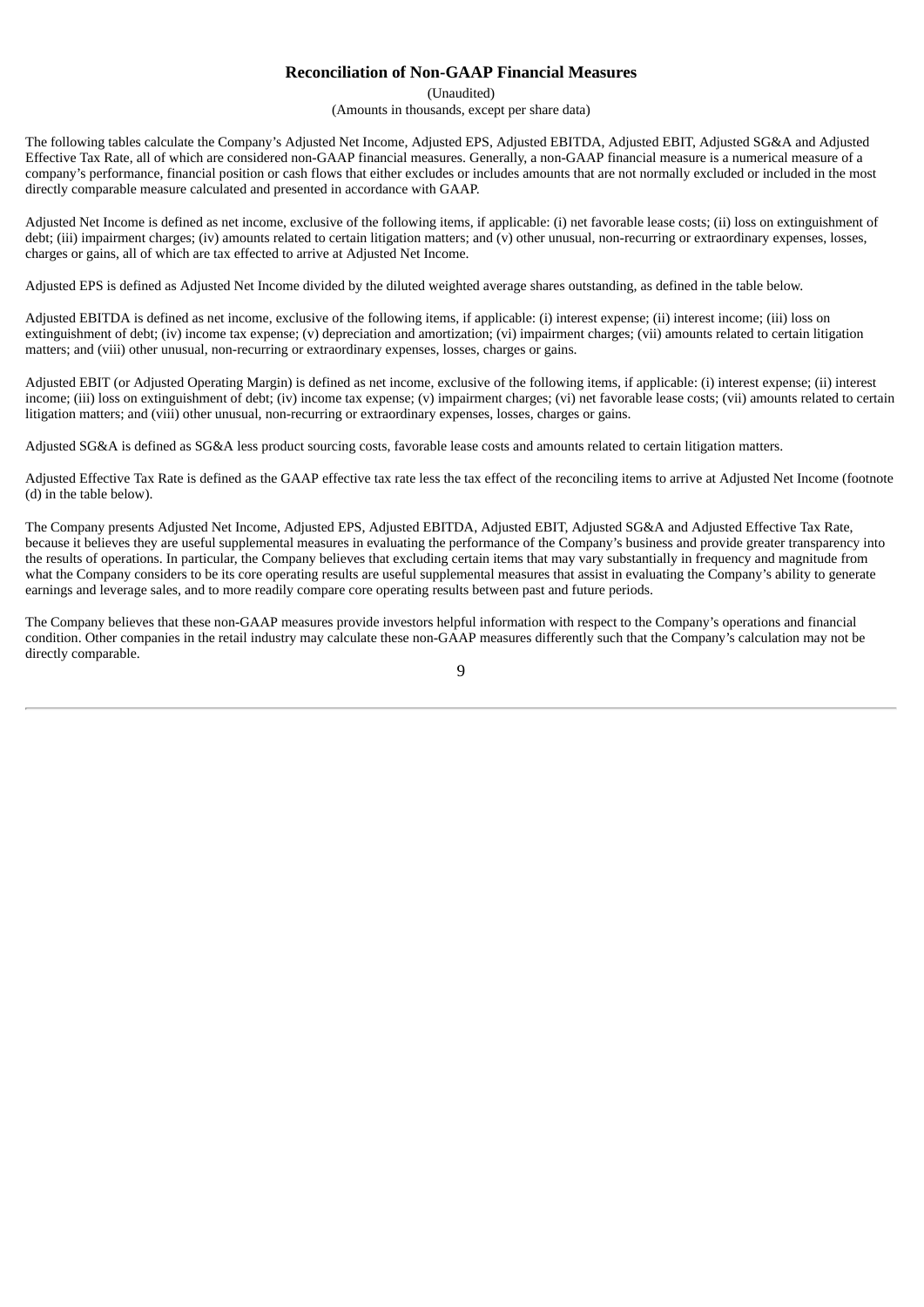## Reconciliation of Non-GAAP Financial Measures

(Unaudited)

(Amounts in thousands, except per share data)

The following tables calculate the Company's Adjusted Net Income, Adjusted EPS, Adjusted EBITDA, Adjusted EBIT, Adjusted SG&A and Adjusted Effective Tax Rate, all of which are considered non-GAAP financial measures. Generally, a non-GAAP financial measure is a numerical measure of a company's performance, financial position or cash flows that either excludes or includes amounts that are not normally excluded or included in the most directly comparable measure calculated and presented in accordance with GAAP.

Adjusted Net Income is defined as net income, exclusive of the following items, if applicable: (i) net favorable lease costs; (ii) loss on extinguishment of debt; (iii) impairment charges; (iv) amounts related to certain litigation matters; and (v) other unusual, non-recurring or extraordinary expenses, losses, charges or gains, all of which are tax effected to arrive at Adjusted Net Income.

Adjusted EPS is defined as Adjusted Net Income divided by the diluted weighted average shares outstanding, as defined in the table below.

Adjusted EBITDA is defined as net income, exclusive of the following items, if applicable: (i) interest expense; (ii) interest income; (iii) loss on extinguishment of debt; (iv) income tax expense; (v) depreciation and amortization; (vi) impairment charges; (vii) amounts related to certain litigation matters; and (viii) other unusual, non-recurring or extraordinary expenses, losses, charges or gains.

Adjusted EBIT (or Adjusted Operating Margin) is defined as net income, exclusive of the following items, if applicable: (i) interest expense; (ii) interest income; (iii) loss on extinguishment of debt; (iv) income tax expense; (v) impairment charges; (vi) net favorable lease costs; (vii) amounts related to certain litigation matters; and (viii) other unusual, non-recurring or extraordinary expenses, losses, charges or gains.

Adjusted SG&A is defined as SG&A less product sourcing costs, favorable lease costs and amounts related to certain litigation matters.

Adjusted Effective Tax Rate is defined as the GAAP effective tax rate less the tax effect of the reconciling items to arrive at Adjusted Net Income (footnote (d) in the table below).

The Company presents Adjusted Net Income, Adjusted EPS, Adjusted EBITDA, Adjusted EBIT, Adjusted SG&A and Adjusted Effective Tax Rate, because it believes they are useful supplemental measures in evaluating the performance of the Company's business and provide greater transparency into the results of operations. In particular, the Company believes that excluding certain items that may vary substantially in frequency and magnitude from what the Company considers to be its core operating results are useful supplemental measures that assist in evaluating the Company's ability to generate earnings and leverage sales, and to more readily compare core operating results between past and future periods.

The Company believes that these non-GAAP measures provide investors helpful information with respect to the Company's operations and financial condition. Other companies in the retail industry may calculate these non-GAAP measures differently such that the Company's calculation may not be directly comparable.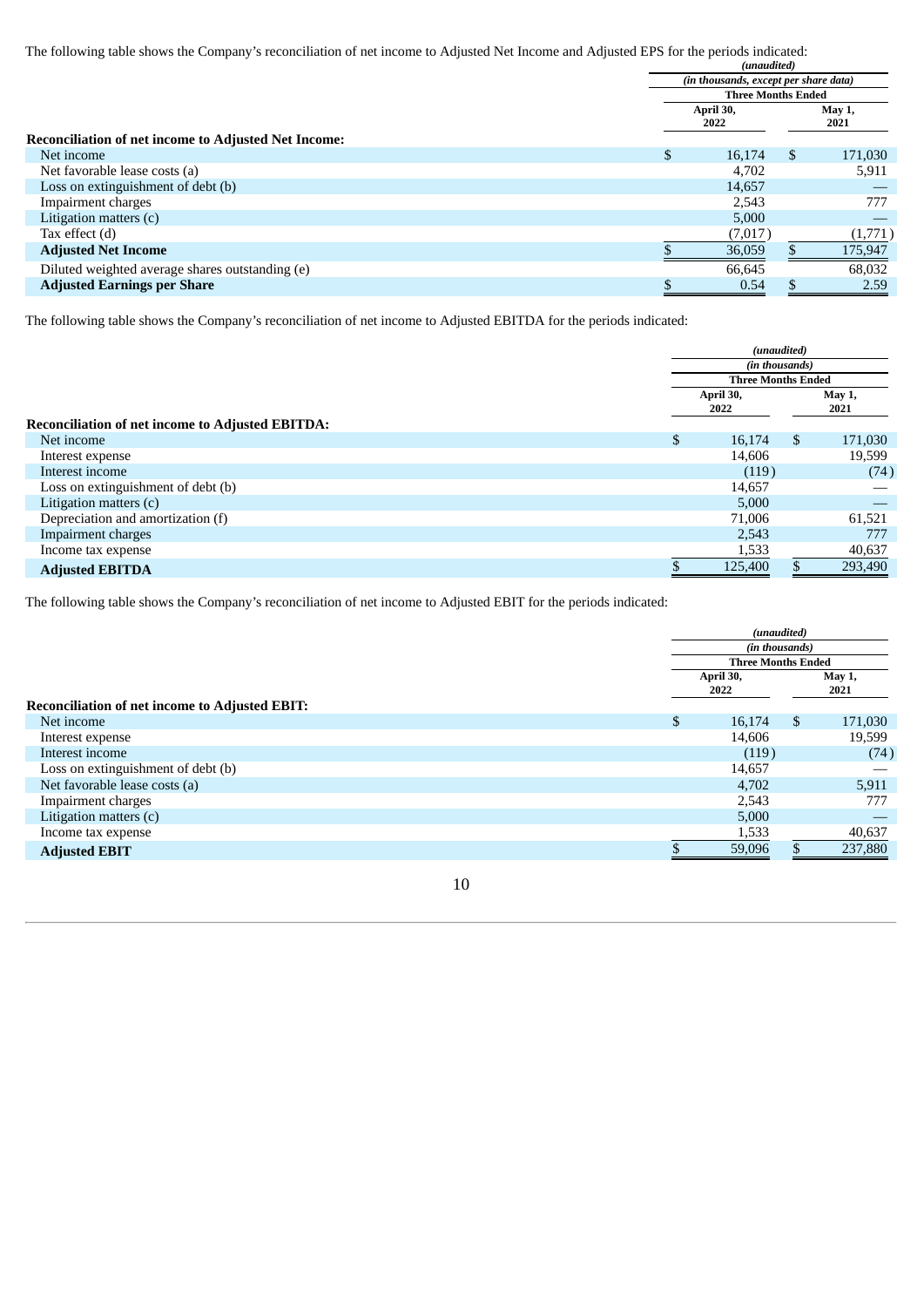The following table shows the Company's reconciliation of net income to Adjusted Net Income and Adjusted EPS for the periods indicated:

| | *(unaudited)* | |
|---|---|---|
| | *(in thousands, except per share data)* | |
| | **Three Months Ended** | |
| | **April 30, 2022** | **May 1, 2021** |
| **Reconciliation of net income to Adjusted Net Income:** | | |
| Net income | $ 16,174 | $ 171,030 |
| Net favorable lease costs (a) | 4,702 | 5,911 |
| Loss on extinguishment of debt (b) | 14,657 | — |
| Impairment charges | 2,543 | 777 |
| Litigation matters (c) | 5,000 | — |
| Tax effect (d) | (7,017) | (1,771) |
| **Adjusted Net Income** | $ 36,059 | $ 175,947 |
| Diluted weighted average shares outstanding (e) | 66,645 | 68,032 |
| **Adjusted Earnings per Share** | $ 0.54 | $ 2.59 |

The following table shows the Company's reconciliation of net income to Adjusted EBITDA for the periods indicated:

| | *(unaudited)* | |
|---|---|---|
| | *(in thousands)* | |
| | **Three Months Ended** | |
| | **April 30, 2022** | **May 1, 2021** |
| **Reconciliation of net income to Adjusted EBITDA:** | | |
| Net income | $ 16,174 | $ 171,030 |
| Interest expense | 14,606 | 19,599 |
| Interest income | (119) | (74) |
| Loss on extinguishment of debt (b) | 14,657 | — |
| Litigation matters (c) | 5,000 | — |
| Depreciation and amortization (f) | 71,006 | 61,521 |
| Impairment charges | 2,543 | 777 |
| Income tax expense | 1,533 | 40,637 |
| **Adjusted EBITDA** | $ 125,400 | $ 293,490 |

The following table shows the Company's reconciliation of net income to Adjusted EBIT for the periods indicated:

| | *(unaudited)* | |
|---|---|---|
| | *(in thousands)* | |
| | **Three Months Ended** | |
| | **April 30, 2022** | **May 1, 2021** |
| **Reconciliation of net income to Adjusted EBIT:** | | |
| Net income | $ 16,174 | $ 171,030 |
| Interest expense | 14,606 | 19,599 |
| Interest income | (119) | (74) |
| Loss on extinguishment of debt (b) | 14,657 | — |
| Net favorable lease costs (a) | 4,702 | 5,911 |
| Impairment charges | 2,543 | 777 |
| Litigation matters (c) | 5,000 | — |
| Income tax expense | 1,533 | 40,637 |
| **Adjusted EBIT** | $ 59,096 | $ 237,880 |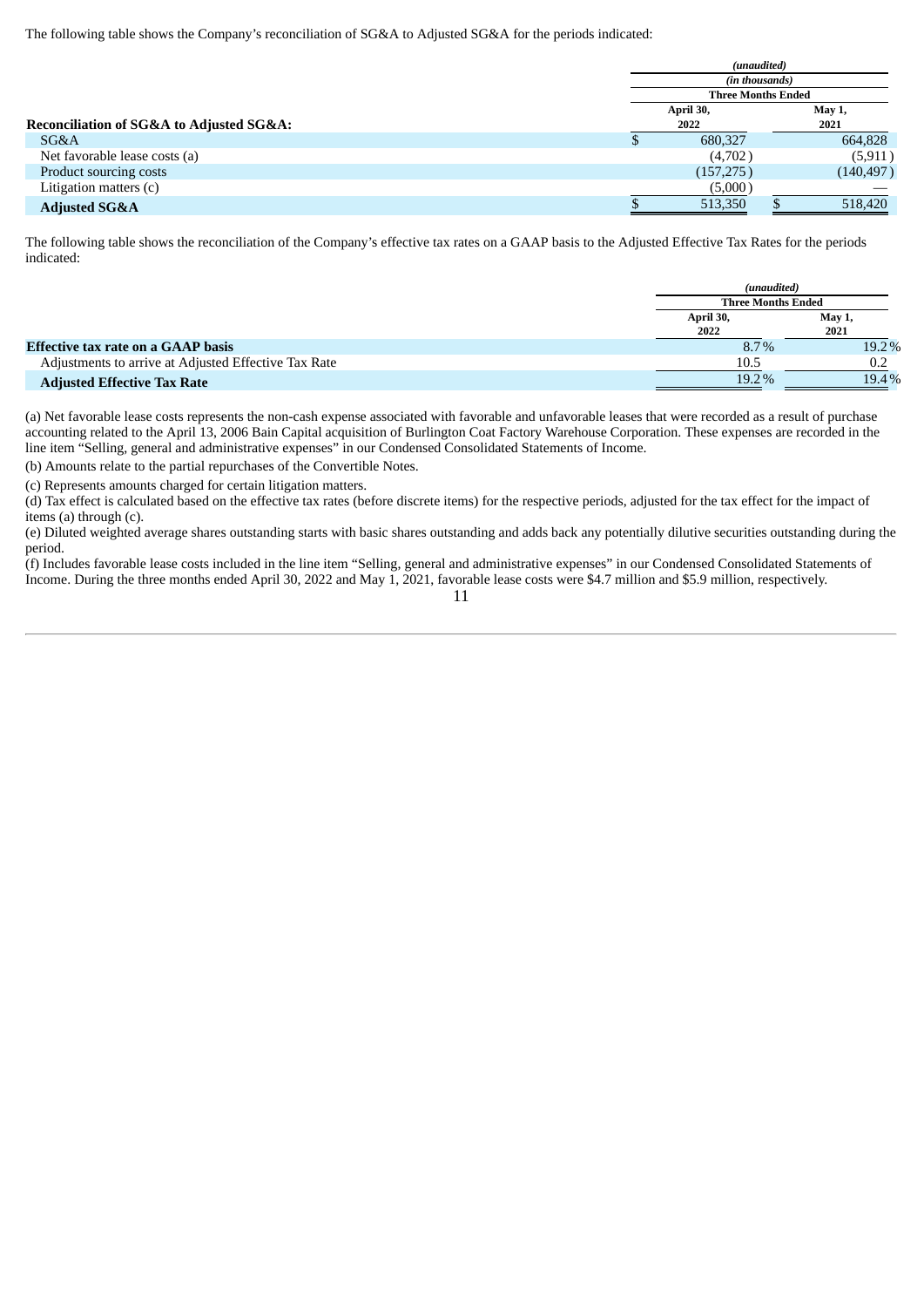The following table shows the Company's reconciliation of SG&A to Adjusted SG&A for the periods indicated:

| | *(unaudited)* | |
|---|---|---|
| | *(in thousands)* | |
| | **Three Months Ended** | |
| **Reconciliation of SG&A to Adjusted SG&A:** | **April 30, 2022** | **May 1, 2021** |
| SG&A | $ 680,327 | 664,828 |
| Net favorable lease costs (a) | (4,702) | (5,911) |
| Product sourcing costs | (157,275) | (140,497) |
| Litigation matters (c) | (5,000) | — |
| **Adjusted SG&A** | $ 513,350 | $ 518,420 |

The following table shows the reconciliation of the Company's effective tax rates on a GAAP basis to the Adjusted Effective Tax Rates for the periods indicated:

| | *(unaudited)* | |
|---|---|---|
| | **Three Months Ended** | |
| | **April 30, 2022** | **May 1, 2021** |
| **Effective tax rate on a GAAP basis** | 8.7% | 19.2% |
| Adjustments to arrive at Adjusted Effective Tax Rate | 10.5 | 0.2 |
| **Adjusted Effective Tax Rate** | 19.2% | 19.4% |

(a) Net favorable lease costs represents the non-cash expense associated with favorable and unfavorable leases that were recorded as a result of purchase accounting related to the April 13, 2006 Bain Capital acquisition of Burlington Coat Factory Warehouse Corporation. These expenses are recorded in the line item "Selling, general and administrative expenses" in our Condensed Consolidated Statements of Income.

(b) Amounts relate to the partial repurchases of the Convertible Notes.

(c) Represents amounts charged for certain litigation matters.

(d) Tax effect is calculated based on the effective tax rates (before discrete items) for the respective periods, adjusted for the tax effect for the impact of items (a) through (c).

(e) Diluted weighted average shares outstanding starts with basic shares outstanding and adds back any potentially dilutive securities outstanding during the period.

(f) Includes favorable lease costs included in the line item "Selling, general and administrative expenses" in our Condensed Consolidated Statements of Income. During the three months ended April 30, 2022 and May 1, 2021, favorable lease costs were $4.7 million and $5.9 million, respectively.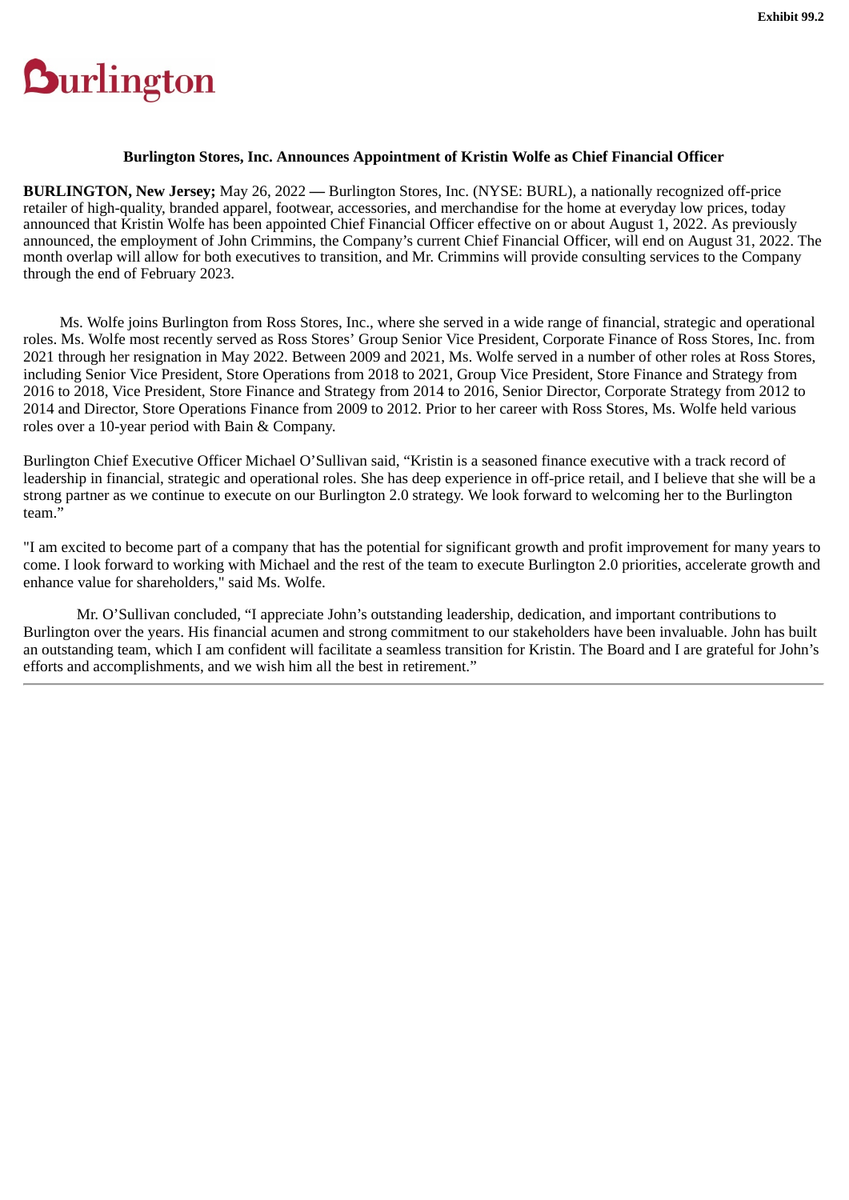Exhibit 99.2

Burlington

**Burlington Stores, Inc. Announces Appointment of Kristin Wolfe as Chief Financial Officer**

**BURLINGTON, New Jersey;** May 26, 2022 **—** Burlington Stores, Inc. (NYSE: BURL), a nationally recognized off-price retailer of high-quality, branded apparel, footwear, accessories, and merchandise for the home at everyday low prices, today announced that Kristin Wolfe has been appointed Chief Financial Officer effective on or about August 1, 2022. As previously announced, the employment of John Crimmins, the Company's current Chief Financial Officer, will end on August 31, 2022. The month overlap will allow for both executives to transition, and Mr. Crimmins will provide consulting services to the Company through the end of February 2023.

Ms. Wolfe joins Burlington from Ross Stores, Inc., where she served in a wide range of financial, strategic and operational roles. Ms. Wolfe most recently served as Ross Stores' Group Senior Vice President, Corporate Finance of Ross Stores, Inc. from 2021 through her resignation in May 2022. Between 2009 and 2021, Ms. Wolfe served in a number of other roles at Ross Stores, including Senior Vice President, Store Operations from 2018 to 2021, Group Vice President, Store Finance and Strategy from 2016 to 2018, Vice President, Store Finance and Strategy from 2014 to 2016, Senior Director, Corporate Strategy from 2012 to 2014 and Director, Store Operations Finance from 2009 to 2012. Prior to her career with Ross Stores, Ms. Wolfe held various roles over a 10-year period with Bain & Company.

Burlington Chief Executive Officer Michael O'Sullivan said, "Kristin is a seasoned finance executive with a track record of leadership in financial, strategic and operational roles. She has deep experience in off-price retail, and I believe that she will be a strong partner as we continue to execute on our Burlington 2.0 strategy. We look forward to welcoming her to the Burlington team."

"I am excited to become part of a company that has the potential for significant growth and profit improvement for many years to come. I look forward to working with Michael and the rest of the team to execute Burlington 2.0 priorities, accelerate growth and enhance value for shareholders," said Ms. Wolfe.

Mr. O'Sullivan concluded, "I appreciate John's outstanding leadership, dedication, and important contributions to Burlington over the years. His financial acumen and strong commitment to our stakeholders have been invaluable. John has built an outstanding team, which I am confident will facilitate a seamless transition for Kristin. The Board and I are grateful for John's efforts and accomplishments, and we wish him all the best in retirement."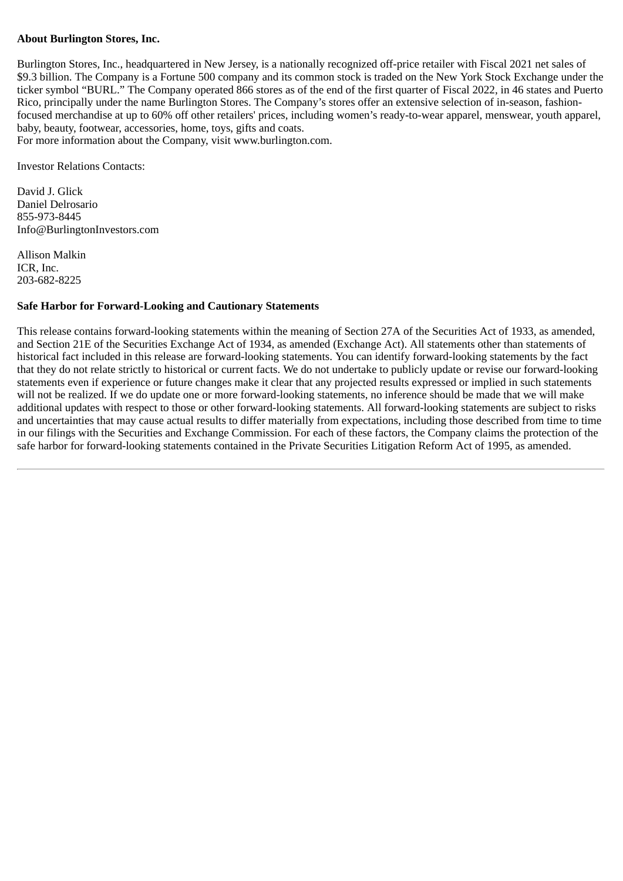**About Burlington Stores, Inc.**

Burlington Stores, Inc., headquartered in New Jersey, is a nationally recognized off-price retailer with Fiscal 2021 net sales of $9.3 billion. The Company is a Fortune 500 company and its common stock is traded on the New York Stock Exchange under the ticker symbol "BURL." The Company operated 866 stores as of the end of the first quarter of Fiscal 2022, in 46 states and Puerto Rico, principally under the name Burlington Stores. The Company's stores offer an extensive selection of in-season, fashion-focused merchandise at up to 60% off other retailers' prices, including women's ready-to-wear apparel, menswear, youth apparel, baby, beauty, footwear, accessories, home, toys, gifts and coats.
For more information about the Company, visit www.burlington.com.

Investor Relations Contacts:

David J. Glick
Daniel Delrosario
855-973-8445
Info@BurlingtonInvestors.com

Allison Malkin
ICR, Inc.
203-682-8225

**Safe Harbor for Forward-Looking and Cautionary Statements**

This release contains forward-looking statements within the meaning of Section 27A of the Securities Act of 1933, as amended, and Section 21E of the Securities Exchange Act of 1934, as amended (Exchange Act). All statements other than statements of historical fact included in this release are forward-looking statements. You can identify forward-looking statements by the fact that they do not relate strictly to historical or current facts. We do not undertake to publicly update or revise our forward-looking statements even if experience or future changes make it clear that any projected results expressed or implied in such statements will not be realized. If we do update one or more forward-looking statements, no inference should be made that we will make additional updates with respect to those or other forward-looking statements. All forward-looking statements are subject to risks and uncertainties that may cause actual results to differ materially from expectations, including those described from time to time in our filings with the Securities and Exchange Commission. For each of these factors, the Company claims the protection of the safe harbor for forward-looking statements contained in the Private Securities Litigation Reform Act of 1995, as amended.